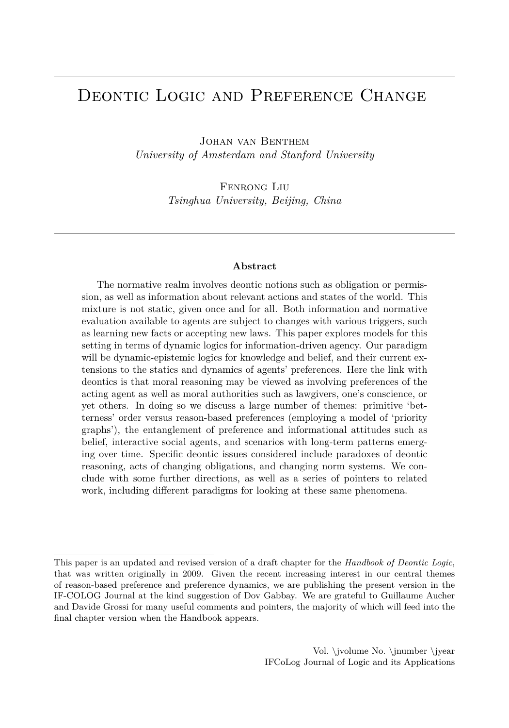# Deontic Logic and Preference Change

Johan van Benthem
*University of Amsterdam and Stanford University*

Fenrong Liu
*Tsinghua University, Beijing, China*

**Abstract**

The normative realm involves deontic notions such as obligation or permission, as well as information about relevant actions and states of the world. This mixture is not static, given once and for all. Both information and normative evaluation available to agents are subject to changes with various triggers, such as learning new facts or accepting new laws. This paper explores models for this setting in terms of dynamic logics for information-driven agency. Our paradigm will be dynamic-epistemic logics for knowledge and belief, and their current extensions to the statics and dynamics of agents' preferences. Here the link with deontics is that moral reasoning may be viewed as involving preferences of the acting agent as well as moral authorities such as lawgivers, one's conscience, or yet others. In doing so we discuss a large number of themes: primitive 'betterness' order versus reason-based preferences (employing a model of 'priority graphs'), the entanglement of preference and informational attitudes such as belief, interactive social agents, and scenarios with long-term patterns emerging over time. Specific deontic issues considered include paradoxes of deontic reasoning, acts of changing obligations, and changing norm systems. We conclude with some further directions, as well as a series of pointers to related work, including different paradigms for looking at these same phenomena.

---

This paper is an updated and revised version of a draft chapter for the *Handbook of Deontic Logic*, that was written originally in 2009. Given the recent increasing interest in our central themes of reason-based preference and preference dynamics, we are publishing the present version in the IF-COLOG Journal at the kind suggestion of Dov Gabbay. We are grateful to Guillaume Aucher and Davide Grossi for many useful comments and pointers, the majority of which will feed into the final chapter version when the Handbook appears.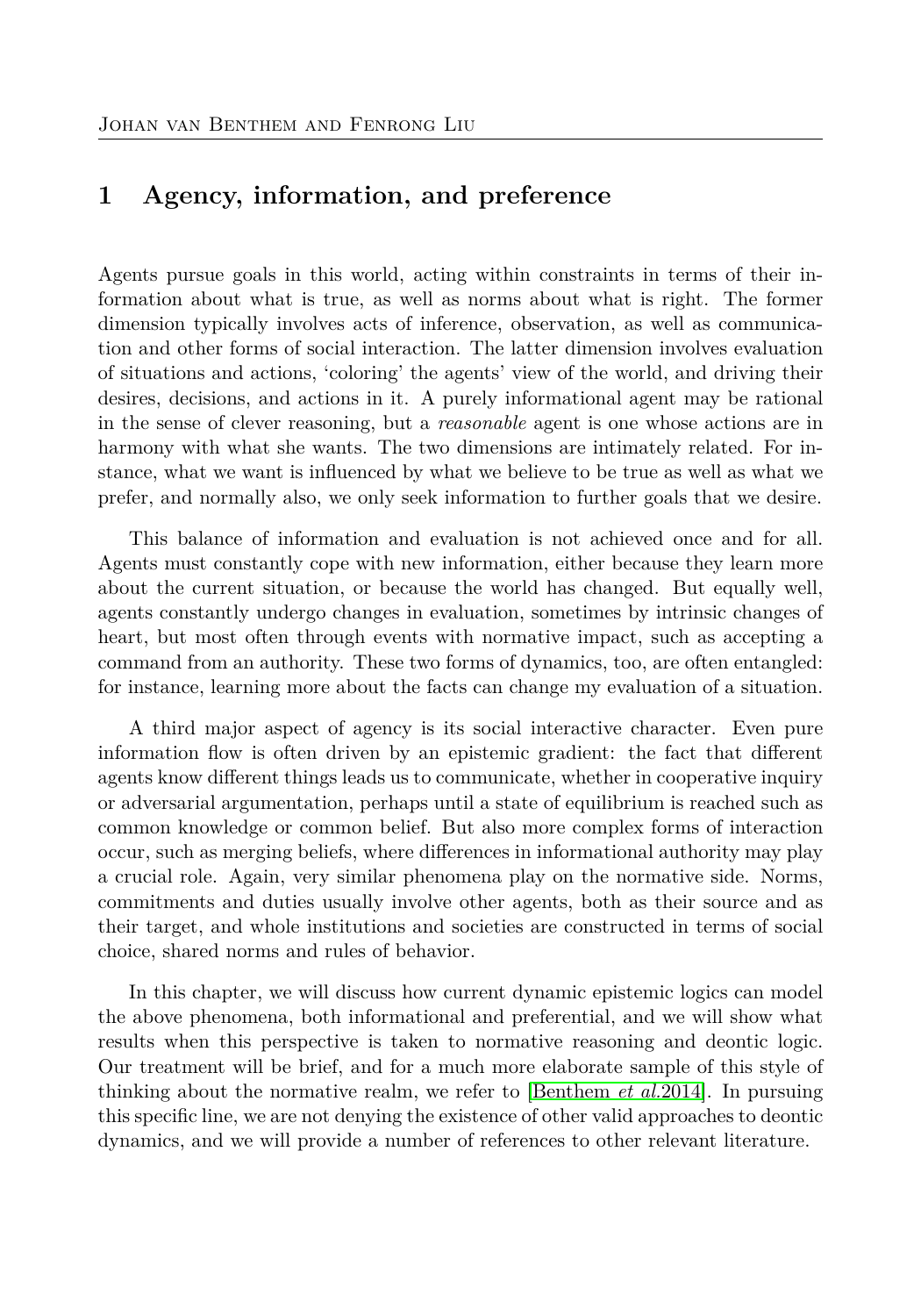# 1 Agency, information, and preference

Agents pursue goals in this world, acting within constraints in terms of their information about what is true, as well as norms about what is right. The former dimension typically involves acts of inference, observation, as well as communication and other forms of social interaction. The latter dimension involves evaluation of situations and actions, 'coloring' the agents' view of the world, and driving their desires, decisions, and actions in it. A purely informational agent may be rational in the sense of clever reasoning, but a *reasonable* agent is one whose actions are in harmony with what she wants. The two dimensions are intimately related. For instance, what we want is influenced by what we believe to be true as well as what we prefer, and normally also, we only seek information to further goals that we desire.

This balance of information and evaluation is not achieved once and for all. Agents must constantly cope with new information, either because they learn more about the current situation, or because the world has changed. But equally well, agents constantly undergo changes in evaluation, sometimes by intrinsic changes of heart, but most often through events with normative impact, such as accepting a command from an authority. These two forms of dynamics, too, are often entangled: for instance, learning more about the facts can change my evaluation of a situation.

A third major aspect of agency is its social interactive character. Even pure information flow is often driven by an epistemic gradient: the fact that different agents know different things leads us to communicate, whether in cooperative inquiry or adversarial argumentation, perhaps until a state of equilibrium is reached such as common knowledge or common belief. But also more complex forms of interaction occur, such as merging beliefs, where differences in informational authority may play a crucial role. Again, very similar phenomena play on the normative side. Norms, commitments and duties usually involve other agents, both as their source and as their target, and whole institutions and societies are constructed in terms of social choice, shared norms and rules of behavior.

In this chapter, we will discuss how current dynamic epistemic logics can model the above phenomena, both informational and preferential, and we will show what results when this perspective is taken to normative reasoning and deontic logic. Our treatment will be brief, and for a much more elaborate sample of this style of thinking about the normative realm, we refer to [Benthem *et al.*2014]. In pursuing this specific line, we are not denying the existence of other valid approaches to deontic dynamics, and we will provide a number of references to other relevant literature.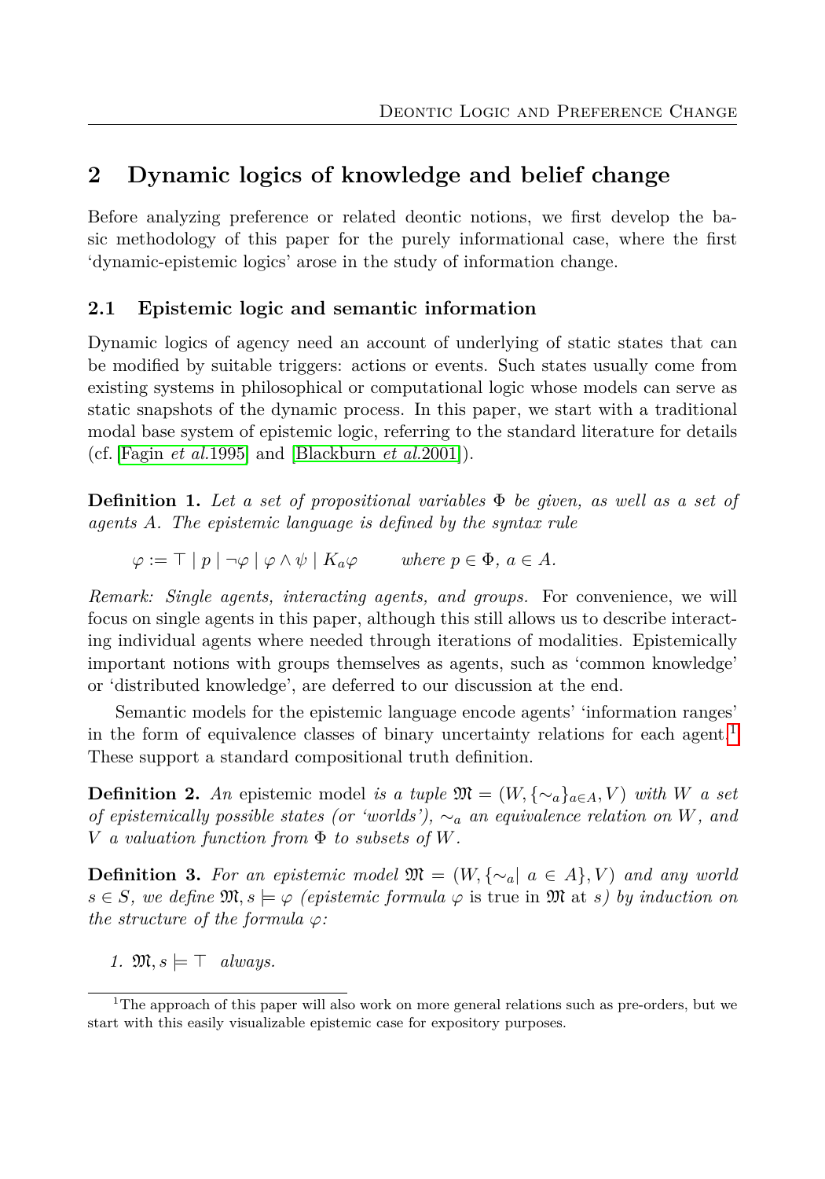## 2 Dynamic logics of knowledge and belief change

Before analyzing preference or related deontic notions, we first develop the basic methodology of this paper for the purely informational case, where the first 'dynamic-epistemic logics' arose in the study of information change.

### 2.1 Epistemic logic and semantic information

Dynamic logics of agency need an account of underlying of static states that can be modified by suitable triggers: actions or events. Such states usually come from existing systems in philosophical or computational logic whose models can serve as static snapshots of the dynamic process. In this paper, we start with a traditional modal base system of epistemic logic, referring to the standard literature for details (cf. [Fagin *et al.*1995] and [Blackburn *et al.*2001]).

**Definition 1.** *Let a set of propositional variables $\Phi$ be given, as well as a set of agents $A$. The epistemic language is defined by the syntax rule*

$$\varphi := \top \mid p \mid \neg\varphi \mid \varphi \wedge \psi \mid K_a\varphi \qquad \text{where } p \in \Phi,\ a \in A.$$

*Remark: Single agents, interacting agents, and groups.* For convenience, we will focus on single agents in this paper, although this still allows us to describe interacting individual agents where needed through iterations of modalities. Epistemically important notions with groups themselves as agents, such as 'common knowledge' or 'distributed knowledge', are deferred to our discussion at the end.

Semantic models for the epistemic language encode agents' 'information ranges' in the form of equivalence classes of binary uncertainty relations for each agent.[1] These support a standard compositional truth definition.

**Definition 2.** *An* epistemic model *is a tuple $\mathfrak{M} = (W, \{\sim_a\}_{a \in A}, V)$ with $W$ a set of epistemically possible states (or 'worlds'), $\sim_a$ an equivalence relation on $W$, and $V$ a valuation function from $\Phi$ to subsets of $W$.*

**Definition 3.** *For an epistemic model $\mathfrak{M} = (W, \{\sim_a \mid a \in A\}, V)$ and any world $s \in S$, we define $\mathfrak{M}, s \models \varphi$ (epistemic formula $\varphi$* is true in $\mathfrak{M}$ at *$s$) by induction on the structure of the formula $\varphi$:*

1. $\mathfrak{M}, s \models \top$ *always.*

[1] The approach of this paper will also work on more general relations such as pre-orders, but we start with this easily visualizable epistemic case for expository purposes.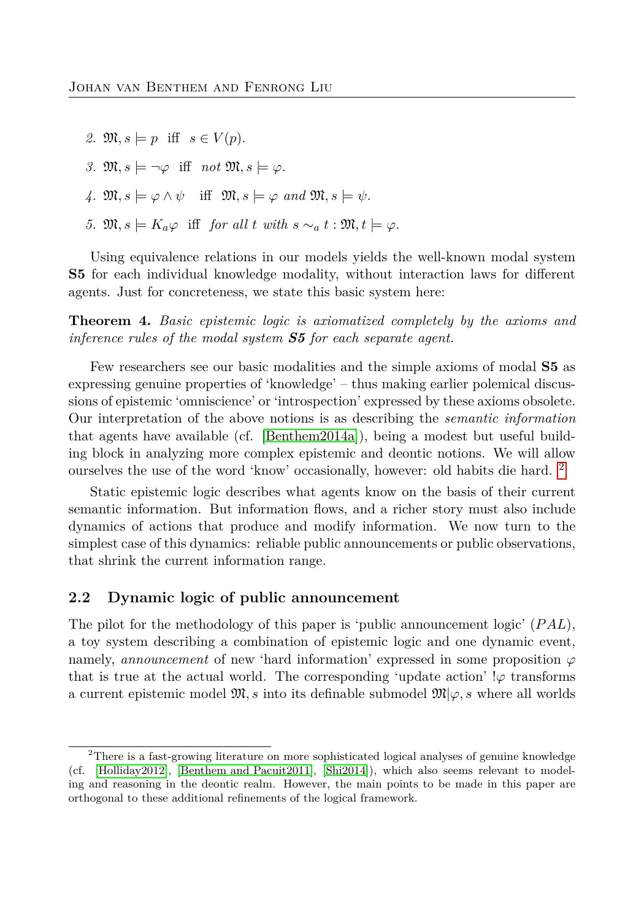2. $\mathfrak{M}, s \models p$ iff $s \in V(p)$.

3. $\mathfrak{M}, s \models \neg\varphi$ iff *not* $\mathfrak{M}, s \models \varphi$.

4. $\mathfrak{M}, s \models \varphi \wedge \psi$ iff $\mathfrak{M}, s \models \varphi$ *and* $\mathfrak{M}, s \models \psi$.

5. $\mathfrak{M}, s \models K_a\varphi$ iff *for all* $t$ *with* $s \sim_a t : \mathfrak{M}, t \models \varphi$.

Using equivalence relations in our models yields the well-known modal system **S5** for each individual knowledge modality, without interaction laws for different agents. Just for concreteness, we state this basic system here:

**Theorem 4.** *Basic epistemic logic is axiomatized completely by the axioms and inference rules of the modal system* ***S5*** *for each separate agent.*

Few researchers see our basic modalities and the simple axioms of modal **S5** as expressing genuine properties of 'knowledge' – thus making earlier polemical discussions of epistemic 'omniscience' or 'introspection' expressed by these axioms obsolete. Our interpretation of the above notions is as describing the *semantic information* that agents have available (cf. [Benthem2014a]), being a modest but useful building block in analyzing more complex epistemic and deontic notions. We will allow ourselves the use of the word 'know' occasionally, however: old habits die hard. [2]

Static epistemic logic describes what agents know on the basis of their current semantic information. But information flows, and a richer story must also include dynamics of actions that produce and modify information. We now turn to the simplest case of this dynamics: reliable public announcements or public observations, that shrink the current information range.

## 2.2 Dynamic logic of public announcement

The pilot for the methodology of this paper is 'public announcement logic' ($PAL$), a toy system describing a combination of epistemic logic and one dynamic event, namely, *announcement* of new 'hard information' expressed in some proposition $\varphi$ that is true at the actual world. The corresponding 'update action' $!\varphi$ transforms a current epistemic model $\mathfrak{M}, s$ into its definable submodel $\mathfrak{M}|\varphi, s$ where all worlds

[2] There is a fast-growing literature on more sophisticated logical analyses of genuine knowledge (cf. [Holliday2012], [Benthem and Pacuit2011], [Shi2014]), which also seems relevant to modeling and reasoning in the deontic realm. However, the main points to be made in this paper are orthogonal to these additional refinements of the logical framework.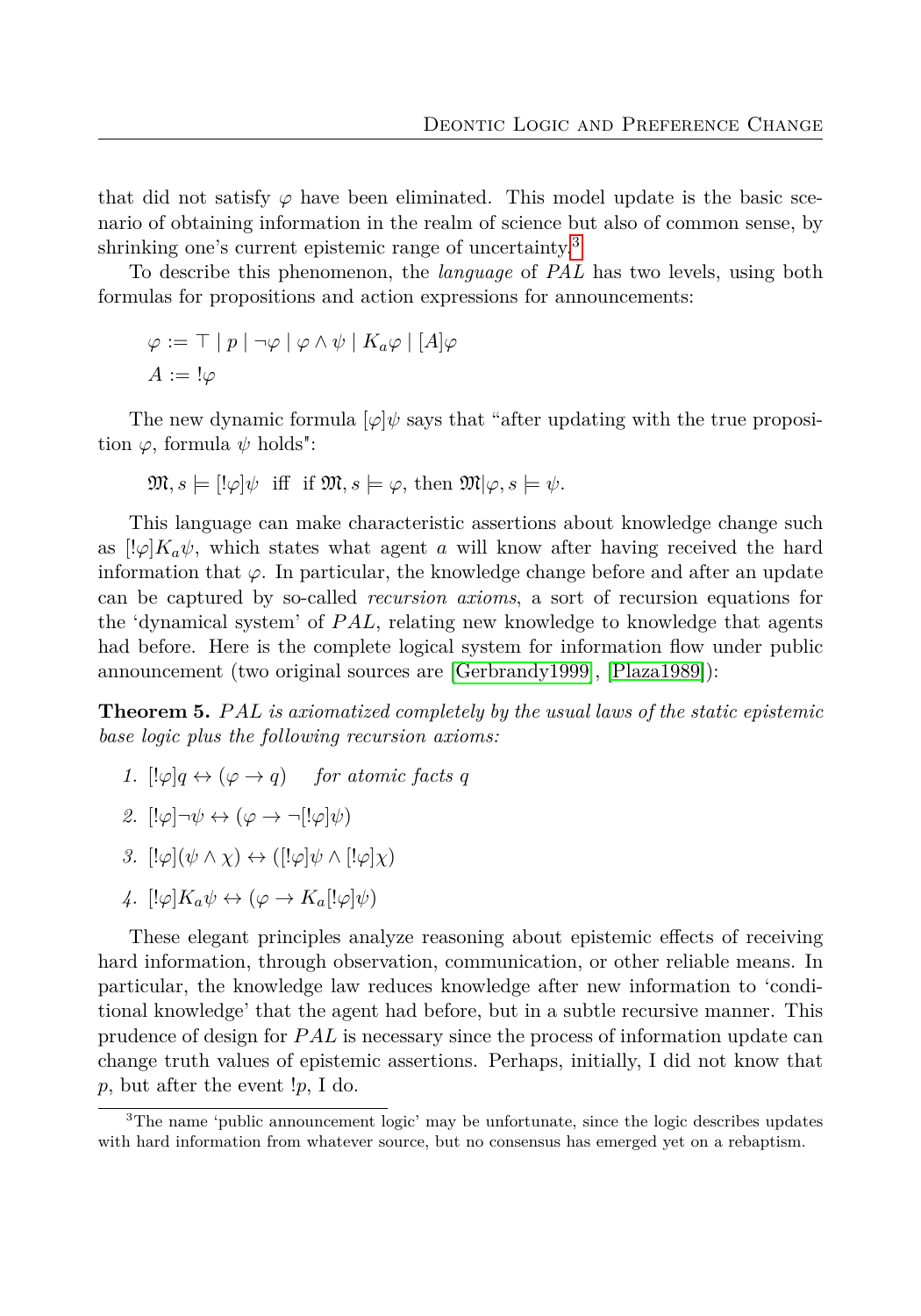that did not satisfy $\varphi$ have been eliminated. This model update is the basic scenario of obtaining information in the realm of science but also of common sense, by shrinking one's current epistemic range of uncertainty.[3]

To describe this phenomenon, the *language* of *PAL* has two levels, using both formulas for propositions and action expressions for announcements:

$$\varphi := \top \mid p \mid \neg\varphi \mid \varphi \wedge \psi \mid K_a\varphi \mid [A]\varphi$$
$$A := !\varphi$$

The new dynamic formula $[\varphi]\psi$ says that "after updating with the true proposition $\varphi$, formula $\psi$ holds":

$$\mathfrak{M}, s \models [!\varphi]\psi \text{ iff if } \mathfrak{M}, s \models \varphi, \text{ then } \mathfrak{M}|\varphi, s \models \psi.$$

This language can make characteristic assertions about knowledge change such as $[!\varphi]K_a\psi$, which states what agent $a$ will know after having received the hard information that $\varphi$. In particular, the knowledge change before and after an update can be captured by so-called *recursion axioms*, a sort of recursion equations for the 'dynamical system' of $PAL$, relating new knowledge to knowledge that agents had before. Here is the complete logical system for information flow under public announcement (two original sources are [Gerbrandy1999], [Plaza1989]):

**Theorem 5.** *PAL is axiomatized completely by the usual laws of the static epistemic base logic plus the following recursion axioms:*

1. $[!\varphi]q \leftrightarrow (\varphi \to q)$ *for atomic facts* $q$
2. $[!\varphi]\neg\psi \leftrightarrow (\varphi \to \neg[!\varphi]\psi)$
3. $[!\varphi](\psi \wedge \chi) \leftrightarrow ([!\varphi]\psi \wedge [!\varphi]\chi)$
4. $[!\varphi]K_a\psi \leftrightarrow (\varphi \to K_a[!\varphi]\psi)$

These elegant principles analyze reasoning about epistemic effects of receiving hard information, through observation, communication, or other reliable means. In particular, the knowledge law reduces knowledge after new information to 'conditional knowledge' that the agent had before, but in a subtle recursive manner. This prudence of design for $PAL$ is necessary since the process of information update can change truth values of epistemic assertions. Perhaps, initially, I did not know that $p$, but after the event $!p$, I do.

[3] The name 'public announcement logic' may be unfortunate, since the logic describes updates with hard information from whatever source, but no consensus has emerged yet on a rebaptism.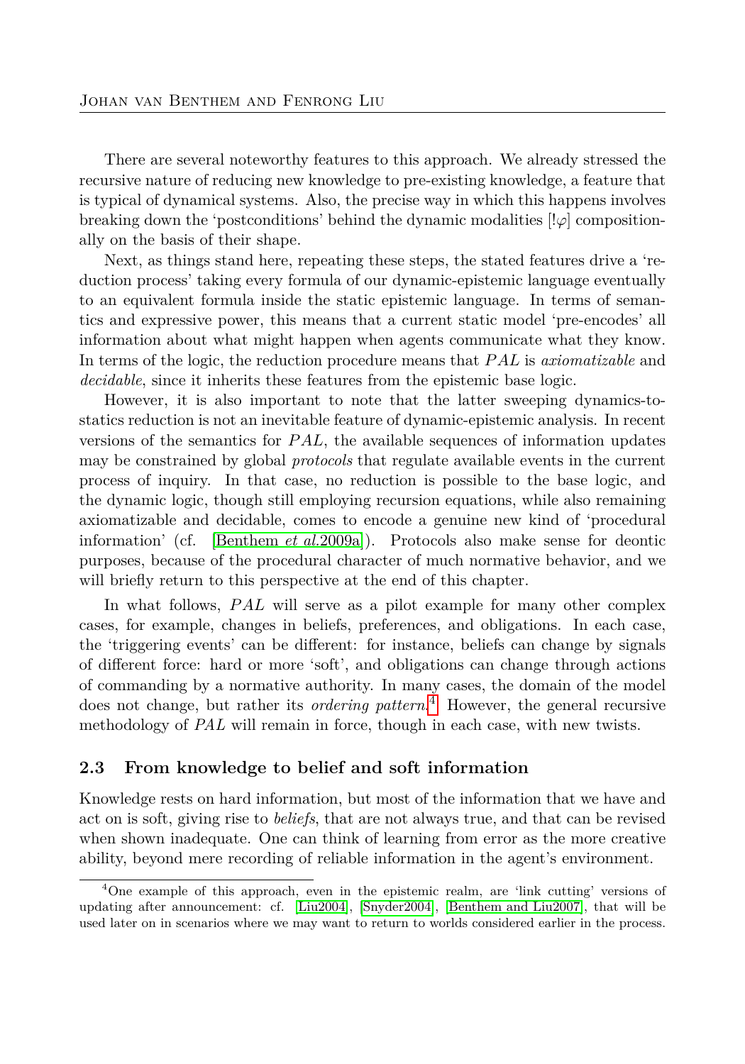There are several noteworthy features to this approach. We already stressed the recursive nature of reducing new knowledge to pre-existing knowledge, a feature that is typical of dynamical systems. Also, the precise way in which this happens involves breaking down the 'postconditions' behind the dynamic modalities $[!\varphi]$ compositionally on the basis of their shape.

Next, as things stand here, repeating these steps, the stated features drive a 'reduction process' taking every formula of our dynamic-epistemic language eventually to an equivalent formula inside the static epistemic language. In terms of semantics and expressive power, this means that a current static model 'pre-encodes' all information about what might happen when agents communicate what they know. In terms of the logic, the reduction procedure means that $PAL$ is *axiomatizable* and *decidable*, since it inherits these features from the epistemic base logic.

However, it is also important to note that the latter sweeping dynamics-to-statics reduction is not an inevitable feature of dynamic-epistemic analysis. In recent versions of the semantics for $PAL$, the available sequences of information updates may be constrained by global *protocols* that regulate available events in the current process of inquiry. In that case, no reduction is possible to the base logic, and the dynamic logic, though still employing recursion equations, while also remaining axiomatizable and decidable, comes to encode a genuine new kind of 'procedural information' (cf. [Benthem *et al.*2009a]). Protocols also make sense for deontic purposes, because of the procedural character of much normative behavior, and we will briefly return to this perspective at the end of this chapter.

In what follows, $PAL$ will serve as a pilot example for many other complex cases, for example, changes in beliefs, preferences, and obligations. In each case, the 'triggering events' can be different: for instance, beliefs can change by signals of different force: hard or more 'soft', and obligations can change through actions of commanding by a normative authority. In many cases, the domain of the model does not change, but rather its *ordering pattern*.[4] However, the general recursive methodology of *PAL* will remain in force, though in each case, with new twists.

## 2.3 From knowledge to belief and soft information

Knowledge rests on hard information, but most of the information that we have and act on is soft, giving rise to *beliefs*, that are not always true, and that can be revised when shown inadequate. One can think of learning from error as the more creative ability, beyond mere recording of reliable information in the agent's environment.

[4] One example of this approach, even in the epistemic realm, are 'link cutting' versions of updating after announcement: cf. [Liu2004], [Snyder2004], [Benthem and Liu2007], that will be used later on in scenarios where we may want to return to worlds considered earlier in the process.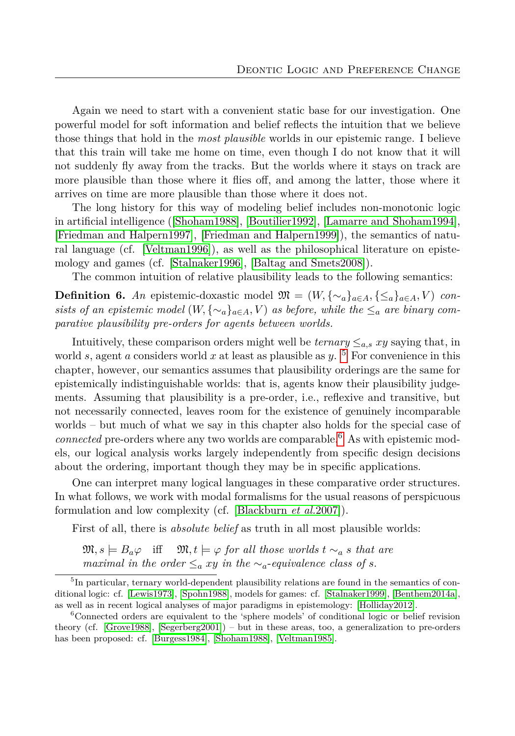Again we need to start with a convenient static base for our investigation. One powerful model for soft information and belief reflects the intuition that we believe those things that hold in the *most plausible* worlds in our epistemic range. I believe that this train will take me home on time, even though I do not know that it will not suddenly fly away from the tracks. But the worlds where it stays on track are more plausible than those where it flies off, and among the latter, those where it arrives on time are more plausible than those where it does not.

The long history for this way of modeling belief includes non-monotonic logic in artificial intelligence ([Shoham1988], [Boutilier1992], [Lamarre and Shoham1994], [Friedman and Halpern1997], [Friedman and Halpern1999]), the semantics of natural language (cf. [Veltman1996]), as well as the philosophical literature on epistemology and games (cf. [Stalnaker1996], [Baltag and Smets2008]).

The common intuition of relative plausibility leads to the following semantics:

**Definition 6.** *An* epistemic-doxastic model $\mathfrak{M} = (W, \{\sim_a\}_{a \in A}, \{\leq_a\}_{a \in A}, V)$ *consists of an epistemic model* $(W, \{\sim_a\}_{a \in A}, V)$ *as before, while the* $\leq_a$ *are binary comparative plausibility pre-orders for agents between worlds.*

Intuitively, these comparison orders might well be *ternary* $\leq_{a,s}$ $xy$ saying that, in world $s$, agent $a$ considers world $x$ at least as plausible as $y$. [5] For convenience in this chapter, however, our semantics assumes that plausibility orderings are the same for epistemically indistinguishable worlds: that is, agents know their plausibility judgements. Assuming that plausibility is a pre-order, i.e., reflexive and transitive, but not necessarily connected, leaves room for the existence of genuinely incomparable worlds – but much of what we say in this chapter also holds for the special case of *connected* pre-orders where any two worlds are comparable.[6] As with epistemic models, our logical analysis works largely independently from specific design decisions about the ordering, important though they may be in specific applications.

One can interpret many logical languages in these comparative order structures. In what follows, we work with modal formalisms for the usual reasons of perspicuous formulation and low complexity (cf. [Blackburn *et al.*2007]).

First of all, there is *absolute belief* as truth in all most plausible worlds:

$\mathfrak{M}, s \models B_a\varphi$ iff $\mathfrak{M}, t \models \varphi$ *for all those worlds* $t \sim_a s$ *that are maximal in the order* $\leq_a xy$ *in the* $\sim_a$*-equivalence class of* $s$.

[5] In particular, ternary world-dependent plausibility relations are found in the semantics of conditional logic: cf. [Lewis1973], [Spohn1988], models for games: cf. [Stalnaker1999], [Benthem2014a], as well as in recent logical analyses of major paradigms in epistemology: [Holliday2012].

[6] Connected orders are equivalent to the 'sphere models' of conditional logic or belief revision theory (cf. [Grove1988], [Segerberg2001]) – but in these areas, too, a generalization to pre-orders has been proposed: cf. [Burgess1984], [Shoham1988], [Veltman1985].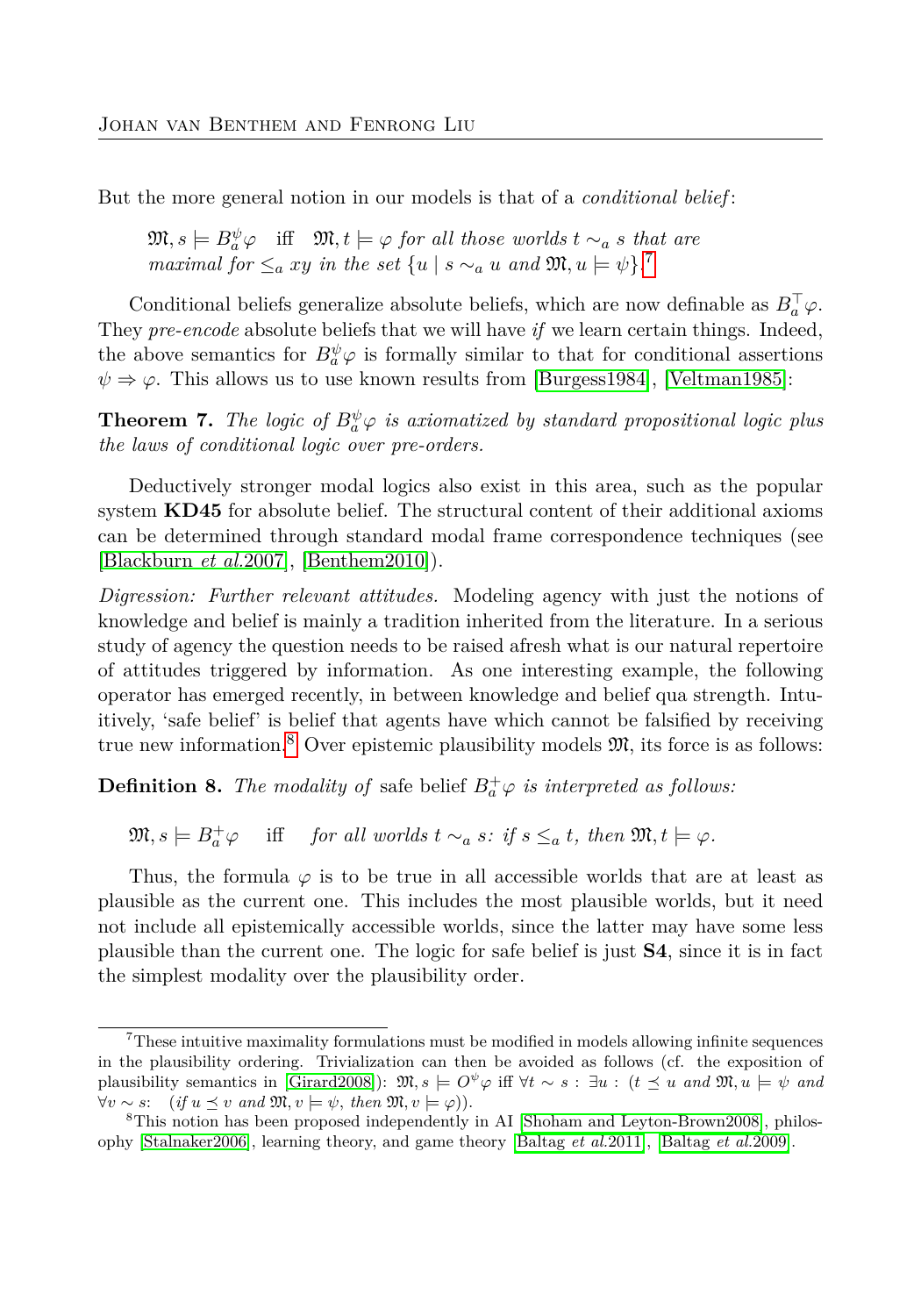But the more general notion in our models is that of a *conditional belief*:

> $\mathfrak{M}, s \models B_a^{\psi}\varphi$ iff $\mathfrak{M}, t \models \varphi$ *for all those worlds* $t \sim_a s$ *that are maximal for* $\leq_a xy$ *in the set* $\{u \mid s \sim_a u$ *and* $\mathfrak{M}, u \models \psi\}$.[7]

Conditional beliefs generalize absolute beliefs, which are now definable as $B_a^{\top}\varphi$. They *pre-encode* absolute beliefs that we will have *if* we learn certain things. Indeed, the above semantics for $B_a^{\psi}\varphi$ is formally similar to that for conditional assertions $\psi \Rightarrow \varphi$. This allows us to use known results from [Burgess1984], [Veltman1985]:

**Theorem 7.** *The logic of $B_a^{\psi}\varphi$ is axiomatized by standard propositional logic plus the laws of conditional logic over pre-orders.*

Deductively stronger modal logics also exist in this area, such as the popular system **KD45** for absolute belief. The structural content of their additional axioms can be determined through standard modal frame correspondence techniques (see [Blackburn *et al.*2007], [Benthem2010]).

*Digression: Further relevant attitudes.* Modeling agency with just the notions of knowledge and belief is mainly a tradition inherited from the literature. In a serious study of agency the question needs to be raised afresh what is our natural repertoire of attitudes triggered by information. As one interesting example, the following operator has emerged recently, in between knowledge and belief qua strength. Intuitively, 'safe belief' is belief that agents have which cannot be falsified by receiving true new information.[8] Over epistemic plausibility models $\mathfrak{M}$, its force is as follows:

**Definition 8.** *The modality of* safe belief $B_a^{+}\varphi$ *is interpreted as follows:*

> $\mathfrak{M}, s \models B_a^{+}\varphi$ iff *for all worlds* $t \sim_a s$*: if* $s \leq_a t$*, then* $\mathfrak{M}, t \models \varphi$.

Thus, the formula $\varphi$ is to be true in all accessible worlds that are at least as plausible as the current one. This includes the most plausible worlds, but it need not include all epistemically accessible worlds, since the latter may have some less plausible than the current one. The logic for safe belief is just **S4**, since it is in fact the simplest modality over the plausibility order.

---

[7] These intuitive maximality formulations must be modified in models allowing infinite sequences in the plausibility ordering. Trivialization can then be avoided as follows (cf. the exposition of plausibility semantics in [Girard2008]): $\mathfrak{M}, s \models O^{\psi}\varphi$ iff $\forall t \sim s : \exists u : (t \preceq u$ *and* $\mathfrak{M}, u \models \psi$ *and* $\forall v \sim s$: (*if* $u \preceq v$ *and* $\mathfrak{M}, v \models \psi$, *then* $\mathfrak{M}, v \models \varphi$)).

[8] This notion has been proposed independently in AI [Shoham and Leyton-Brown2008], philosophy [Stalnaker2006], learning theory, and game theory [Baltag *et al.*2011], [Baltag *et al.*2009].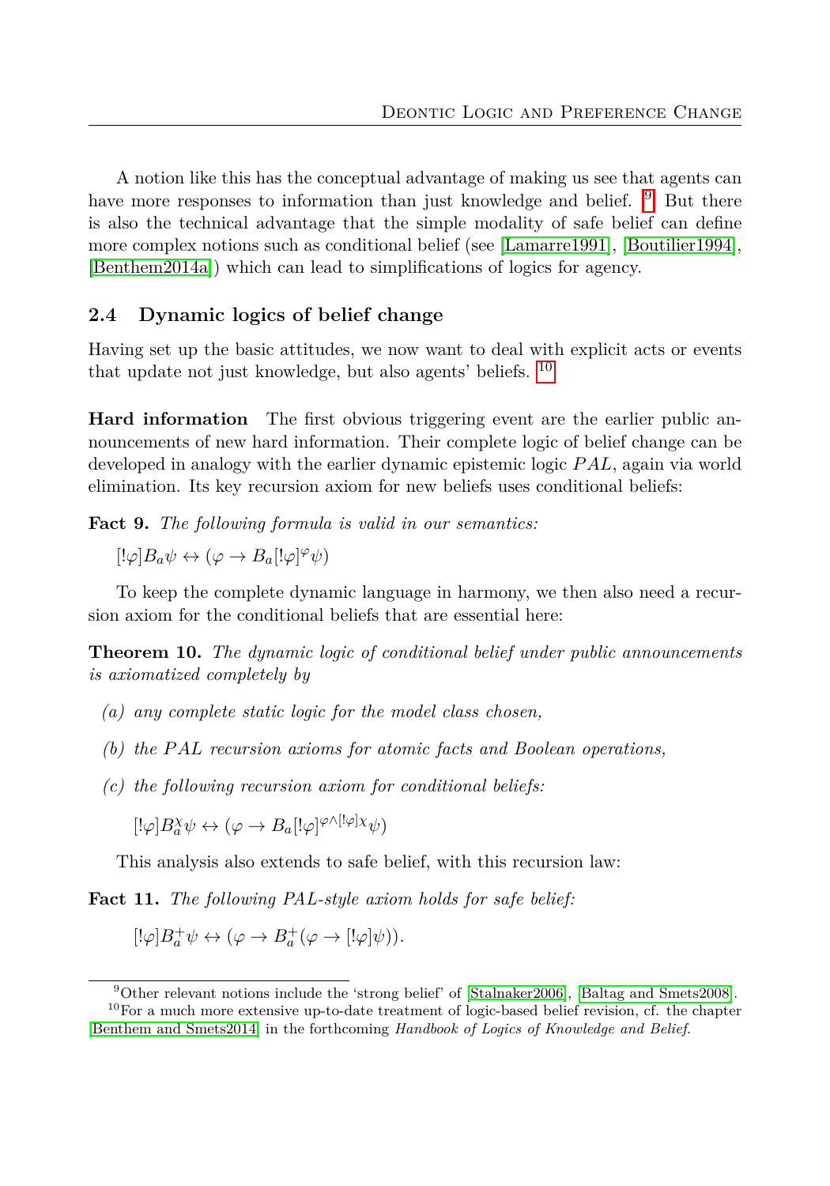A notion like this has the conceptual advantage of making us see that agents can have more responses to information than just knowledge and belief. [9] But there is also the technical advantage that the simple modality of safe belief can define more complex notions such as conditional belief (see [Lamarre1991], [Boutilier1994], [Benthem2014a]) which can lead to simplifications of logics for agency.

### 2.4 Dynamic logics of belief change

Having set up the basic attitudes, we now want to deal with explicit acts or events that update not just knowledge, but also agents' beliefs. [10]

**Hard information** The first obvious triggering event are the earlier public announcements of new hard information. Their complete logic of belief change can be developed in analogy with the earlier dynamic epistemic logic $PAL$, again via world elimination. Its key recursion axiom for new beliefs uses conditional beliefs:

**Fact 9.** *The following formula is valid in our semantics:*

$[!\varphi]B_a\psi \leftrightarrow (\varphi \rightarrow B_a[!\varphi]^{\varphi}\psi)$

To keep the complete dynamic language in harmony, we then also need a recursion axiom for the conditional beliefs that are essential here:

**Theorem 10.** *The dynamic logic of conditional belief under public announcements is axiomatized completely by*

- *(a) any complete static logic for the model class chosen,*
- *(b) the $PAL$ recursion axioms for atomic facts and Boolean operations,*
- *(c) the following recursion axiom for conditional beliefs:*

  $[!\varphi]B_a^{\chi}\psi \leftrightarrow (\varphi \rightarrow B_a[!\varphi]^{\varphi\wedge[!\varphi]\chi}\psi)$

This analysis also extends to safe belief, with this recursion law:

**Fact 11.** *The following PAL-style axiom holds for safe belief:*

$[!\varphi]B_a^{+}\psi \leftrightarrow (\varphi \rightarrow B_a^{+}(\varphi \rightarrow [!\varphi]\psi)).$

---

[9] Other relevant notions include the 'strong belief' of [Stalnaker2006], [Baltag and Smets2008].

[10] For a much more extensive up-to-date treatment of logic-based belief revision, cf. the chapter [Benthem and Smets2014] in the forthcoming *Handbook of Logics of Knowledge and Belief.*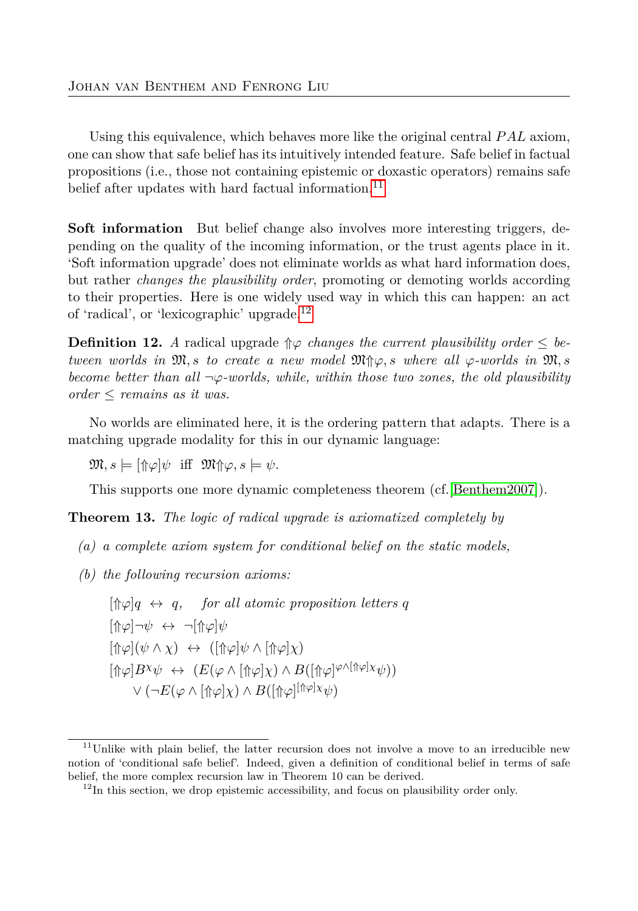Using this equivalence, which behaves more like the original central $PAL$ axiom, one can show that safe belief has its intuitively intended feature. Safe belief in factual propositions (i.e., those not containing epistemic or doxastic operators) remains safe belief after updates with hard factual information.[11]

**Soft information** But belief change also involves more interesting triggers, depending on the quality of the incoming information, or the trust agents place in it. 'Soft information upgrade' does not eliminate worlds as what hard information does, but rather *changes the plausibility order*, promoting or demoting worlds according to their properties. Here is one widely used way in which this can happen: an act of 'radical', or 'lexicographic' upgrade.[12]

**Definition 12.** *A* radical upgrade $\Uparrow\varphi$ *changes the current plausibility order* $\leq$ *between worlds in* $\mathfrak{M}, s$ *to create a new model* $\mathfrak{M}\Uparrow\varphi, s$ *where all* $\varphi$*-worlds in* $\mathfrak{M}, s$ *become better than all* $\neg\varphi$*-worlds, while, within those two zones, the old plausibility order* $\leq$ *remains as it was.*

No worlds are eliminated here, it is the ordering pattern that adapts. There is a matching upgrade modality for this in our dynamic language:

$\mathfrak{M}, s \models [\Uparrow\varphi]\psi$ iff $\mathfrak{M}\Uparrow\varphi, s \models \psi$.

This supports one more dynamic completeness theorem (cf. [Benthem2007]).

**Theorem 13.** *The logic of radical upgrade is axiomatized completely by*

*(a) a complete axiom system for conditional belief on the static models,*

*(b) the following recursion axioms:*

$$[\Uparrow\varphi]q \leftrightarrow q, \quad \textit{for all atomic proposition letters } q$$

$$[\Uparrow\varphi]\neg\psi \leftrightarrow \neg[\Uparrow\varphi]\psi$$

$$[\Uparrow\varphi](\psi \wedge \chi) \leftrightarrow ([\Uparrow\varphi]\psi \wedge [\Uparrow\varphi]\chi)$$

$$[\Uparrow\varphi]B^{\chi}\psi \leftrightarrow (E(\varphi \wedge [\Uparrow\varphi]\chi) \wedge B([\Uparrow\varphi]^{\varphi \wedge [\Uparrow\varphi]\chi}\psi))$$
$$\vee (\neg E(\varphi \wedge [\Uparrow\varphi]\chi) \wedge B([\Uparrow\varphi]^{[\Uparrow\varphi]\chi}\psi)$$

---

[11] Unlike with plain belief, the latter recursion does not involve a move to an irreducible new notion of 'conditional safe belief'. Indeed, given a definition of conditional belief in terms of safe belief, the more complex recursion law in Theorem 10 can be derived.

[12] In this section, we drop epistemic accessibility, and focus on plausibility order only.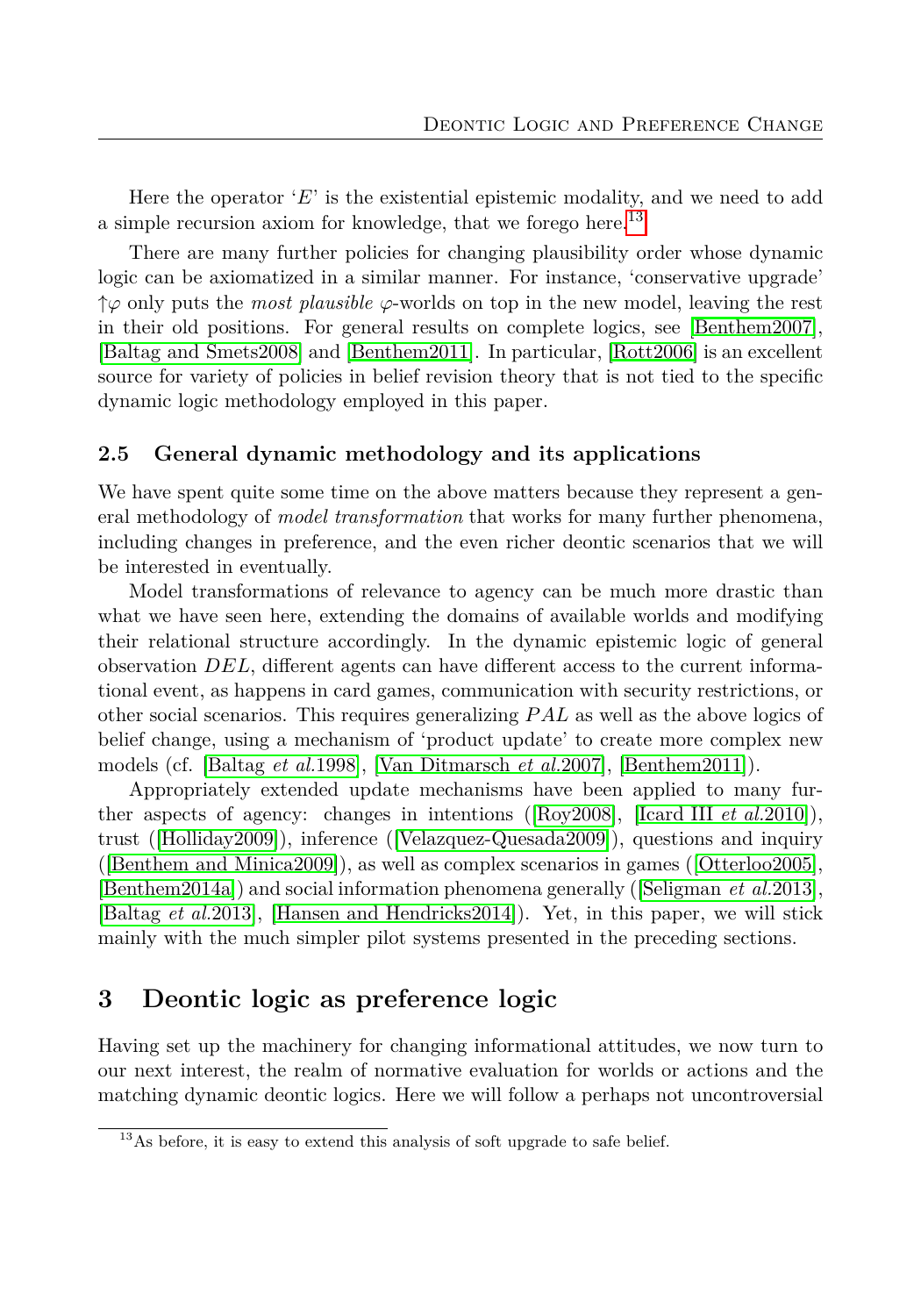Here the operator '$E$' is the existential epistemic modality, and we need to add a simple recursion axiom for knowledge, that we forego here.[13]

There are many further policies for changing plausibility order whose dynamic logic can be axiomatized in a similar manner. For instance, 'conservative upgrade' $\uparrow\varphi$ only puts the *most plausible* $\varphi$-worlds on top in the new model, leaving the rest in their old positions. For general results on complete logics, see [Benthem2007], [Baltag and Smets2008] and [Benthem2011]. In particular, [Rott2006] is an excellent source for variety of policies in belief revision theory that is not tied to the specific dynamic logic methodology employed in this paper.

### 2.5 General dynamic methodology and its applications

We have spent quite some time on the above matters because they represent a general methodology of *model transformation* that works for many further phenomena, including changes in preference, and the even richer deontic scenarios that we will be interested in eventually.

Model transformations of relevance to agency can be much more drastic than what we have seen here, extending the domains of available worlds and modifying their relational structure accordingly. In the dynamic epistemic logic of general observation $DEL$, different agents can have different access to the current informational event, as happens in card games, communication with security restrictions, or other social scenarios. This requires generalizing $PAL$ as well as the above logics of belief change, using a mechanism of 'product update' to create more complex new models (cf. [Baltag *et al.*1998], [Van Ditmarsch *et al.*2007], [Benthem2011]).

Appropriately extended update mechanisms have been applied to many further aspects of agency: changes in intentions ([Roy2008], [Icard III *et al.*2010]), trust ([Holliday2009]), inference ([Velazquez-Quesada2009]), questions and inquiry ([Benthem and Minica2009]), as well as complex scenarios in games ([Otterloo2005], [Benthem2014a]) and social information phenomena generally ([Seligman *et al.*2013], [Baltag *et al.*2013], [Hansen and Hendricks2014]). Yet, in this paper, we will stick mainly with the much simpler pilot systems presented in the preceding sections.

## 3 Deontic logic as preference logic

Having set up the machinery for changing informational attitudes, we now turn to our next interest, the realm of normative evaluation for worlds or actions and the matching dynamic deontic logics. Here we will follow a perhaps not uncontroversial

[13]As before, it is easy to extend this analysis of soft upgrade to safe belief.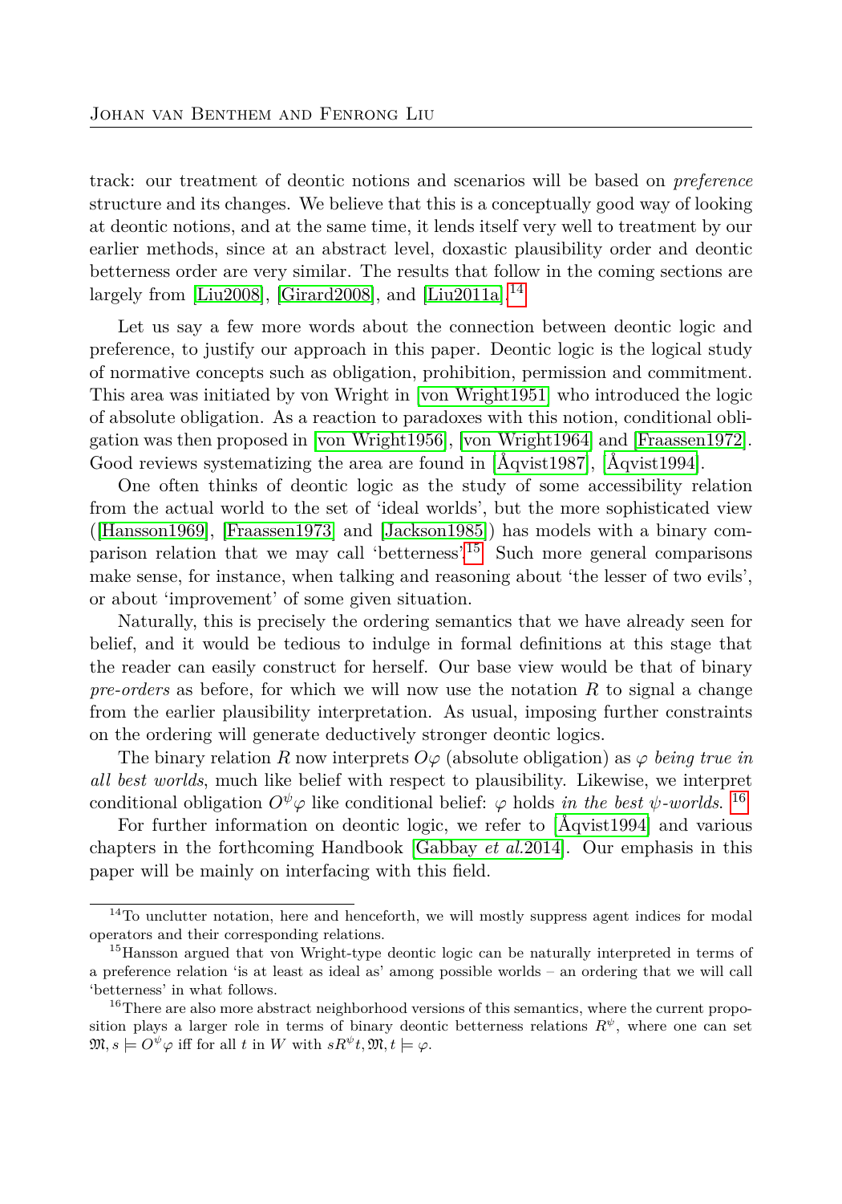track: our treatment of deontic notions and scenarios will be based on *preference* structure and its changes. We believe that this is a conceptually good way of looking at deontic notions, and at the same time, it lends itself very well to treatment by our earlier methods, since at an abstract level, doxastic plausibility order and deontic betterness order are very similar. The results that follow in the coming sections are largely from [Liu2008], [Girard2008], and [Liu2011a].[14]

Let us say a few more words about the connection between deontic logic and preference, to justify our approach in this paper. Deontic logic is the logical study of normative concepts such as obligation, prohibition, permission and commitment. This area was initiated by von Wright in [von Wright1951] who introduced the logic of absolute obligation. As a reaction to paradoxes with this notion, conditional obligation was then proposed in [von Wright1956], [von Wright1964] and [Fraassen1972]. Good reviews systematizing the area are found in [Åqvist1987], [Åqvist1994].

One often thinks of deontic logic as the study of some accessibility relation from the actual world to the set of 'ideal worlds', but the more sophisticated view ([Hansson1969], [Fraassen1973] and [Jackson1985]) has models with a binary comparison relation that we may call 'betterness'.[15] Such more general comparisons make sense, for instance, when talking and reasoning about 'the lesser of two evils', or about 'improvement' of some given situation.

Naturally, this is precisely the ordering semantics that we have already seen for belief, and it would be tedious to indulge in formal definitions at this stage that the reader can easily construct for herself. Our base view would be that of binary *pre-orders* as before, for which we will now use the notation $R$ to signal a change from the earlier plausibility interpretation. As usual, imposing further constraints on the ordering will generate deductively stronger deontic logics.

The binary relation $R$ now interprets $O\varphi$ (absolute obligation) as $\varphi$ *being true in all best worlds*, much like belief with respect to plausibility. Likewise, we interpret conditional obligation $O^{\psi}\varphi$ like conditional belief: $\varphi$ holds *in the best* $\psi$*-worlds*.[16]

For further information on deontic logic, we refer to [Åqvist1994] and various chapters in the forthcoming Handbook [Gabbay *et al.*2014]. Our emphasis in this paper will be mainly on interfacing with this field.

---

[14] To unclutter notation, here and henceforth, we will mostly suppress agent indices for modal operators and their corresponding relations.

[15] Hansson argued that von Wright-type deontic logic can be naturally interpreted in terms of a preference relation 'is at least as ideal as' among possible worlds – an ordering that we will call 'betterness' in what follows.

[16] There are also more abstract neighborhood versions of this semantics, where the current proposition plays a larger role in terms of binary deontic betterness relations $R^{\psi}$, where one can set $\mathfrak{M}, s \models O^{\psi}\varphi$ iff for all $t$ in $W$ with $sR^{\psi}t, \mathfrak{M}, t \models \varphi$.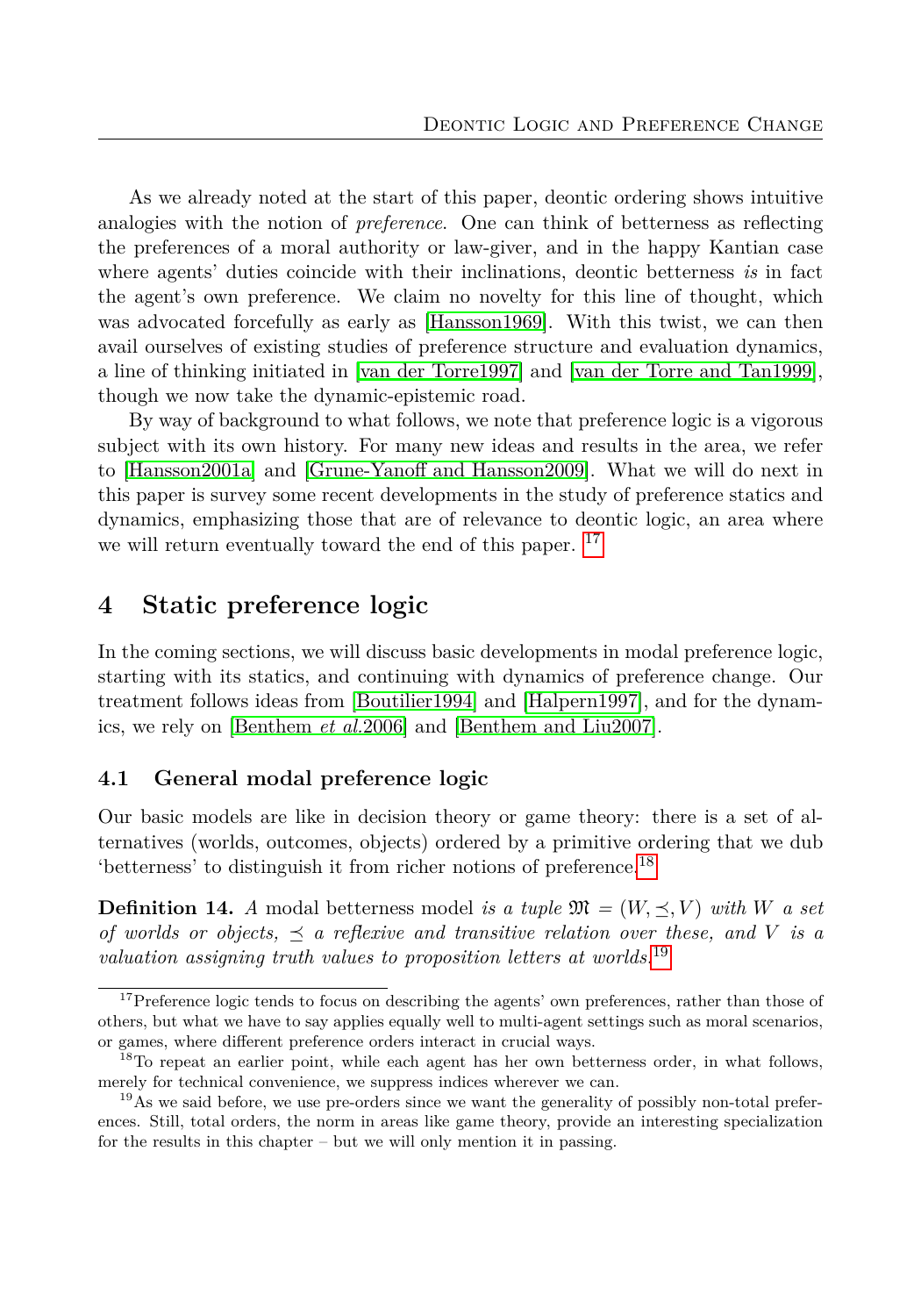As we already noted at the start of this paper, deontic ordering shows intuitive analogies with the notion of *preference*. One can think of betterness as reflecting the preferences of a moral authority or law-giver, and in the happy Kantian case where agents' duties coincide with their inclinations, deontic betterness *is* in fact the agent's own preference. We claim no novelty for this line of thought, which was advocated forcefully as early as [Hansson1969]. With this twist, we can then avail ourselves of existing studies of preference structure and evaluation dynamics, a line of thinking initiated in [van der Torre1997] and [van der Torre and Tan1999], though we now take the dynamic-epistemic road.

By way of background to what follows, we note that preference logic is a vigorous subject with its own history. For many new ideas and results in the area, we refer to [Hansson2001a] and [Grune-Yanoff and Hansson2009]. What we will do next in this paper is survey some recent developments in the study of preference statics and dynamics, emphasizing those that are of relevance to deontic logic, an area where we will return eventually toward the end of this paper. [17]

## 4 Static preference logic

In the coming sections, we will discuss basic developments in modal preference logic, starting with its statics, and continuing with dynamics of preference change. Our treatment follows ideas from [Boutilier1994] and [Halpern1997], and for the dynamics, we rely on [Benthem *et al.*2006] and [Benthem and Liu2007].

### 4.1 General modal preference logic

Our basic models are like in decision theory or game theory: there is a set of alternatives (worlds, outcomes, objects) ordered by a primitive ordering that we dub 'betterness' to distinguish it from richer notions of preference.[18]

**Definition 14.** *A* modal betterness model *is a tuple* $\mathfrak{M} = (W, \preceq, V)$ *with* $W$ *a set of worlds or objects,* $\preceq$ *a reflexive and transitive relation over these, and* $V$ *is a valuation assigning truth values to proposition letters at worlds.*[19]

---

[17] Preference logic tends to focus on describing the agents' own preferences, rather than those of others, but what we have to say applies equally well to multi-agent settings such as moral scenarios, or games, where different preference orders interact in crucial ways.

[18] To repeat an earlier point, while each agent has her own betterness order, in what follows, merely for technical convenience, we suppress indices wherever we can.

[19] As we said before, we use pre-orders since we want the generality of possibly non-total preferences. Still, total orders, the norm in areas like game theory, provide an interesting specialization for the results in this chapter – but we will only mention it in passing.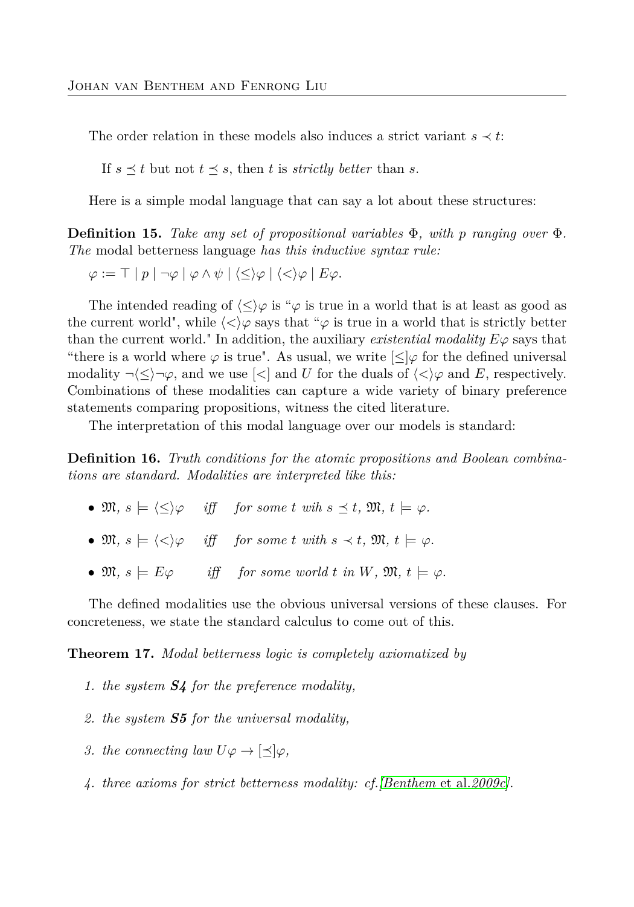The order relation in these models also induces a strict variant $s \prec t$:

If $s \preceq t$ but not $t \preceq s$, then $t$ is *strictly better* than $s$.

Here is a simple modal language that can say a lot about these structures:

**Definition 15.** *Take any set of propositional variables $\Phi$, with $p$ ranging over $\Phi$. The* modal betterness language *has this inductive syntax rule:*

$\varphi := \top \mid p \mid \neg\varphi \mid \varphi \wedge \psi \mid \langle\leq\rangle\varphi \mid \langle<\rangle\varphi \mid E\varphi.$

The intended reading of $\langle\leq\rangle\varphi$ is "$\varphi$ is true in a world that is at least as good as the current world", while $\langle<\rangle\varphi$ says that "$\varphi$ is true in a world that is strictly better than the current world." In addition, the auxiliary *existential modality* $E\varphi$ says that "there is a world where $\varphi$ is true". As usual, we write $[\leq]\varphi$ for the defined universal modality $\neg\langle\leq\rangle\neg\varphi$, and we use $[<]$ and $U$ for the duals of $\langle<\rangle\varphi$ and $E$, respectively. Combinations of these modalities can capture a wide variety of binary preference statements comparing propositions, witness the cited literature.

The interpretation of this modal language over our models is standard:

**Definition 16.** *Truth conditions for the atomic propositions and Boolean combinations are standard. Modalities are interpreted like this:*

- $\mathfrak{M}, s \models \langle\leq\rangle\varphi$ *iff for some $t$ wih $s \preceq t$, $\mathfrak{M}, t \models \varphi$.*
- $\mathfrak{M}, s \models \langle<\rangle\varphi$ *iff for some $t$ with $s \prec t$, $\mathfrak{M}, t \models \varphi$.*
- $\mathfrak{M}, s \models E\varphi$ *iff for some world $t$ in $W$, $\mathfrak{M}, t \models \varphi$.*

The defined modalities use the obvious universal versions of these clauses. For concreteness, we state the standard calculus to come out of this.

**Theorem 17.** *Modal betterness logic is completely axiomatized by*

1. *the system* ***S4*** *for the preference modality,*
2. *the system* ***S5*** *for the universal modality,*
3. *the connecting law $U\varphi \rightarrow [\preceq]\varphi$,*
4. *three axioms for strict betterness modality: cf.[Benthem et al.2009c].*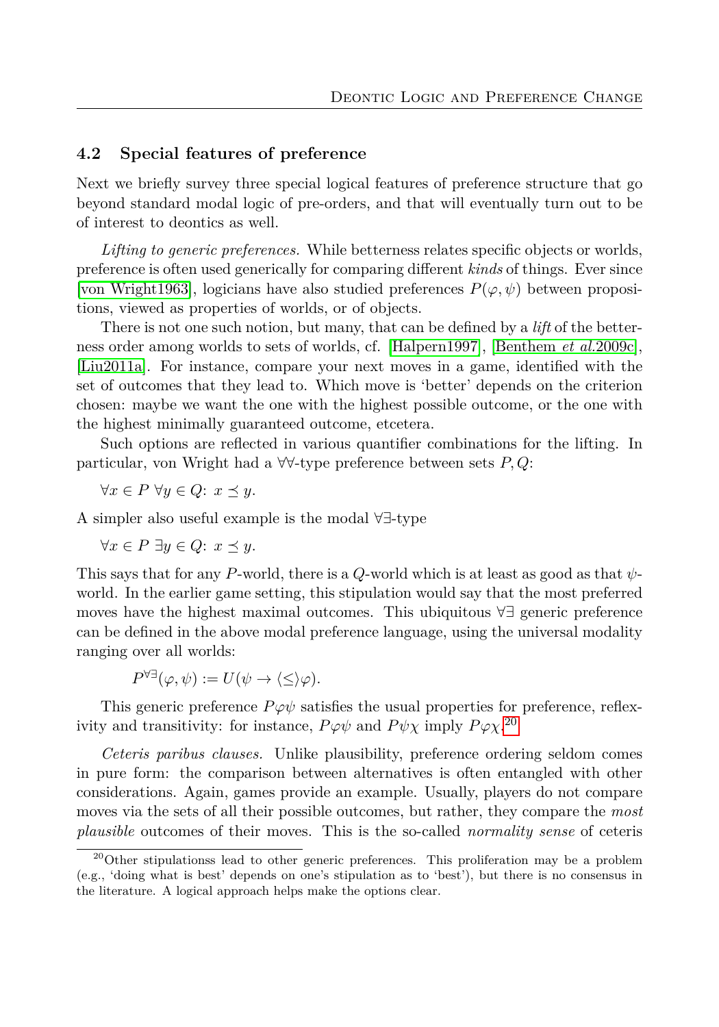### 4.2 Special features of preference

Next we briefly survey three special logical features of preference structure that go beyond standard modal logic of pre-orders, and that will eventually turn out to be of interest to deontics as well.

*Lifting to generic preferences.* While betterness relates specific objects or worlds, preference is often used generically for comparing different *kinds* of things. Ever since [von Wright1963], logicians have also studied preferences $P(\varphi, \psi)$ between propositions, viewed as properties of worlds, or of objects.

There is not one such notion, but many, that can be defined by a *lift* of the betterness order among worlds to sets of worlds, cf. [Halpern1997], [Benthem *et al.*2009c], [Liu2011a]. For instance, compare your next moves in a game, identified with the set of outcomes that they lead to. Which move is 'better' depends on the criterion chosen: maybe we want the one with the highest possible outcome, or the one with the highest minimally guaranteed outcome, etcetera.

Such options are reflected in various quantifier combinations for the lifting. In particular, von Wright had a $\forall\forall$-type preference between sets $P, Q$:

$\forall x \in P\ \forall y \in Q\colon\ x \preceq y.$

A simpler also useful example is the modal $\forall\exists$-type

$\forall x \in P\ \exists y \in Q\colon\ x \preceq y.$

This says that for any $P$-world, there is a $Q$-world which is at least as good as that $\psi$-world. In the earlier game setting, this stipulation would say that the most preferred moves have the highest maximal outcomes. This ubiquitous $\forall\exists$ generic preference can be defined in the above modal preference language, using the universal modality ranging over all worlds:

$$P^{\forall\exists}(\varphi, \psi) := U(\psi \rightarrow \langle\leq\rangle\varphi).$$

This generic preference $P\varphi\psi$ satisfies the usual properties for preference, reflexivity and transitivity: for instance, $P\varphi\psi$ and $P\psi\chi$ imply $P\varphi\chi$.[20]

*Ceteris paribus clauses.* Unlike plausibility, preference ordering seldom comes in pure form: the comparison between alternatives is often entangled with other considerations. Again, games provide an example. Usually, players do not compare moves via the sets of all their possible outcomes, but rather, they compare the *most plausible* outcomes of their moves. This is the so-called *normality sense* of ceteris

[20] Other stipulationss lead to other generic preferences. This proliferation may be a problem (e.g., 'doing what is best' depends on one's stipulation as to 'best'), but there is no consensus in the literature. A logical approach helps make the options clear.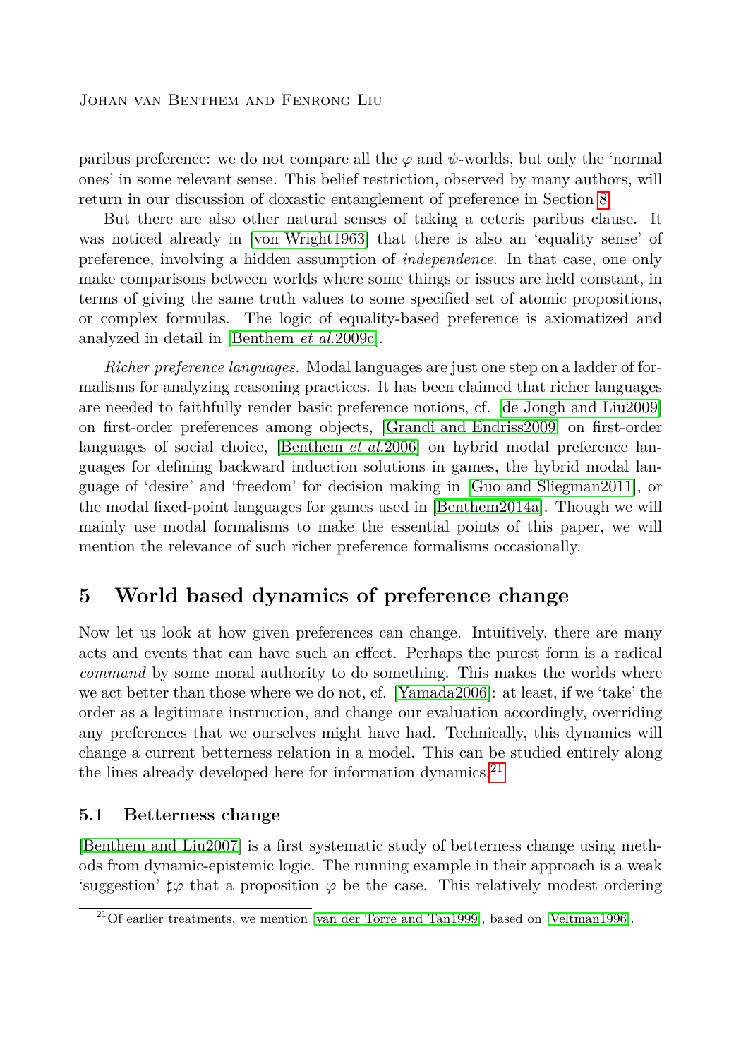paribus preference: we do not compare all the $\varphi$ and $\psi$-worlds, but only the 'normal ones' in some relevant sense. This belief restriction, observed by many authors, will return in our discussion of doxastic entanglement of preference in Section 8.

But there are also other natural senses of taking a ceteris paribus clause. It was noticed already in [von Wright1963] that there is also an 'equality sense' of preference, involving a hidden assumption of *independence*. In that case, one only make comparisons between worlds where some things or issues are held constant, in terms of giving the same truth values to some specified set of atomic propositions, or complex formulas. The logic of equality-based preference is axiomatized and analyzed in detail in [Benthem *et al.*2009c].

*Richer preference languages.* Modal languages are just one step on a ladder of formalisms for analyzing reasoning practices. It has been claimed that richer languages are needed to faithfully render basic preference notions, cf. [de Jongh and Liu2009] on first-order preferences among objects, [Grandi and Endriss2009] on first-order languages of social choice, [Benthem *et al.*2006] on hybrid modal preference languages for defining backward induction solutions in games, the hybrid modal language of 'desire' and 'freedom' for decision making in [Guo and Sliegman2011], or the modal fixed-point languages for games used in [Benthem2014a]. Though we will mainly use modal formalisms to make the essential points of this paper, we will mention the relevance of such richer preference formalisms occasionally.

## 5 World based dynamics of preference change

Now let us look at how given preferences can change. Intuitively, there are many acts and events that can have such an effect. Perhaps the purest form is a radical *command* by some moral authority to do something. This makes the worlds where we act better than those where we do not, cf. [Yamada2006]: at least, if we 'take' the order as a legitimate instruction, and change our evaluation accordingly, overriding any preferences that we ourselves might have had. Technically, this dynamics will change a current betterness relation in a model. This can be studied entirely along the lines already developed here for information dynamics.[21]

### 5.1 Betterness change

[Benthem and Liu2007] is a first systematic study of betterness change using methods from dynamic-epistemic logic. The running example in their approach is a weak 'suggestion' $\sharp\varphi$ that a proposition $\varphi$ be the case. This relatively modest ordering

[21] Of earlier treatments, we mention [van der Torre and Tan1999], based on [Veltman1996].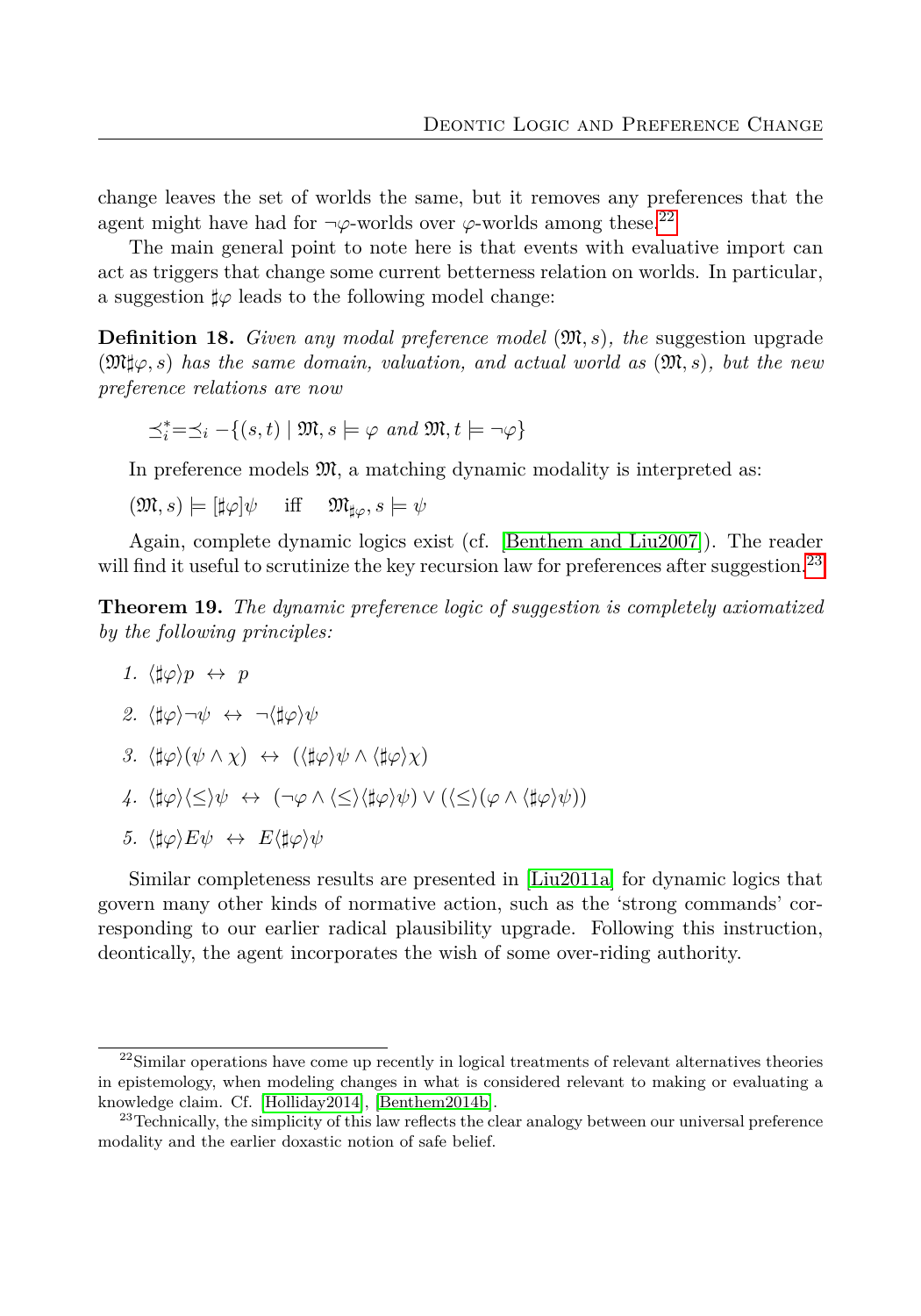change leaves the set of worlds the same, but it removes any preferences that the agent might have had for $\neg\varphi$-worlds over $\varphi$-worlds among these.[22]

The main general point to note here is that events with evaluative import can act as triggers that change some current betterness relation on worlds. In particular, a suggestion $\sharp\varphi$ leads to the following model change:

**Definition 18.** *Given any modal preference model* $(\mathfrak{M}, s)$*, the* suggestion upgrade $(\mathfrak{M}\sharp\varphi, s)$ *has the same domain, valuation, and actual world as* $(\mathfrak{M}, s)$*, but the new preference relations are now*

$$\preceq_i^* = \preceq_i - \{(s,t) \mid \mathfrak{M}, s \models \varphi \text{ and } \mathfrak{M}, t \models \neg\varphi\}$$

In preference models $\mathfrak{M}$, a matching dynamic modality is interpreted as:

$$(\mathfrak{M}, s) \models [\sharp\varphi]\psi \quad \text{iff} \quad \mathfrak{M}_{\sharp\varphi}, s \models \psi$$

Again, complete dynamic logics exist (cf. [Benthem and Liu2007]). The reader will find it useful to scrutinize the key recursion law for preferences after suggestion.[23]

**Theorem 19.** *The dynamic preference logic of suggestion is completely axiomatized by the following principles:*

1. $\langle\sharp\varphi\rangle p \leftrightarrow p$
2. $\langle\sharp\varphi\rangle\neg\psi \leftrightarrow \neg\langle\sharp\varphi\rangle\psi$
3. $\langle\sharp\varphi\rangle(\psi \wedge \chi) \leftrightarrow (\langle\sharp\varphi\rangle\psi \wedge \langle\sharp\varphi\rangle\chi)$
4. $\langle\sharp\varphi\rangle\langle\leq\rangle\psi \leftrightarrow (\neg\varphi \wedge \langle\leq\rangle\langle\sharp\varphi\rangle\psi) \vee (\langle\leq\rangle(\varphi \wedge \langle\sharp\varphi\rangle\psi))$
5. $\langle\sharp\varphi\rangle E\psi \leftrightarrow E\langle\sharp\varphi\rangle\psi$

Similar completeness results are presented in [Liu2011a] for dynamic logics that govern many other kinds of normative action, such as the 'strong commands' corresponding to our earlier radical plausibility upgrade. Following this instruction, deontically, the agent incorporates the wish of some over-riding authority.

---

[22] Similar operations have come up recently in logical treatments of relevant alternatives theories in epistemology, when modeling changes in what is considered relevant to making or evaluating a knowledge claim. Cf. [Holliday2014], [Benthem2014b].

[23] Technically, the simplicity of this law reflects the clear analogy between our universal preference modality and the earlier doxastic notion of safe belief.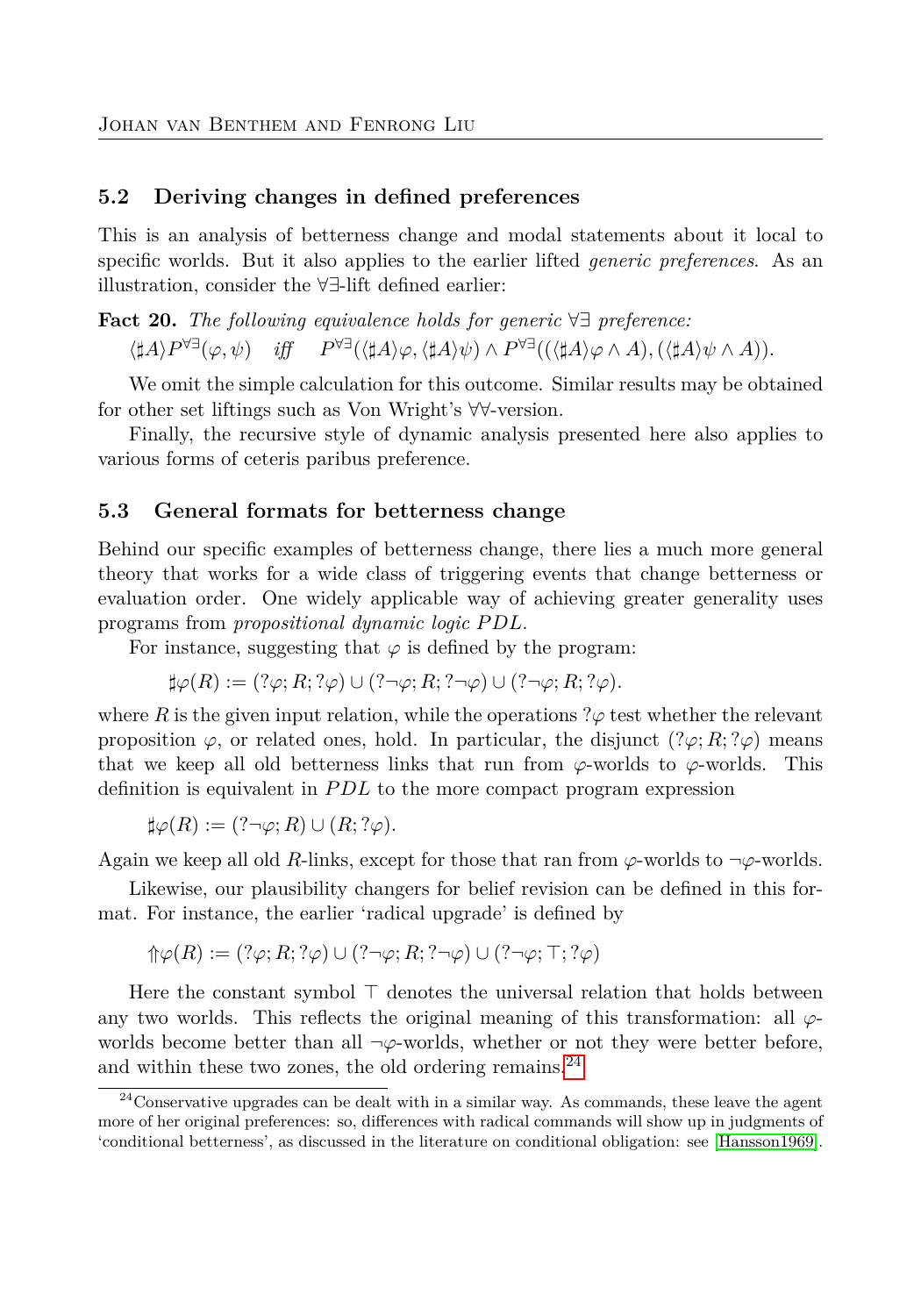### 5.2 Deriving changes in defined preferences

This is an analysis of betterness change and modal statements about it local to specific worlds. But it also applies to the earlier lifted *generic preferences*. As an illustration, consider the $\forall\exists$-lift defined earlier:

**Fact 20.** *The following equivalence holds for generic $\forall\exists$ preference:*

$$\langle \sharp A \rangle P^{\forall\exists}(\varphi, \psi) \quad \text{iff} \quad P^{\forall\exists}(\langle \sharp A \rangle \varphi, \langle \sharp A \rangle \psi) \wedge P^{\forall\exists}((\langle \sharp A \rangle \varphi \wedge A), (\langle \sharp A \rangle \psi \wedge A)).$$

We omit the simple calculation for this outcome. Similar results may be obtained for other set liftings such as Von Wright's $\forall\forall$-version.

Finally, the recursive style of dynamic analysis presented here also applies to various forms of ceteris paribus preference.

### 5.3 General formats for betterness change

Behind our specific examples of betterness change, there lies a much more general theory that works for a wide class of triggering events that change betterness or evaluation order. One widely applicable way of achieving greater generality uses programs from *propositional dynamic logic PDL*.

For instance, suggesting that $\varphi$ is defined by the program:

$$\sharp\varphi(R) := (?\varphi; R; ?\varphi) \cup (?\neg\varphi; R; ?\neg\varphi) \cup (?\neg\varphi; R; ?\varphi).$$

where $R$ is the given input relation, while the operations $?\varphi$ test whether the relevant proposition $\varphi$, or related ones, hold. In particular, the disjunct $(?\varphi; R; ?\varphi)$ means that we keep all old betterness links that run from $\varphi$-worlds to $\varphi$-worlds. This definition is equivalent in $PDL$ to the more compact program expression

$$\sharp\varphi(R) := (?\neg\varphi; R) \cup (R; ?\varphi).$$

Again we keep all old $R$-links, except for those that ran from $\varphi$-worlds to $\neg\varphi$-worlds.

Likewise, our plausibility changers for belief revision can be defined in this format. For instance, the earlier 'radical upgrade' is defined by

$$\Uparrow\varphi(R) := (?\varphi; R; ?\varphi) \cup (?\neg\varphi; R; ?\neg\varphi) \cup (?\neg\varphi; \top; ?\varphi)$$

Here the constant symbol $\top$ denotes the universal relation that holds between any two worlds. This reflects the original meaning of this transformation: all $\varphi$-worlds become better than all $\neg\varphi$-worlds, whether or not they were better before, and within these two zones, the old ordering remains.[24]

[24] Conservative upgrades can be dealt with in a similar way. As commands, these leave the agent more of her original preferences: so, differences with radical commands will show up in judgments of 'conditional betterness', as discussed in the literature on conditional obligation: see [Hansson1969].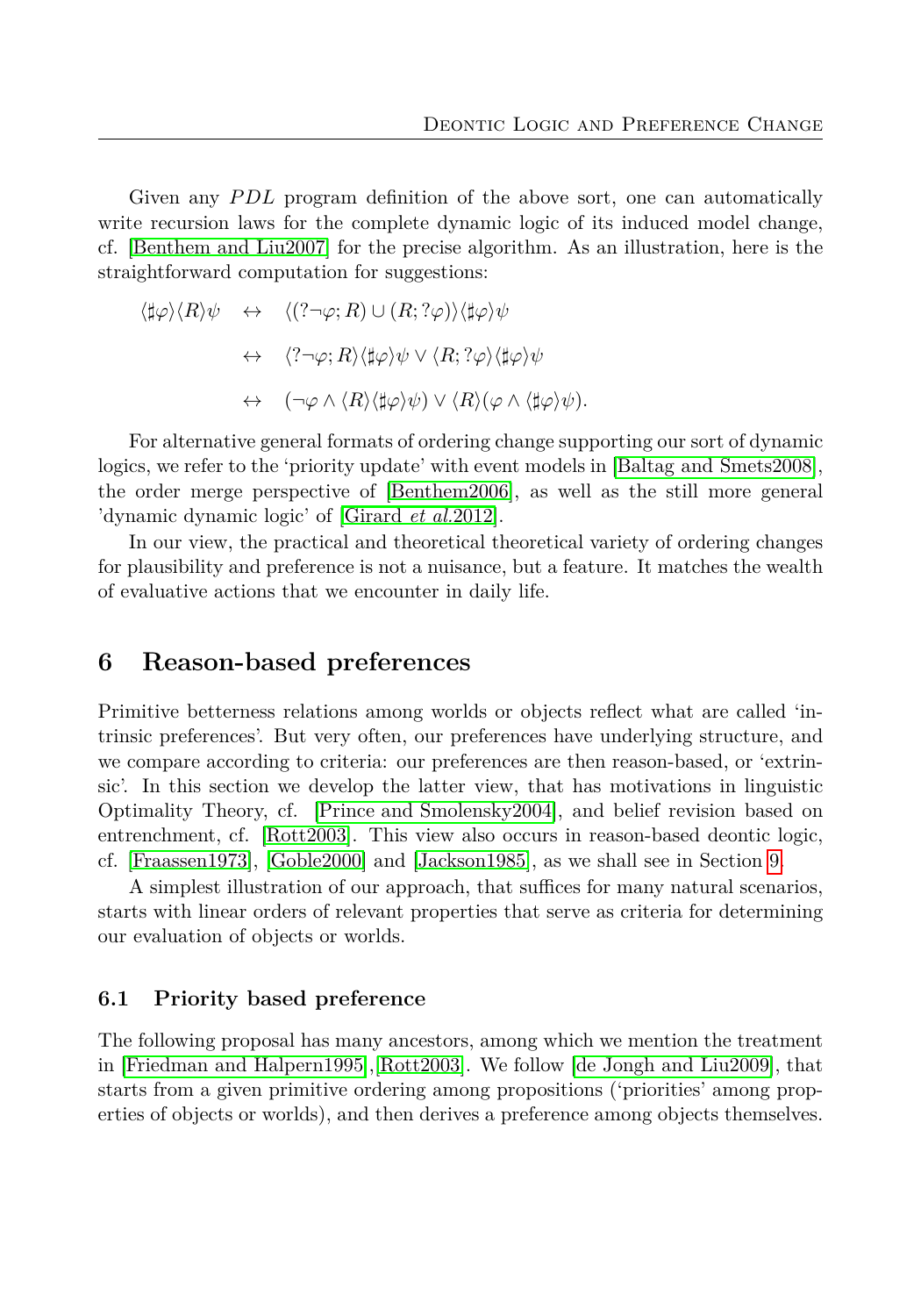Given any $PDL$ program definition of the above sort, one can automatically write recursion laws for the complete dynamic logic of its induced model change, cf. [Benthem and Liu2007] for the precise algorithm. As an illustration, here is the straightforward computation for suggestions:

$$
\begin{aligned}
\langle \sharp\varphi \rangle \langle R \rangle \psi \quad &\leftrightarrow \quad \langle (?\neg\varphi; R) \cup (R; ?\varphi) \rangle \langle \sharp\varphi \rangle \psi \\
&\leftrightarrow \quad \langle ?\neg\varphi; R \rangle \langle \sharp\varphi \rangle \psi \vee \langle R; ?\varphi \rangle \langle \sharp\varphi \rangle \psi \\
&\leftrightarrow \quad (\neg\varphi \wedge \langle R \rangle \langle \sharp\varphi \rangle \psi) \vee \langle R \rangle (\varphi \wedge \langle \sharp\varphi \rangle \psi).
\end{aligned}
$$

For alternative general formats of ordering change supporting our sort of dynamic logics, we refer to the 'priority update' with event models in [Baltag and Smets2008], the order merge perspective of [Benthem2006], as well as the still more general 'dynamic dynamic logic' of [Girard *et al.*2012].

In our view, the practical and theoretical theoretical variety of ordering changes for plausibility and preference is not a nuisance, but a feature. It matches the wealth of evaluative actions that we encounter in daily life.

## 6 Reason-based preferences

Primitive betterness relations among worlds or objects reflect what are called 'intrinsic preferences'. But very often, our preferences have underlying structure, and we compare according to criteria: our preferences are then reason-based, or 'extrinsic'. In this section we develop the latter view, that has motivations in linguistic Optimality Theory, cf. [Prince and Smolensky2004], and belief revision based on entrenchment, cf. [Rott2003]. This view also occurs in reason-based deontic logic, cf. [Fraassen1973], [Goble2000] and [Jackson1985], as we shall see in Section 9.

A simplest illustration of our approach, that suffices for many natural scenarios, starts with linear orders of relevant properties that serve as criteria for determining our evaluation of objects or worlds.

### 6.1 Priority based preference

The following proposal has many ancestors, among which we mention the treatment in [Friedman and Halpern1995],[Rott2003]. We follow [de Jongh and Liu2009], that starts from a given primitive ordering among propositions ('priorities' among properties of objects or worlds), and then derives a preference among objects themselves.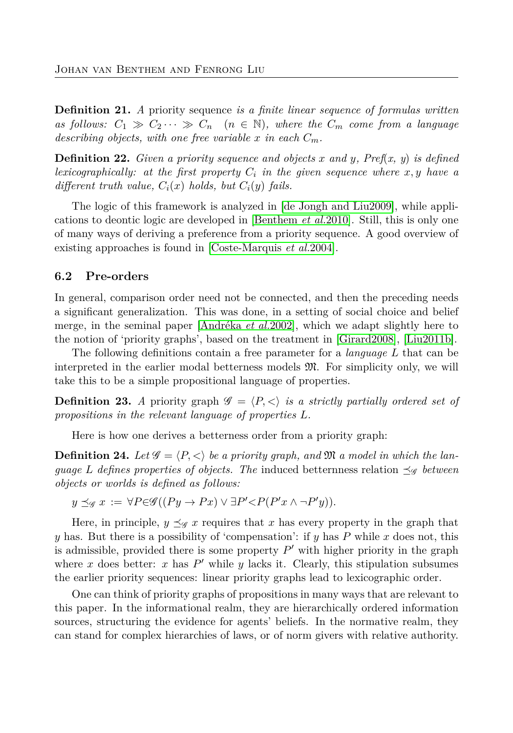**Definition 21.** *A* priority sequence *is a finite linear sequence of formulas written as follows: $C_1 \gg C_2 \cdots \gg C_n \quad (n \in \mathbb{N})$, where the $C_m$ come from a language describing objects, with one free variable $x$ in each $C_m$.*

**Definition 22.** *Given a priority sequence and objects $x$ and $y$, Pref($x$, $y$) is defined lexicographically: at the first property $C_i$ in the given sequence where $x, y$ have a different truth value, $C_i(x)$ holds, but $C_i(y)$ fails.*

The logic of this framework is analyzed in [de Jongh and Liu2009], while applications to deontic logic are developed in [Benthem *et al.*2010]. Still, this is only one of many ways of deriving a preference from a priority sequence. A good overview of existing approaches is found in [Coste-Marquis *et al.*2004].

### 6.2 Pre-orders

In general, comparison order need not be connected, and then the preceding needs a significant generalization. This was done, in a setting of social choice and belief merge, in the seminal paper [Andréka *et al.*2002], which we adapt slightly here to the notion of 'priority graphs', based on the treatment in [Girard2008], [Liu2011b].

The following definitions contain a free parameter for a *language* $L$ that can be interpreted in the earlier modal betterness models $\mathfrak{M}$. For simplicity only, we will take this to be a simple propositional language of properties.

**Definition 23.** *A* priority graph *$\mathscr{G} = \langle P, < \rangle$ is a strictly partially ordered set of propositions in the relevant language of properties $L$.*

Here is how one derives a betterness order from a priority graph:

**Definition 24.** *Let $\mathscr{G} = \langle P, < \rangle$ be a priority graph, and $\mathfrak{M}$ a model in which the language $L$ defines properties of objects. The* induced betternness relation $\preceq_{\mathscr{G}}$ *between objects or worlds is defined as follows:*

$$y \preceq_{\mathscr{G}} x \;:=\; \forall P \in \mathscr{G}((Py \to Px) \vee \exists P' < P(P'x \wedge \neg P'y)).$$

Here, in principle, $y \preceq_{\mathscr{G}} x$ requires that $x$ has every property in the graph that $y$ has. But there is a possibility of 'compensation': if $y$ has $P$ while $x$ does not, this is admissible, provided there is some property $P'$ with higher priority in the graph where $x$ does better: $x$ has $P'$ while $y$ lacks it. Clearly, this stipulation subsumes the earlier priority sequences: linear priority graphs lead to lexicographic order.

One can think of priority graphs of propositions in many ways that are relevant to this paper. In the informational realm, they are hierarchically ordered information sources, structuring the evidence for agents' beliefs. In the normative realm, they can stand for complex hierarchies of laws, or of norm givers with relative authority.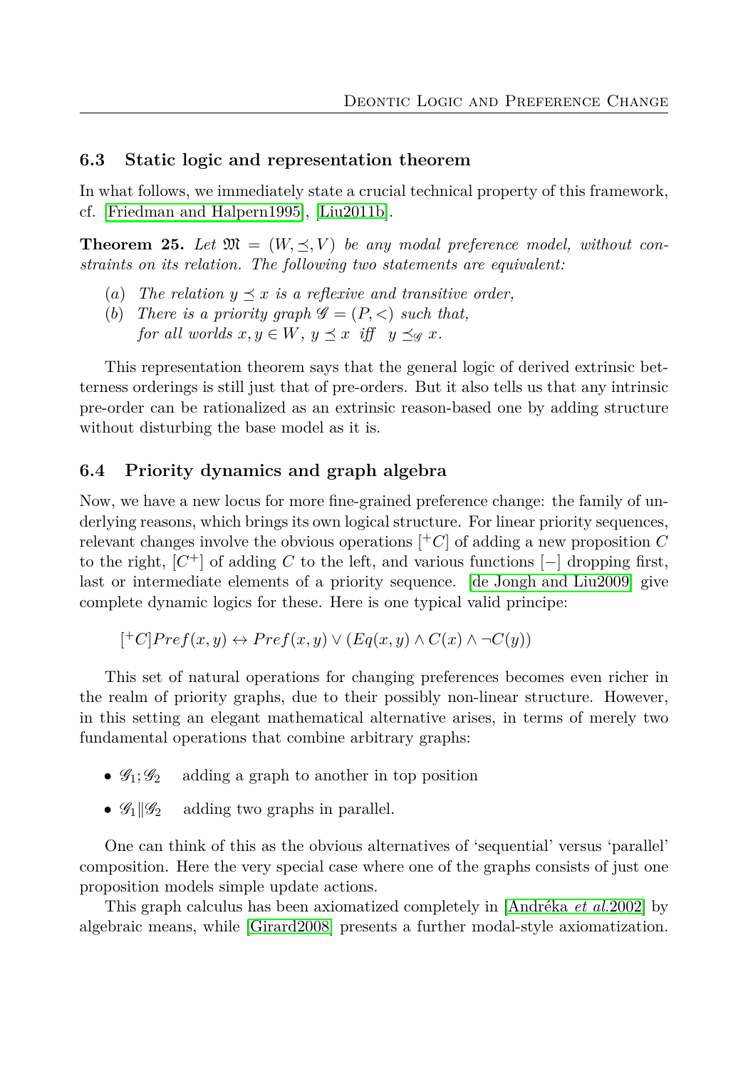### 6.3 Static logic and representation theorem

In what follows, we immediately state a crucial technical property of this framework, cf. [Friedman and Halpern1995], [Liu2011b].

**Theorem 25.** *Let $\mathfrak{M} = (W, \preceq, V)$ be any modal preference model, without constraints on its relation. The following two statements are equivalent:*

(*a*) *The relation $y \preceq x$ is a reflexive and transitive order,*
(*b*) *There is a priority graph $\mathscr{G} = (P, <)$ such that,*
*for all worlds $x, y \in W$, $y \preceq x$ iff $y \preceq_{\mathscr{G}} x$.*

This representation theorem says that the general logic of derived extrinsic betterness orderings is still just that of pre-orders. But it also tells us that any intrinsic pre-order can be rationalized as an extrinsic reason-based one by adding structure without disturbing the base model as it is.

### 6.4 Priority dynamics and graph algebra

Now, we have a new locus for more fine-grained preference change: the family of underlying reasons, which brings its own logical structure. For linear priority sequences, relevant changes involve the obvious operations $[^+C]$ of adding a new proposition $C$ to the right, $[C^+]$ of adding $C$ to the left, and various functions $[-]$ dropping first, last or intermediate elements of a priority sequence. [de Jongh and Liu2009] give complete dynamic logics for these. Here is one typical valid principe:

$$[^+C]Pref(x,y) \leftrightarrow Pref(x,y) \vee (Eq(x,y) \wedge C(x) \wedge \neg C(y))$$

This set of natural operations for changing preferences becomes even richer in the realm of priority graphs, due to their possibly non-linear structure. However, in this setting an elegant mathematical alternative arises, in terms of merely two fundamental operations that combine arbitrary graphs:

- $\mathscr{G}_1;\mathscr{G}_2$ adding a graph to another in top position
- $\mathscr{G}_1 \| \mathscr{G}_2$ adding two graphs in parallel.

One can think of this as the obvious alternatives of 'sequential' versus 'parallel' composition. Here the very special case where one of the graphs consists of just one proposition models simple update actions.

This graph calculus has been axiomatized completely in [Andréka *et al.*2002] by algebraic means, while [Girard2008] presents a further modal-style axiomatization.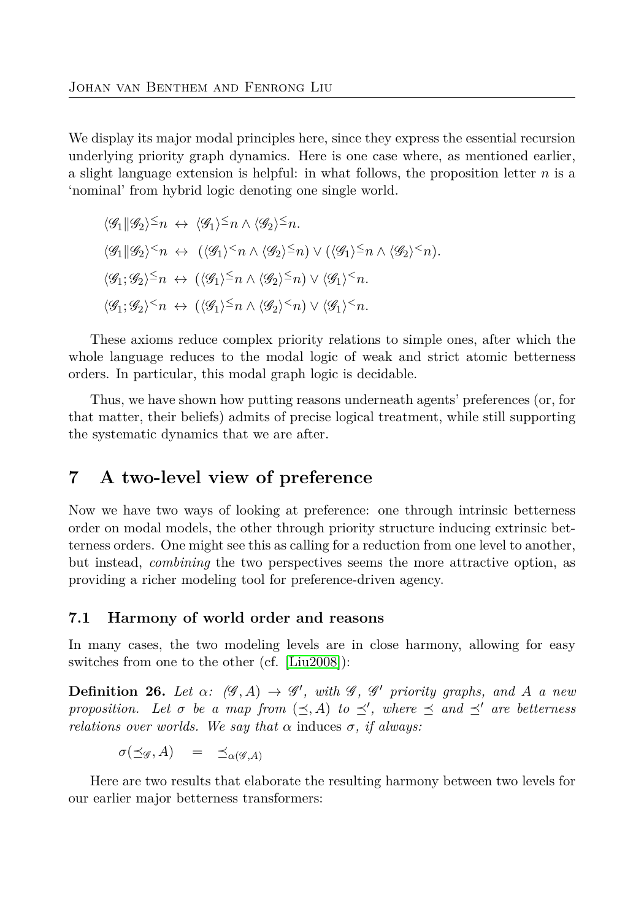We display its major modal principles here, since they express the essential recursion underlying priority graph dynamics. Here is one case where, as mentioned earlier, a slight language extension is helpful: in what follows, the proposition letter $n$ is a 'nominal' from hybrid logic denoting one single world.

$$\langle \mathscr{G}_1 \| \mathscr{G}_2 \rangle^{\leq} n \;\leftrightarrow\; \langle \mathscr{G}_1 \rangle^{\leq} n \wedge \langle \mathscr{G}_2 \rangle^{\leq} n.$$

$$\langle \mathscr{G}_1 \| \mathscr{G}_2 \rangle^{<} n \;\leftrightarrow\; (\langle \mathscr{G}_1 \rangle^{<} n \wedge \langle \mathscr{G}_2 \rangle^{\leq} n) \vee (\langle \mathscr{G}_1 \rangle^{\leq} n \wedge \langle \mathscr{G}_2 \rangle^{<} n).$$

$$\langle \mathscr{G}_1 ; \mathscr{G}_2 \rangle^{\leq} n \;\leftrightarrow\; (\langle \mathscr{G}_1 \rangle^{\leq} n \wedge \langle \mathscr{G}_2 \rangle^{\leq} n) \vee \langle \mathscr{G}_1 \rangle^{<} n.$$

$$\langle \mathscr{G}_1 ; \mathscr{G}_2 \rangle^{<} n \;\leftrightarrow\; (\langle \mathscr{G}_1 \rangle^{\leq} n \wedge \langle \mathscr{G}_2 \rangle^{<} n) \vee \langle \mathscr{G}_1 \rangle^{<} n.$$

These axioms reduce complex priority relations to simple ones, after which the whole language reduces to the modal logic of weak and strict atomic betterness orders. In particular, this modal graph logic is decidable.

Thus, we have shown how putting reasons underneath agents' preferences (or, for that matter, their beliefs) admits of precise logical treatment, while still supporting the systematic dynamics that we are after.

## 7 A two-level view of preference

Now we have two ways of looking at preference: one through intrinsic betterness order on modal models, the other through priority structure inducing extrinsic betterness orders. One might see this as calling for a reduction from one level to another, but instead, *combining* the two perspectives seems the more attractive option, as providing a richer modeling tool for preference-driven agency.

### 7.1 Harmony of world order and reasons

In many cases, the two modeling levels are in close harmony, allowing for easy switches from one to the other (cf. [Liu2008]):

**Definition 26.** *Let $\alpha$: $(\mathscr{G}, A) \to \mathscr{G}'$, with $\mathscr{G}$, $\mathscr{G}'$ priority graphs, and $A$ a new proposition. Let $\sigma$ be a map from $(\preceq, A)$ to $\preceq'$, where $\preceq$ and $\preceq'$ are betterness relations over worlds. We say that $\alpha$* induces *$\sigma$, if always:*

$$\sigma(\preceq_{\mathscr{G}}, A) \quad = \quad \preceq_{\alpha(\mathscr{G}, A)}$$

Here are two results that elaborate the resulting harmony between two levels for our earlier major betterness transformers: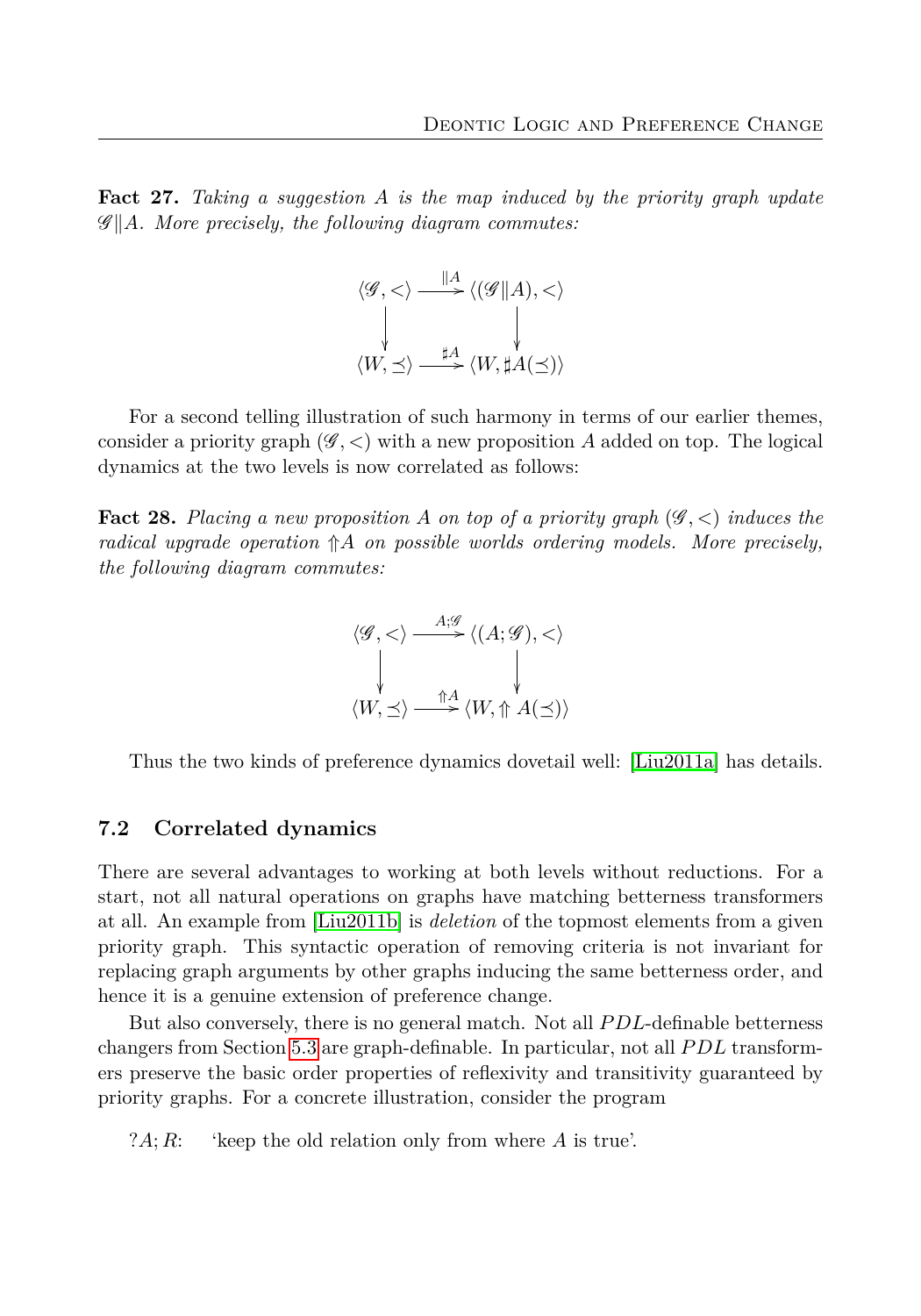**Fact 27.** *Taking a suggestion $A$ is the map induced by the priority graph update $\mathscr{G}\|A$. More precisely, the following diagram commutes:*

$$\begin{array}{ccc}
\langle \mathscr{G}, < \rangle & \xrightarrow{\|A} & \langle (\mathscr{G}\|A), < \rangle \\
\downarrow & & \downarrow \\
\langle W, \preceq \rangle & \xrightarrow{\sharp A} & \langle W, \sharp A(\preceq) \rangle
\end{array}$$

For a second telling illustration of such harmony in terms of our earlier themes, consider a priority graph $(\mathscr{G}, <)$ with a new proposition $A$ added on top. The logical dynamics at the two levels is now correlated as follows:

**Fact 28.** *Placing a new proposition $A$ on top of a priority graph $(\mathscr{G}, <)$ induces the radical upgrade operation $\Uparrow A$ on possible worlds ordering models. More precisely, the following diagram commutes:*

$$\begin{array}{ccc}
\langle \mathscr{G}, < \rangle & \xrightarrow{A;\mathscr{G}} & \langle (A;\mathscr{G}), < \rangle \\
\downarrow & & \downarrow \\
\langle W, \preceq \rangle & \xrightarrow{\Uparrow A} & \langle W, \Uparrow A(\preceq) \rangle
\end{array}$$

Thus the two kinds of preference dynamics dovetail well: [Liu2011a] has details.

### 7.2 Correlated dynamics

There are several advantages to working at both levels without reductions. For a start, not all natural operations on graphs have matching betterness transformers at all. An example from [Liu2011b] is *deletion* of the topmost elements from a given priority graph. This syntactic operation of removing criteria is not invariant for replacing graph arguments by other graphs inducing the same betterness order, and hence it is a genuine extension of preference change.

But also conversely, there is no general match. Not all $PDL$-definable betterness changers from Section 5.3 are graph-definable. In particular, not all $PDL$ transformers preserve the basic order properties of reflexivity and transitivity guaranteed by priority graphs. For a concrete illustration, consider the program

$?A; R$: 'keep the old relation only from where $A$ is true'.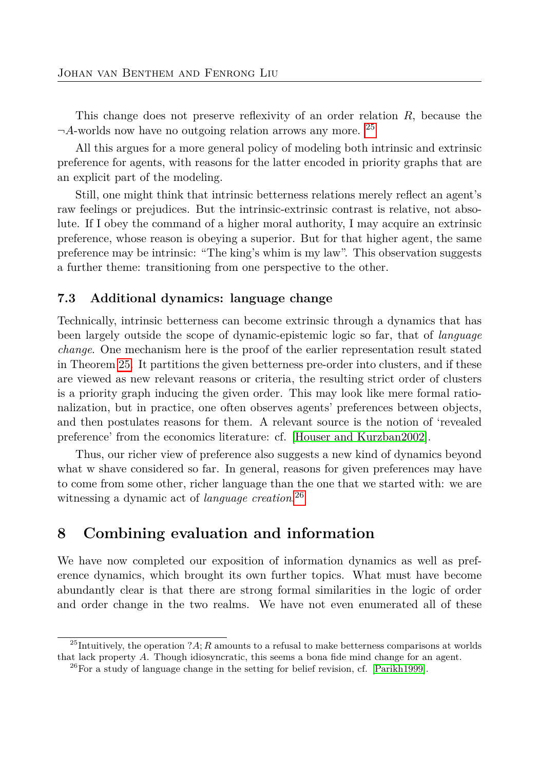This change does not preserve reflexivity of an order relation $R$, because the $\neg A$-worlds now have no outgoing relation arrows any more. [25]

All this argues for a more general policy of modeling both intrinsic and extrinsic preference for agents, with reasons for the latter encoded in priority graphs that are an explicit part of the modeling.

Still, one might think that intrinsic betterness relations merely reflect an agent's raw feelings or prejudices. But the intrinsic-extrinsic contrast is relative, not absolute. If I obey the command of a higher moral authority, I may acquire an extrinsic preference, whose reason is obeying a superior. But for that higher agent, the same preference may be intrinsic: "The king's whim is my law". This observation suggests a further theme: transitioning from one perspective to the other.

### 7.3 Additional dynamics: language change

Technically, intrinsic betterness can become extrinsic through a dynamics that has been largely outside the scope of dynamic-epistemic logic so far, that of *language change*. One mechanism here is the proof of the earlier representation result stated in Theorem 25. It partitions the given betterness pre-order into clusters, and if these are viewed as new relevant reasons or criteria, the resulting strict order of clusters is a priority graph inducing the given order. This may look like mere formal rationalization, but in practice, one often observes agents' preferences between objects, and then postulates reasons for them. A relevant source is the notion of 'revealed preference' from the economics literature: cf. [Houser and Kurzban2002].

Thus, our richer view of preference also suggests a new kind of dynamics beyond what w shave considered so far. In general, reasons for given preferences may have to come from some other, richer language than the one that we started with: we are witnessing a dynamic act of *language creation*.[26]

## 8 Combining evaluation and information

We have now completed our exposition of information dynamics as well as preference dynamics, which brought its own further topics. What must have become abundantly clear is that there are strong formal similarities in the logic of order and order change in the two realms. We have not even enumerated all of these

[25] Intuitively, the operation $?A; R$ amounts to a refusal to make betterness comparisons at worlds that lack property $A$. Though idiosyncratic, this seems a bona fide mind change for an agent.

[26] For a study of language change in the setting for belief revision, cf. [Parikh1999].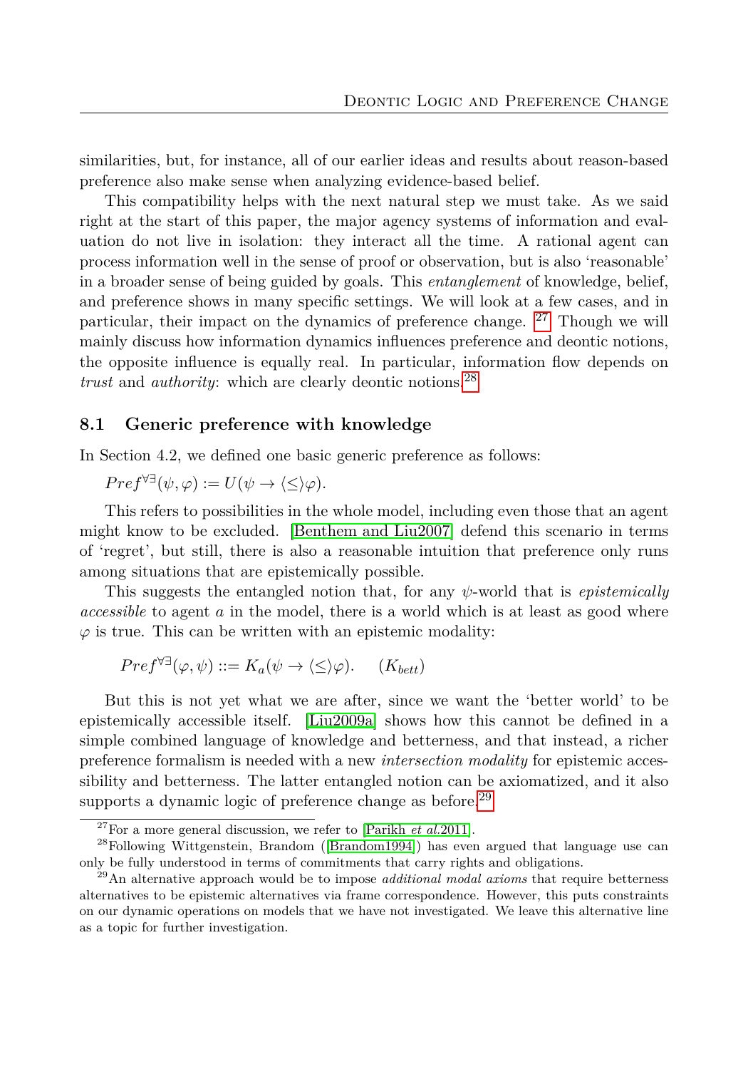similarities, but, for instance, all of our earlier ideas and results about reason-based preference also make sense when analyzing evidence-based belief.

This compatibility helps with the next natural step we must take. As we said right at the start of this paper, the major agency systems of information and evaluation do not live in isolation: they interact all the time. A rational agent can process information well in the sense of proof or observation, but is also 'reasonable' in a broader sense of being guided by goals. This *entanglement* of knowledge, belief, and preference shows in many specific settings. We will look at a few cases, and in particular, their impact on the dynamics of preference change. [27] Though we will mainly discuss how information dynamics influences preference and deontic notions, the opposite influence is equally real. In particular, information flow depends on *trust* and *authority*: which are clearly deontic notions.[28]

### 8.1 Generic preference with knowledge

In Section 4.2, we defined one basic generic preference as follows:

$Pref^{\forall\exists}(\psi, \varphi) := U(\psi \to \langle\leq\rangle\varphi)$.

This refers to possibilities in the whole model, including even those that an agent might know to be excluded. [Benthem and Liu2007] defend this scenario in terms of 'regret', but still, there is also a reasonable intuition that preference only runs among situations that are epistemically possible.

This suggests the entangled notion that, for any $\psi$-world that is *epistemically accessible* to agent $a$ in the model, there is a world which is at least as good where $\varphi$ is true. This can be written with an epistemic modality:

$$Pref^{\forall\exists}(\varphi, \psi) ::= K_a(\psi \to \langle\leq\rangle\varphi). \qquad (K_{bett})$$

But this is not yet what we are after, since we want the 'better world' to be epistemically accessible itself. [Liu2009a] shows how this cannot be defined in a simple combined language of knowledge and betterness, and that instead, a richer preference formalism is needed with a new *intersection modality* for epistemic accessibility and betterness. The latter entangled notion can be axiomatized, and it also supports a dynamic logic of preference change as before.[29]

[27] For a more general discussion, we refer to [Parikh *et al.*2011].

[28] Following Wittgenstein, Brandom ([Brandom1994]) has even argued that language use can only be fully understood in terms of commitments that carry rights and obligations.

[29] An alternative approach would be to impose *additional modal axioms* that require betterness alternatives to be epistemic alternatives via frame correspondence. However, this puts constraints on our dynamic operations on models that we have not investigated. We leave this alternative line as a topic for further investigation.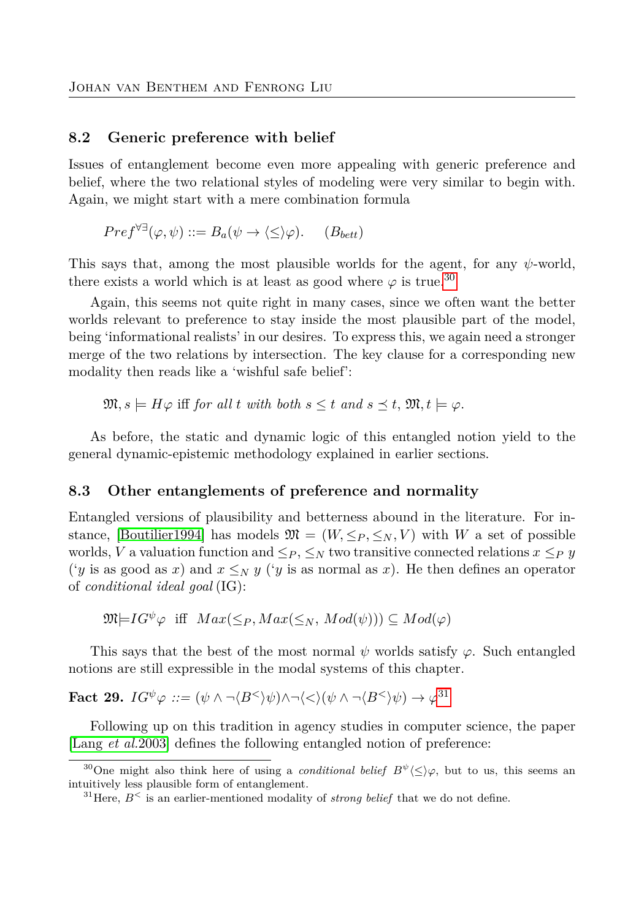### 8.2 Generic preference with belief

Issues of entanglement become even more appealing with generic preference and belief, where the two relational styles of modeling were very similar to begin with. Again, we might start with a mere combination formula

$$Pref^{\forall\exists}(\varphi, \psi) ::= B_a(\psi \rightarrow \langle\leq\rangle\varphi). \quad (B_{bett})$$

This says that, among the most plausible worlds for the agent, for any $\psi$-world, there exists a world which is at least as good where $\varphi$ is true.[30]

Again, this seems not quite right in many cases, since we often want the better worlds relevant to preference to stay inside the most plausible part of the model, being 'informational realists' in our desires. To express this, we again need a stronger merge of the two relations by intersection. The key clause for a corresponding new modality then reads like a 'wishful safe belief':

$$\mathfrak{M}, s \models H\varphi \text{ iff } \textit{for all } t \textit{ with both } s \leq t \textit{ and } s \preceq t, \ \mathfrak{M}, t \models \varphi.$$

As before, the static and dynamic logic of this entangled notion yield to the general dynamic-epistemic methodology explained in earlier sections.

### 8.3 Other entanglements of preference and normality

Entangled versions of plausibility and betterness abound in the literature. For instance, [Boutilier1994] has models $\mathfrak{M} = (W, \leq_P, \leq_N, V)$ with $W$ a set of possible worlds, $V$ a valuation function and $\leq_P$, $\leq_N$ two transitive connected relations $x \leq_P y$ ('$y$ is as good as $x$) and $x \leq_N y$ ('$y$ is as normal as $x$). He then defines an operator of *conditional ideal goal* (IG):

$$\mathfrak{M} \models IG^{\psi}\varphi \ \text{ iff } \ Max(\leq_P, Max(\leq_N, Mod(\psi))) \subseteq Mod(\varphi)$$

This says that the best of the most normal $\psi$ worlds satisfy $\varphi$. Such entangled notions are still expressible in the modal systems of this chapter.

**Fact 29.** $IG^{\psi}\varphi ::= (\psi \wedge \neg\langle B^{<}\rangle\psi) \wedge \neg\langle<\rangle(\psi \wedge \neg\langle B^{<}\rangle\psi) \rightarrow \varphi$[31]

Following up on this tradition in agency studies in computer science, the paper [Lang *et al.*2003] defines the following entangled notion of preference:

[30] One might also think here of using a *conditional belief* $B^{\psi}\langle\leq\rangle\varphi$, but to us, this seems an intuitively less plausible form of entanglement.

[31] Here, $B^{<}$ is an earlier-mentioned modality of *strong belief* that we do not define.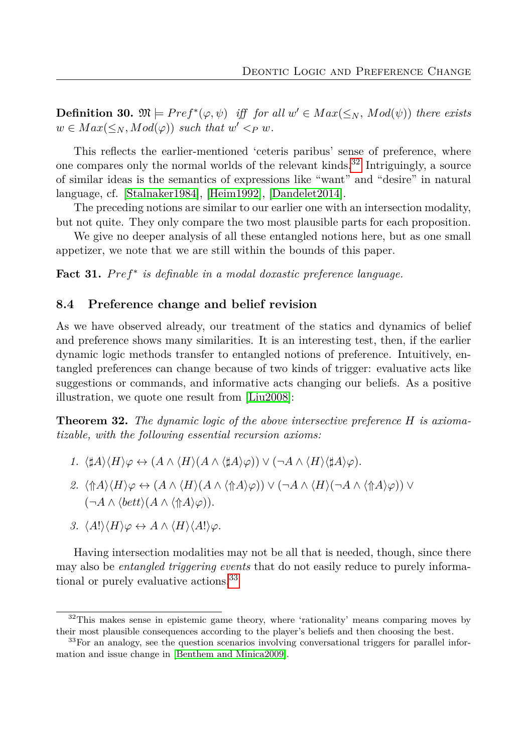**Definition 30.** $\mathfrak{M} \models Pref^*(\varphi, \psi)$ *iff for all* $w' \in Max(\leq_N, Mod(\psi))$ *there exists* $w \in Max(\leq_N, Mod(\varphi))$ *such that* $w' <_P w$.

This reflects the earlier-mentioned 'ceteris paribus' sense of preference, where one compares only the normal worlds of the relevant kinds.[32] Intriguingly, a source of similar ideas is the semantics of expressions like "want" and "desire" in natural language, cf. [Stalnaker1984], [Heim1992], [Dandelet2014].

The preceding notions are similar to our earlier one with an intersection modality, but not quite. They only compare the two most plausible parts for each proposition.

We give no deeper analysis of all these entangled notions here, but as one small appetizer, we note that we are still within the bounds of this paper.

**Fact 31.** *$Pref^*$ is definable in a modal doxastic preference language.*

### 8.4 Preference change and belief revision

As we have observed already, our treatment of the statics and dynamics of belief and preference shows many similarities. It is an interesting test, then, if the earlier dynamic logic methods transfer to entangled notions of preference. Intuitively, entangled preferences can change because of two kinds of trigger: evaluative acts like suggestions or commands, and informative acts changing our beliefs. As a positive illustration, we quote one result from [Liu2008]:

**Theorem 32.** *The dynamic logic of the above intersective preference $H$ is axiomatizable, with the following essential recursion axioms:*

1. $\langle \sharp A \rangle \langle H \rangle \varphi \leftrightarrow (A \wedge \langle H \rangle (A \wedge \langle \sharp A \rangle \varphi)) \vee (\neg A \wedge \langle H \rangle \langle \sharp A \rangle \varphi)$.
2. $\langle \Uparrow A \rangle \langle H \rangle \varphi \leftrightarrow (A \wedge \langle H \rangle (A \wedge \langle \Uparrow A \rangle \varphi)) \vee (\neg A \wedge \langle H \rangle (\neg A \wedge \langle \Uparrow A \rangle \varphi)) \vee$ $(\neg A \wedge \langle bett \rangle (A \wedge \langle \Uparrow A \rangle \varphi))$.
3. $\langle A! \rangle \langle H \rangle \varphi \leftrightarrow A \wedge \langle H \rangle \langle A! \rangle \varphi$.

Having intersection modalities may not be all that is needed, though, since there may also be *entangled triggering events* that do not easily reduce to purely informational or purely evaluative actions.[33]

[32] This makes sense in epistemic game theory, where 'rationality' means comparing moves by their most plausible consequences according to the player's beliefs and then choosing the best.

[33] For an analogy, see the question scenarios involving conversational triggers for parallel information and issue change in [Benthem and Minica2009].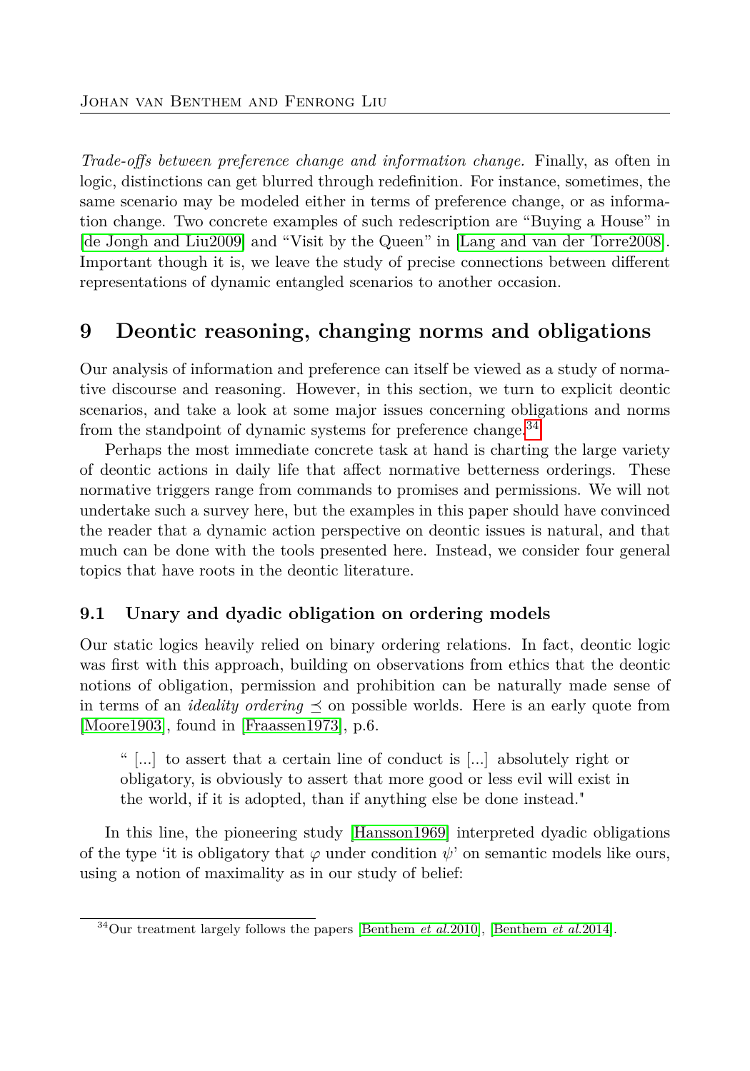*Trade-offs between preference change and information change.* Finally, as often in logic, distinctions can get blurred through redefinition. For instance, sometimes, the same scenario may be modeled either in terms of preference change, or as information change. Two concrete examples of such redescription are "Buying a House" in [de Jongh and Liu2009] and "Visit by the Queen" in [Lang and van der Torre2008]. Important though it is, we leave the study of precise connections between different representations of dynamic entangled scenarios to another occasion.

## 9 Deontic reasoning, changing norms and obligations

Our analysis of information and preference can itself be viewed as a study of normative discourse and reasoning. However, in this section, we turn to explicit deontic scenarios, and take a look at some major issues concerning obligations and norms from the standpoint of dynamic systems for preference change.[34]

Perhaps the most immediate concrete task at hand is charting the large variety of deontic actions in daily life that affect normative betterness orderings. These normative triggers range from commands to promises and permissions. We will not undertake such a survey here, but the examples in this paper should have convinced the reader that a dynamic action perspective on deontic issues is natural, and that much can be done with the tools presented here. Instead, we consider four general topics that have roots in the deontic literature.

### 9.1 Unary and dyadic obligation on ordering models

Our static logics heavily relied on binary ordering relations. In fact, deontic logic was first with this approach, building on observations from ethics that the deontic notions of obligation, permission and prohibition can be naturally made sense of in terms of an *ideality ordering* $\preceq$ on possible worlds. Here is an early quote from [Moore1903], found in [Fraassen1973], p.6.

> " [...] to assert that a certain line of conduct is [...] absolutely right or obligatory, is obviously to assert that more good or less evil will exist in the world, if it is adopted, than if anything else be done instead."

In this line, the pioneering study [Hansson1969] interpreted dyadic obligations of the type 'it is obligatory that $\varphi$ under condition $\psi$' on semantic models like ours, using a notion of maximality as in our study of belief:

[34] Our treatment largely follows the papers [Benthem *et al.*2010], [Benthem *et al.*2014].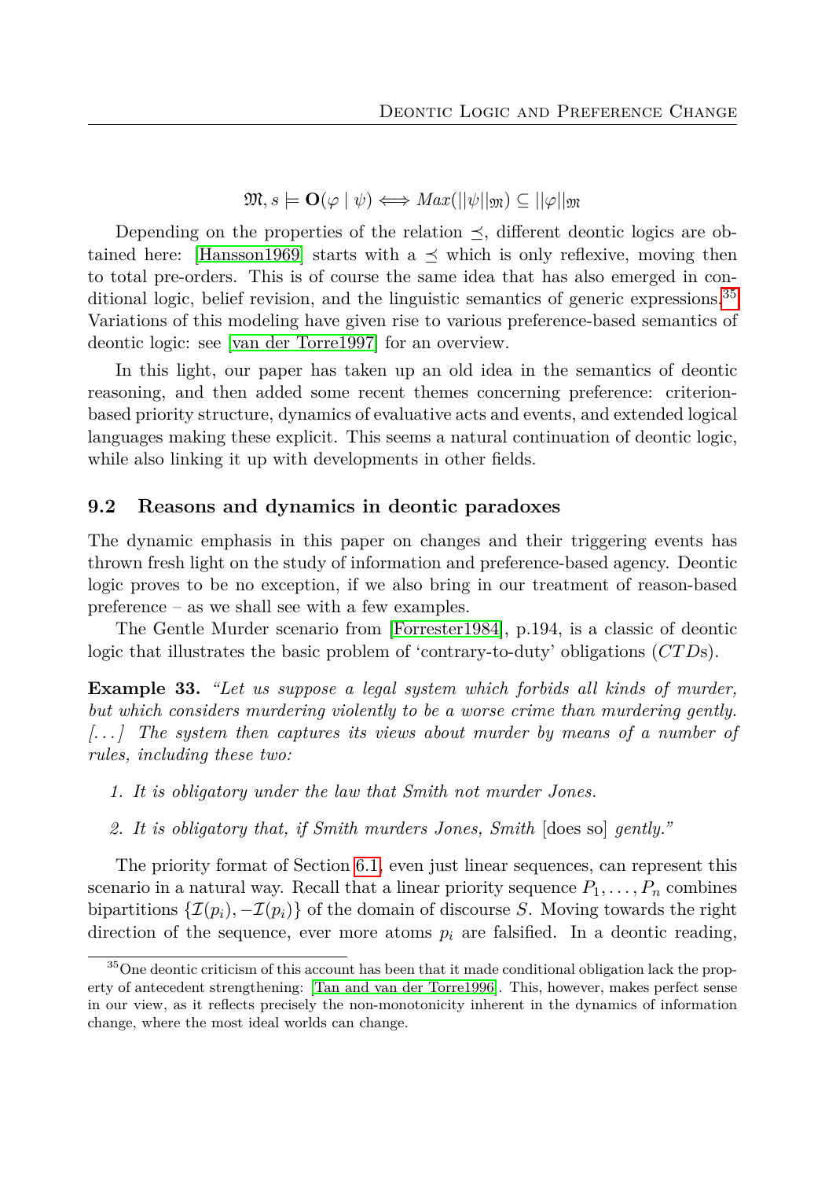$$\mathfrak{M}, s \models \mathbf{O}(\varphi \mid \psi) \iff Max(||\psi||_{\mathfrak{M}}) \subseteq ||\varphi||_{\mathfrak{M}}$$

Depending on the properties of the relation $\preceq$, different deontic logics are obtained here: [Hansson1969] starts with a $\preceq$ which is only reflexive, moving then to total pre-orders. This is of course the same idea that has also emerged in conditional logic, belief revision, and the linguistic semantics of generic expressions.[35] Variations of this modeling have given rise to various preference-based semantics of deontic logic: see [van der Torre1997] for an overview.

In this light, our paper has taken up an old idea in the semantics of deontic reasoning, and then added some recent themes concerning preference: criterion-based priority structure, dynamics of evaluative acts and events, and extended logical languages making these explicit. This seems a natural continuation of deontic logic, while also linking it up with developments in other fields.

### 9.2 Reasons and dynamics in deontic paradoxes

The dynamic emphasis in this paper on changes and their triggering events has thrown fresh light on the study of information and preference-based agency. Deontic logic proves to be no exception, if we also bring in our treatment of reason-based preference – as we shall see with a few examples.

The Gentle Murder scenario from [Forrester1984], p.194, is a classic of deontic logic that illustrates the basic problem of 'contrary-to-duty' obligations ($CTD$s).

**Example 33.** *"Let us suppose a legal system which forbids all kinds of murder, but which considers murdering violently to be a worse crime than murdering gently. [...] The system then captures its views about murder by means of a number of rules, including these two:*

1. *It is obligatory under the law that Smith not murder Jones.*
2. *It is obligatory that, if Smith murders Jones, Smith* [does so] *gently."*

The priority format of Section 6.1, even just linear sequences, can represent this scenario in a natural way. Recall that a linear priority sequence $P_1, \ldots, P_n$ combines bipartitions $\{\mathcal{I}(p_i), -\mathcal{I}(p_i)\}$ of the domain of discourse $S$. Moving towards the right direction of the sequence, ever more atoms $p_i$ are falsified. In a deontic reading,

[35] One deontic criticism of this account has been that it made conditional obligation lack the property of antecedent strengthening: [Tan and van der Torre1996]. This, however, makes perfect sense in our view, as it reflects precisely the non-monotonicity inherent in the dynamics of information change, where the most ideal worlds can change.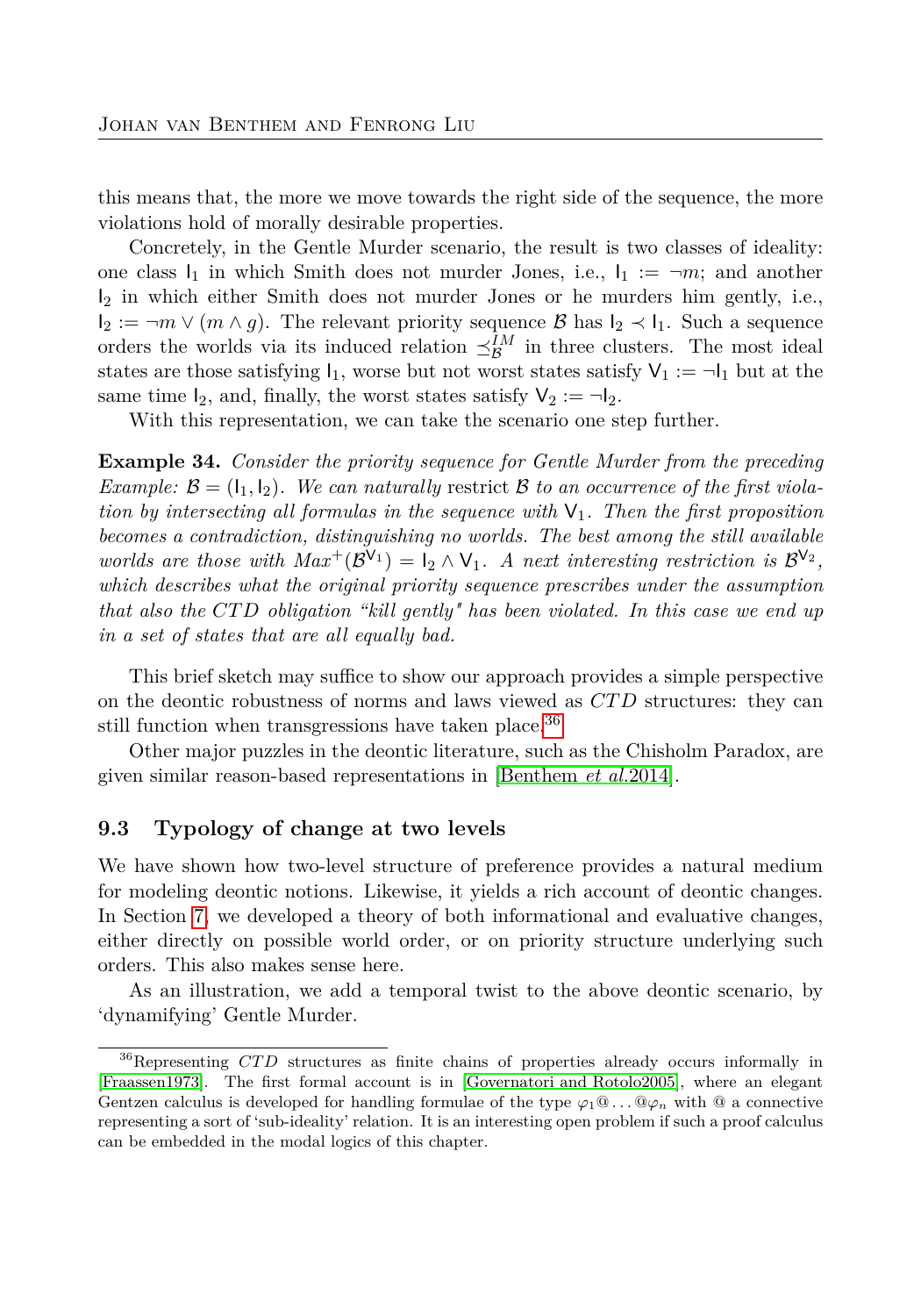this means that, the more we move towards the right side of the sequence, the more violations hold of morally desirable properties.

Concretely, in the Gentle Murder scenario, the result is two classes of ideality: one class $\mathsf{I}_1$ in which Smith does not murder Jones, i.e., $\mathsf{I}_1 := \neg m$; and another $\mathsf{I}_2$ in which either Smith does not murder Jones or he murders him gently, i.e., $\mathsf{I}_2 := \neg m \vee (m \wedge g)$. The relevant priority sequence $\mathcal{B}$ has $\mathsf{I}_2 \prec \mathsf{I}_1$. Such a sequence orders the worlds via its induced relation $\preceq_{\mathcal{B}}^{IM}$ in three clusters. The most ideal states are those satisfying $\mathsf{I}_1$, worse but not worst states satisfy $\mathsf{V}_1 := \neg \mathsf{I}_1$ but at the same time $\mathsf{I}_2$, and, finally, the worst states satisfy $\mathsf{V}_2 := \neg \mathsf{I}_2$.

With this representation, we can take the scenario one step further.

**Example 34.** *Consider the priority sequence for Gentle Murder from the preceding Example: $\mathcal{B} = (\mathsf{I}_1, \mathsf{I}_2)$. We can naturally* restrict *$\mathcal{B}$ to an occurrence of the first violation by intersecting all formulas in the sequence with $\mathsf{V}_1$. Then the first proposition becomes a contradiction, distinguishing no worlds. The best among the still available worlds are those with $Max^{+}(\mathcal{B}^{\mathsf{V}_1}) = \mathsf{I}_2 \wedge \mathsf{V}_1$. A next interesting restriction is $\mathcal{B}^{\mathsf{V}_2}$, which describes what the original priority sequence prescribes under the assumption that also the CTD obligation "kill gently" has been violated. In this case we end up in a set of states that are all equally bad.*

This brief sketch may suffice to show our approach provides a simple perspective on the deontic robustness of norms and laws viewed as *CTD* structures: they can still function when transgressions have taken place.[36]

Other major puzzles in the deontic literature, such as the Chisholm Paradox, are given similar reason-based representations in [Benthem *et al.*2014].

### 9.3 Typology of change at two levels

We have shown how two-level structure of preference provides a natural medium for modeling deontic notions. Likewise, it yields a rich account of deontic changes. In Section 7, we developed a theory of both informational and evaluative changes, either directly on possible world order, or on priority structure underlying such orders. This also makes sense here.

As an illustration, we add a temporal twist to the above deontic scenario, by 'dynamifying' Gentle Murder.

---

[36] Representing *CTD* structures as finite chains of properties already occurs informally in [Fraassen1973]. The first formal account is in [Governatori and Rotolo2005], where an elegant Gentzen calculus is developed for handling formulae of the type $\varphi_1 @ \ldots @ \varphi_n$ with @ a connective representing a sort of 'sub-ideality' relation. It is an interesting open problem if such a proof calculus can be embedded in the modal logics of this chapter.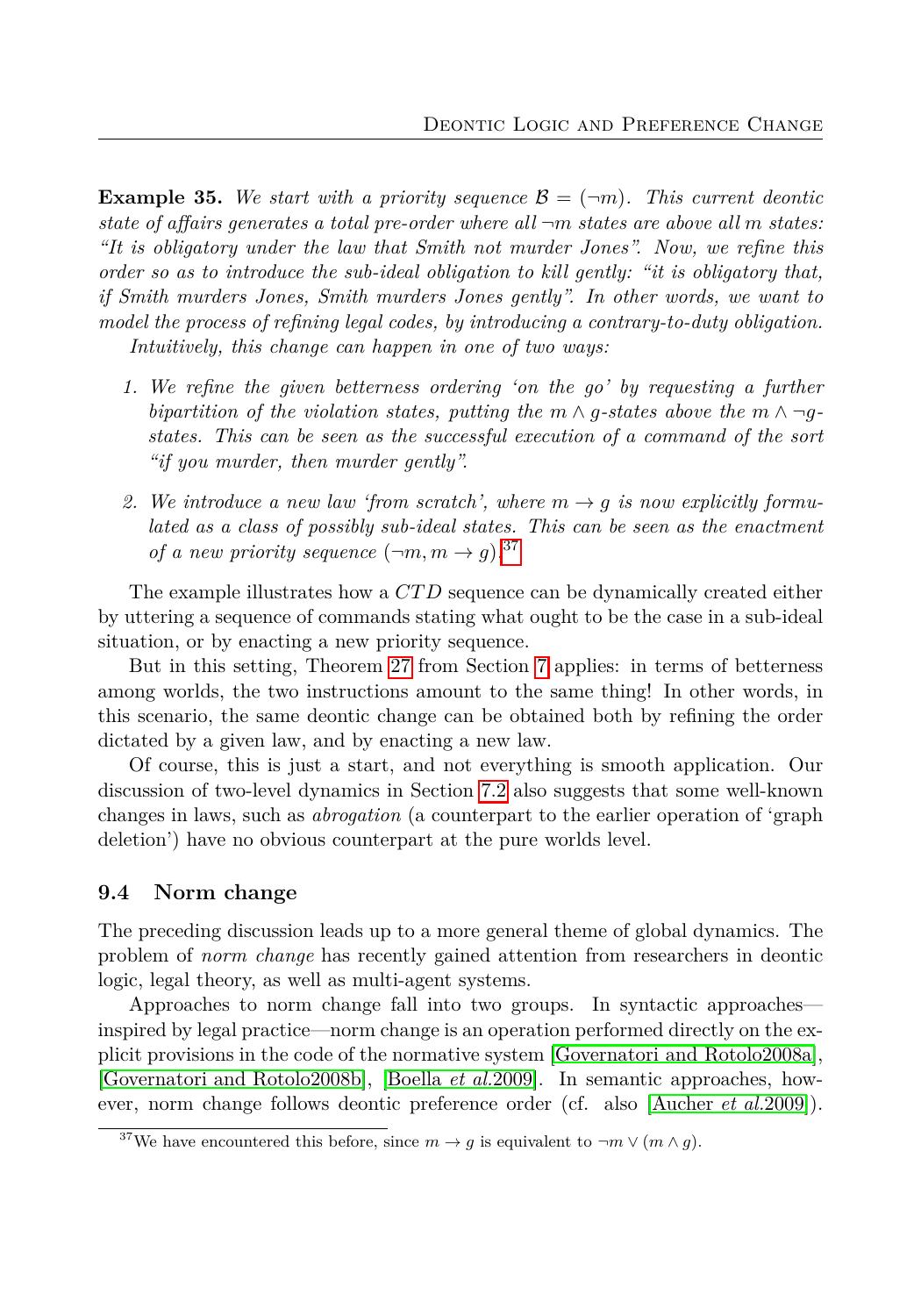**Example 35.** *We start with a priority sequence $\mathcal{B} = (\neg m)$. This current deontic state of affairs generates a total pre-order where all $\neg m$ states are above all $m$ states: "It is obligatory under the law that Smith not murder Jones". Now, we refine this order so as to introduce the sub-ideal obligation to kill gently: "it is obligatory that, if Smith murders Jones, Smith murders Jones gently". In other words, we want to model the process of refining legal codes, by introducing a contrary-to-duty obligation.*

*Intuitively, this change can happen in one of two ways:*

1. *We refine the given betterness ordering 'on the go' by requesting a further bipartition of the violation states, putting the $m \wedge g$-states above the $m \wedge \neg g$-states. This can be seen as the successful execution of a command of the sort "if you murder, then murder gently".*
2. *We introduce a new law 'from scratch', where $m \to g$ is now explicitly formulated as a class of possibly sub-ideal states. This can be seen as the enactment of a new priority sequence $(\neg m, m \to g)$.*[37]

The example illustrates how a $CTD$ sequence can be dynamically created either by uttering a sequence of commands stating what ought to be the case in a sub-ideal situation, or by enacting a new priority sequence.

But in this setting, Theorem 27 from Section 7 applies: in terms of betterness among worlds, the two instructions amount to the same thing! In other words, in this scenario, the same deontic change can be obtained both by refining the order dictated by a given law, and by enacting a new law.

Of course, this is just a start, and not everything is smooth application. Our discussion of two-level dynamics in Section 7.2 also suggests that some well-known changes in laws, such as *abrogation* (a counterpart to the earlier operation of 'graph deletion') have no obvious counterpart at the pure worlds level.

### 9.4 Norm change

The preceding discussion leads up to a more general theme of global dynamics. The problem of *norm change* has recently gained attention from researchers in deontic logic, legal theory, as well as multi-agent systems.

Approaches to norm change fall into two groups. In syntactic approaches—inspired by legal practice—norm change is an operation performed directly on the explicit provisions in the code of the normative system [Governatori and Rotolo2008a], [Governatori and Rotolo2008b], [Boella *et al.*2009]. In semantic approaches, however, norm change follows deontic preference order (cf. also [Aucher *et al.*2009]).

[37] We have encountered this before, since $m \to g$ is equivalent to $\neg m \vee (m \wedge g)$.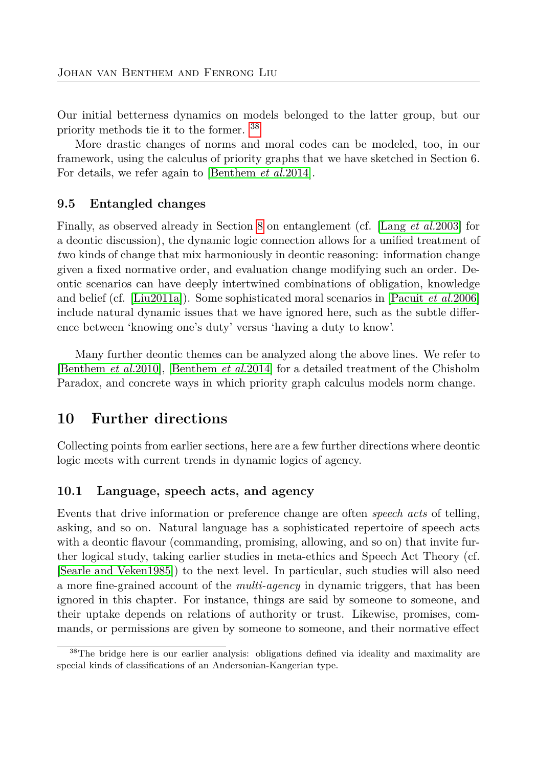Our initial betterness dynamics on models belonged to the latter group, but our priority methods tie it to the former. [38]

More drastic changes of norms and moral codes can be modeled, too, in our framework, using the calculus of priority graphs that we have sketched in Section 6. For details, we refer again to [Benthem *et al.*2014].

### 9.5 Entangled changes

Finally, as observed already in Section 8 on entanglement (cf. [Lang *et al.*2003] for a deontic discussion), the dynamic logic connection allows for a unified treatment of *t*wo kinds of change that mix harmoniously in deontic reasoning: information change given a fixed normative order, and evaluation change modifying such an order. Deontic scenarios can have deeply intertwined combinations of obligation, knowledge and belief (cf. [Liu2011a]). Some sophisticated moral scenarios in [Pacuit *et al.*2006] include natural dynamic issues that we have ignored here, such as the subtle difference between 'knowing one's duty' versus 'having a duty to know'.

Many further deontic themes can be analyzed along the above lines. We refer to [Benthem *et al.*2010], [Benthem *et al.*2014] for a detailed treatment of the Chisholm Paradox, and concrete ways in which priority graph calculus models norm change.

## 10 Further directions

Collecting points from earlier sections, here are a few further directions where deontic logic meets with current trends in dynamic logics of agency.

### 10.1 Language, speech acts, and agency

Events that drive information or preference change are often *speech acts* of telling, asking, and so on. Natural language has a sophisticated repertoire of speech acts with a deontic flavour (commanding, promising, allowing, and so on) that invite further logical study, taking earlier studies in meta-ethics and Speech Act Theory (cf. [Searle and Veken1985]) to the next level. In particular, such studies will also need a more fine-grained account of the *multi-agency* in dynamic triggers, that has been ignored in this chapter. For instance, things are said by someone to someone, and their uptake depends on relations of authority or trust. Likewise, promises, commands, or permissions are given by someone to someone, and their normative effect

[38] The bridge here is our earlier analysis: obligations defined via ideality and maximality are special kinds of classifications of an Andersonian-Kangerian type.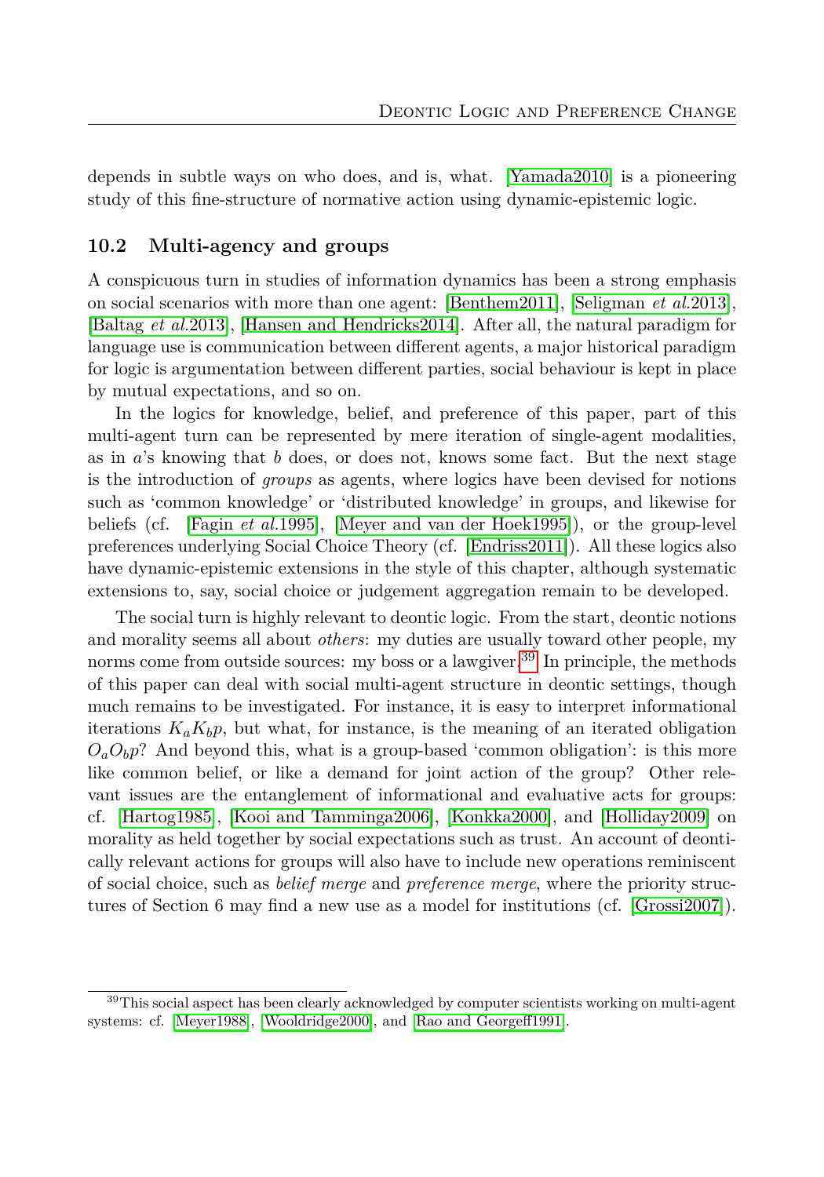depends in subtle ways on who does, and is, what. [Yamada2010] is a pioneering study of this fine-structure of normative action using dynamic-epistemic logic.

### 10.2 Multi-agency and groups

A conspicuous turn in studies of information dynamics has been a strong emphasis on social scenarios with more than one agent: [Benthem2011], [Seligman *et al.*2013], [Baltag *et al.*2013], [Hansen and Hendricks2014]. After all, the natural paradigm for language use is communication between different agents, a major historical paradigm for logic is argumentation between different parties, social behaviour is kept in place by mutual expectations, and so on.

In the logics for knowledge, belief, and preference of this paper, part of this multi-agent turn can be represented by mere iteration of single-agent modalities, as in $a$'s knowing that $b$ does, or does not, knows some fact. But the next stage is the introduction of *groups* as agents, where logics have been devised for notions such as 'common knowledge' or 'distributed knowledge' in groups, and likewise for beliefs (cf. [Fagin *et al.*1995], [Meyer and van der Hoek1995]), or the group-level preferences underlying Social Choice Theory (cf. [Endriss2011]). All these logics also have dynamic-epistemic extensions in the style of this chapter, although systematic extensions to, say, social choice or judgement aggregation remain to be developed.

The social turn is highly relevant to deontic logic. From the start, deontic notions and morality seems all about *others*: my duties are usually toward other people, my norms come from outside sources: my boss or a lawgiver.[39] In principle, the methods of this paper can deal with social multi-agent structure in deontic settings, though much remains to be investigated. For instance, it is easy to interpret informational iterations $K_a K_b p$, but what, for instance, is the meaning of an iterated obligation $O_a O_b p$? And beyond this, what is a group-based 'common obligation': is this more like common belief, or like a demand for joint action of the group? Other relevant issues are the entanglement of informational and evaluative acts for groups: cf. [Hartog1985], [Kooi and Tamminga2006], [Konkka2000], and [Holliday2009] on morality as held together by social expectations such as trust. An account of deontically relevant actions for groups will also have to include new operations reminiscent of social choice, such as *belief merge* and *preference merge*, where the priority structures of Section 6 may find a new use as a model for institutions (cf. [Grossi2007]).

---

[39] This social aspect has been clearly acknowledged by computer scientists working on multi-agent systems: cf. [Meyer1988], [Wooldridge2000], and [Rao and Georgeff1991].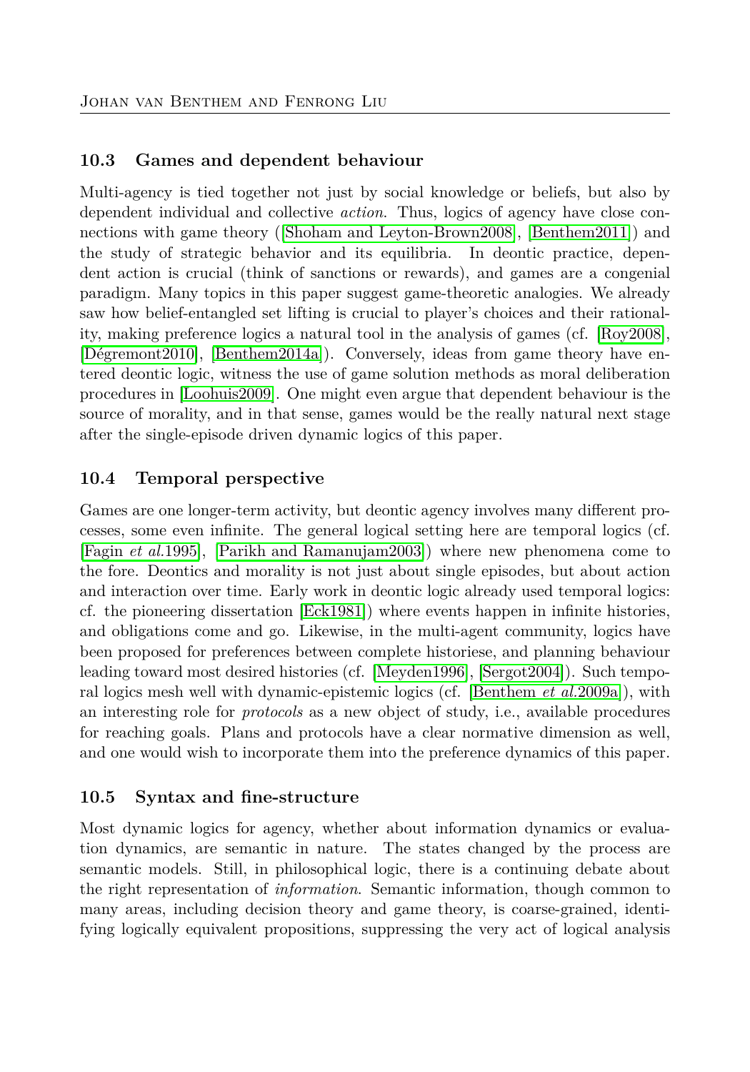### 10.3 Games and dependent behaviour

Multi-agency is tied together not just by social knowledge or beliefs, but also by dependent individual and collective *action*. Thus, logics of agency have close connections with game theory ([Shoham and Leyton-Brown2008], [Benthem2011]) and the study of strategic behavior and its equilibria. In deontic practice, dependent action is crucial (think of sanctions or rewards), and games are a congenial paradigm. Many topics in this paper suggest game-theoretic analogies. We already saw how belief-entangled set lifting is crucial to player's choices and their rationality, making preference logics a natural tool in the analysis of games (cf. [Roy2008], [Dégremont2010], [Benthem2014a]). Conversely, ideas from game theory have entered deontic logic, witness the use of game solution methods as moral deliberation procedures in [Loohuis2009]. One might even argue that dependent behaviour is the source of morality, and in that sense, games would be the really natural next stage after the single-episode driven dynamic logics of this paper.

### 10.4 Temporal perspective

Games are one longer-term activity, but deontic agency involves many different processes, some even infinite. The general logical setting here are temporal logics (cf. [Fagin *et al.*1995], [Parikh and Ramanujam2003]) where new phenomena come to the fore. Deontics and morality is not just about single episodes, but about action and interaction over time. Early work in deontic logic already used temporal logics: cf. the pioneering dissertation [Eck1981]) where events happen in infinite histories, and obligations come and go. Likewise, in the multi-agent community, logics have been proposed for preferences between complete historiese, and planning behaviour leading toward most desired histories (cf. [Meyden1996], [Sergot2004]). Such temporal logics mesh well with dynamic-epistemic logics (cf. [Benthem *et al.*2009a]), with an interesting role for *protocols* as a new object of study, i.e., available procedures for reaching goals. Plans and protocols have a clear normative dimension as well, and one would wish to incorporate them into the preference dynamics of this paper.

### 10.5 Syntax and fine-structure

Most dynamic logics for agency, whether about information dynamics or evaluation dynamics, are semantic in nature. The states changed by the process are semantic models. Still, in philosophical logic, there is a continuing debate about the right representation of *information*. Semantic information, though common to many areas, including decision theory and game theory, is coarse-grained, identifying logically equivalent propositions, suppressing the very act of logical analysis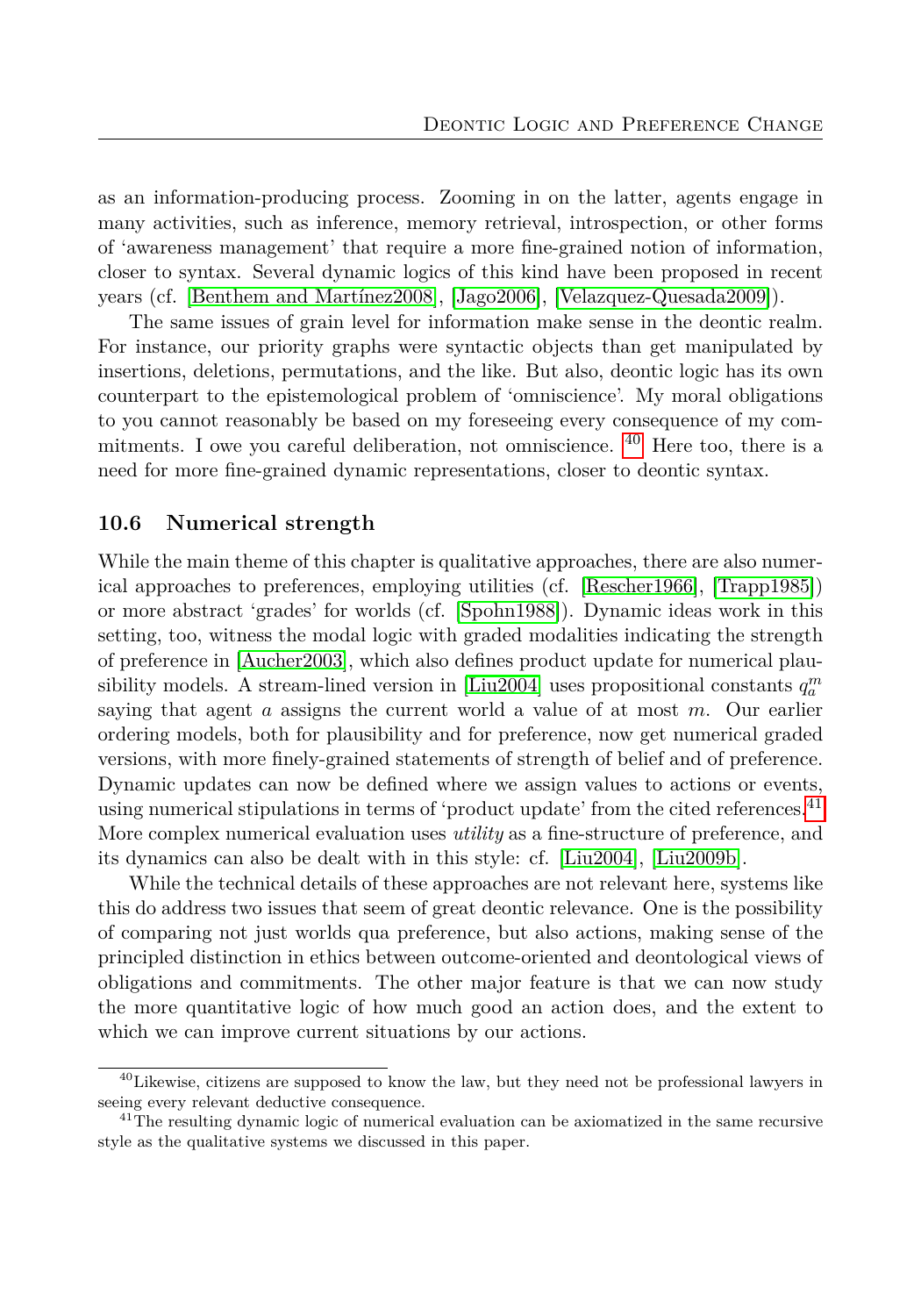as an information-producing process. Zooming in on the latter, agents engage in many activities, such as inference, memory retrieval, introspection, or other forms of 'awareness management' that require a more fine-grained notion of information, closer to syntax. Several dynamic logics of this kind have been proposed in recent years (cf. [Benthem and Martínez2008], [Jago2006], [Velazquez-Quesada2009]).

The same issues of grain level for information make sense in the deontic realm. For instance, our priority graphs were syntactic objects than get manipulated by insertions, deletions, permutations, and the like. But also, deontic logic has its own counterpart to the epistemological problem of 'omniscience'. My moral obligations to you cannot reasonably be based on my foreseeing every consequence of my commitments. I owe you careful deliberation, not omniscience. [40] Here too, there is a need for more fine-grained dynamic representations, closer to deontic syntax.

### 10.6 Numerical strength

While the main theme of this chapter is qualitative approaches, there are also numerical approaches to preferences, employing utilities (cf. [Rescher1966], [Trapp1985]) or more abstract 'grades' for worlds (cf. [Spohn1988]). Dynamic ideas work in this setting, too, witness the modal logic with graded modalities indicating the strength of preference in [Aucher2003], which also defines product update for numerical plausibility models. A stream-lined version in [Liu2004] uses propositional constants $q_a^m$ saying that agent $a$ assigns the current world a value of at most $m$. Our earlier ordering models, both for plausibility and for preference, now get numerical graded versions, with more finely-grained statements of strength of belief and of preference. Dynamic updates can now be defined where we assign values to actions or events, using numerical stipulations in terms of 'product update' from the cited references.[41] More complex numerical evaluation uses *utility* as a fine-structure of preference, and its dynamics can also be dealt with in this style: cf. [Liu2004], [Liu2009b].

While the technical details of these approaches are not relevant here, systems like this do address two issues that seem of great deontic relevance. One is the possibility of comparing not just worlds qua preference, but also actions, making sense of the principled distinction in ethics between outcome-oriented and deontological views of obligations and commitments. The other major feature is that we can now study the more quantitative logic of how much good an action does, and the extent to which we can improve current situations by our actions.

---

[40] Likewise, citizens are supposed to know the law, but they need not be professional lawyers in seeing every relevant deductive consequence.

[41] The resulting dynamic logic of numerical evaluation can be axiomatized in the same recursive style as the qualitative systems we discussed in this paper.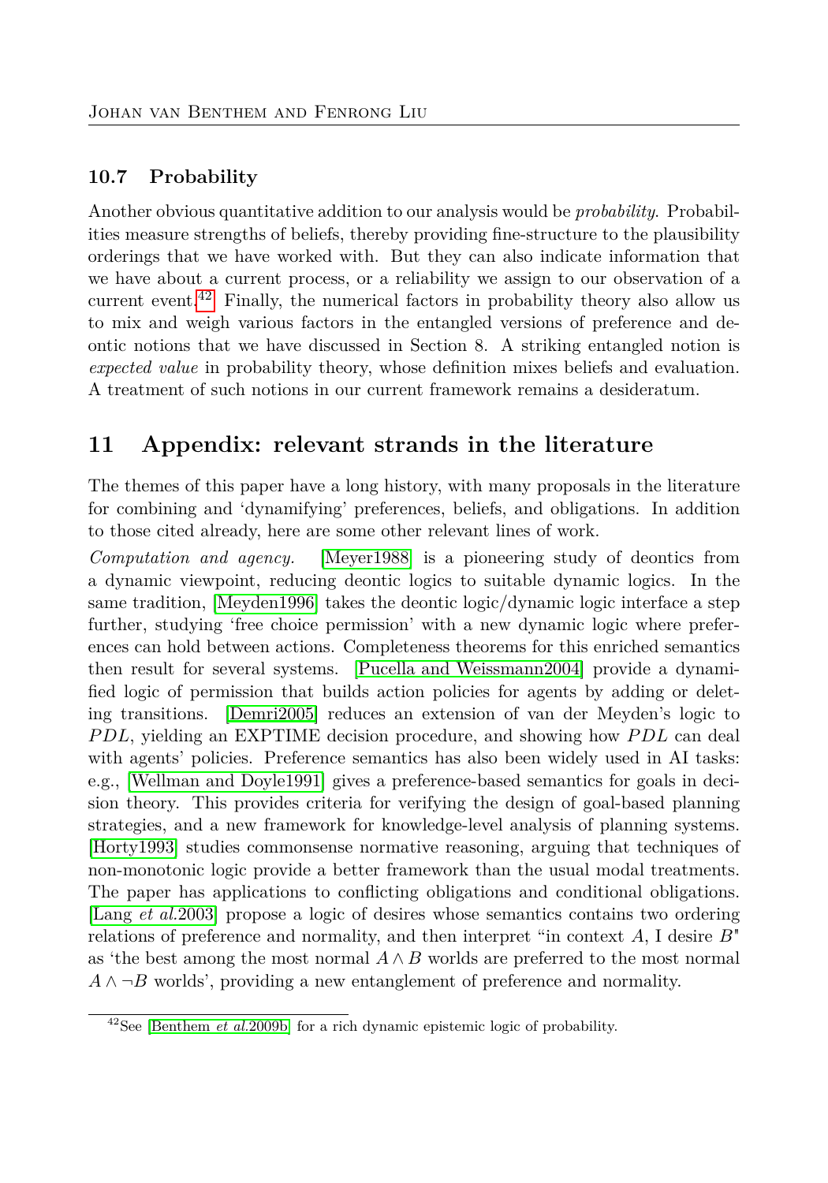### 10.7 Probability

Another obvious quantitative addition to our analysis would be *probability*. Probabilities measure strengths of beliefs, thereby providing fine-structure to the plausibility orderings that we have worked with. But they can also indicate information that we have about a current process, or a reliability we assign to our observation of a current event.[42] Finally, the numerical factors in probability theory also allow us to mix and weigh various factors in the entangled versions of preference and deontic notions that we have discussed in Section 8. A striking entangled notion is *expected value* in probability theory, whose definition mixes beliefs and evaluation. A treatment of such notions in our current framework remains a desideratum.

## 11 Appendix: relevant strands in the literature

The themes of this paper have a long history, with many proposals in the literature for combining and 'dynamifying' preferences, beliefs, and obligations. In addition to those cited already, here are some other relevant lines of work.

*Computation and agency.* [Meyer1988] is a pioneering study of deontics from a dynamic viewpoint, reducing deontic logics to suitable dynamic logics. In the same tradition, [Meyden1996] takes the deontic logic/dynamic logic interface a step further, studying 'free choice permission' with a new dynamic logic where preferences can hold between actions. Completeness theorems for this enriched semantics then result for several systems. [Pucella and Weissmann2004] provide a dynamified logic of permission that builds action policies for agents by adding or deleting transitions. [Demri2005] reduces an extension of van der Meyden's logic to $PDL$, yielding an EXPTIME decision procedure, and showing how $PDL$ can deal with agents' policies. Preference semantics has also been widely used in AI tasks: e.g., [Wellman and Doyle1991] gives a preference-based semantics for goals in decision theory. This provides criteria for verifying the design of goal-based planning strategies, and a new framework for knowledge-level analysis of planning systems. [Horty1993] studies commonsense normative reasoning, arguing that techniques of non-monotonic logic provide a better framework than the usual modal treatments. The paper has applications to conflicting obligations and conditional obligations. [Lang *et al.*2003] propose a logic of desires whose semantics contains two ordering relations of preference and normality, and then interpret "in context $A$, I desire $B$" as 'the best among the most normal $A \wedge B$ worlds are preferred to the most normal $A \wedge \neg B$ worlds', providing a new entanglement of preference and normality.

[42] See [Benthem *et al.*2009b] for a rich dynamic epistemic logic of probability.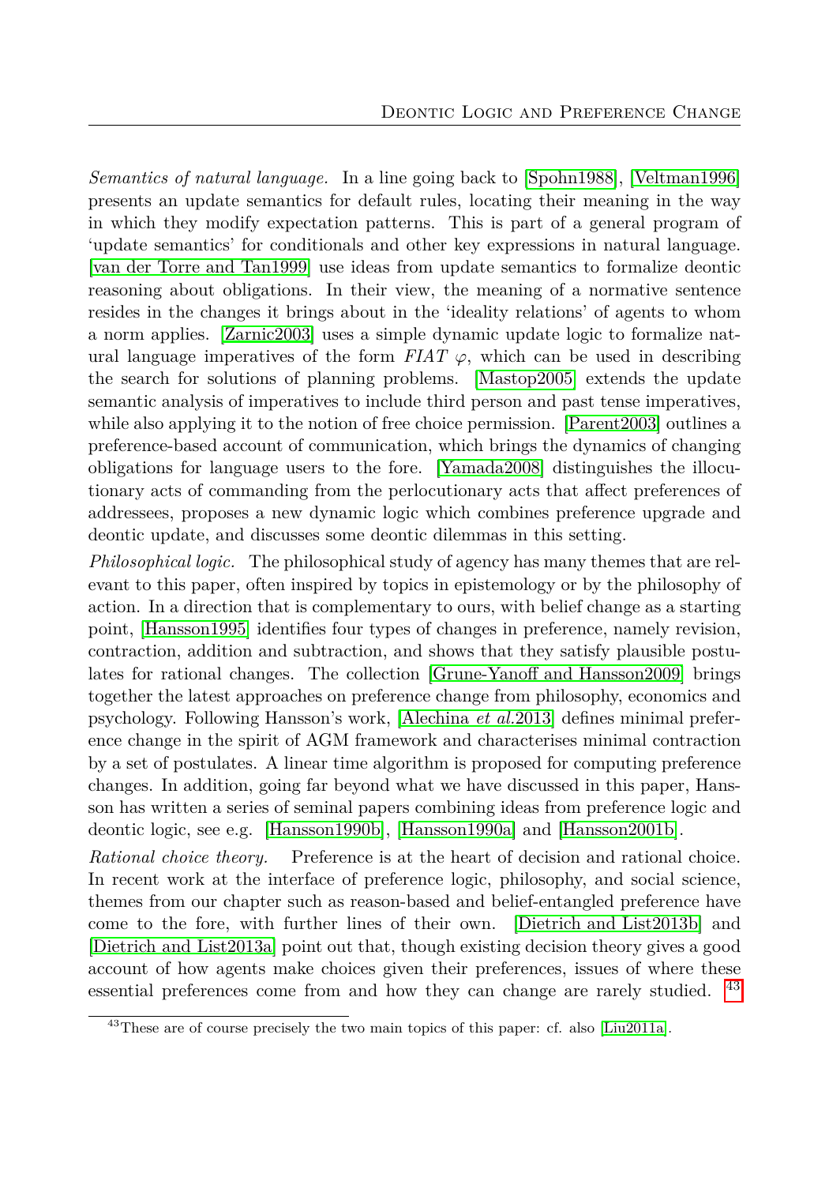*Semantics of natural language.* In a line going back to [Spohn1988], [Veltman1996] presents an update semantics for default rules, locating their meaning in the way in which they modify expectation patterns. This is part of a general program of 'update semantics' for conditionals and other key expressions in natural language. [van der Torre and Tan1999] use ideas from update semantics to formalize deontic reasoning about obligations. In their view, the meaning of a normative sentence resides in the changes it brings about in the 'ideality relations' of agents to whom a norm applies. [Zarnic2003] uses a simple dynamic update logic to formalize natural language imperatives of the form $FIAT\ \varphi$, which can be used in describing the search for solutions of planning problems. [Mastop2005] extends the update semantic analysis of imperatives to include third person and past tense imperatives, while also applying it to the notion of free choice permission. [Parent2003] outlines a preference-based account of communication, which brings the dynamics of changing obligations for language users to the fore. [Yamada2008] distinguishes the illocutionary acts of commanding from the perlocutionary acts that affect preferences of addressees, proposes a new dynamic logic which combines preference upgrade and deontic update, and discusses some deontic dilemmas in this setting.

*Philosophical logic.* The philosophical study of agency has many themes that are relevant to this paper, often inspired by topics in epistemology or by the philosophy of action. In a direction that is complementary to ours, with belief change as a starting point, [Hansson1995] identifies four types of changes in preference, namely revision, contraction, addition and subtraction, and shows that they satisfy plausible postulates for rational changes. The collection [Grune-Yanoff and Hansson2009] brings together the latest approaches on preference change from philosophy, economics and psychology. Following Hansson's work, [Alechina *et al.*2013] defines minimal preference change in the spirit of AGM framework and characterises minimal contraction by a set of postulates. A linear time algorithm is proposed for computing preference changes. In addition, going far beyond what we have discussed in this paper, Hansson has written a series of seminal papers combining ideas from preference logic and deontic logic, see e.g. [Hansson1990b], [Hansson1990a] and [Hansson2001b].

*Rational choice theory.* Preference is at the heart of decision and rational choice. In recent work at the interface of preference logic, philosophy, and social science, themes from our chapter such as reason-based and belief-entangled preference have come to the fore, with further lines of their own. [Dietrich and List2013b] and [Dietrich and List2013a] point out that, though existing decision theory gives a good account of how agents make choices given their preferences, issues of where these essential preferences come from and how they can change are rarely studied. [43]

[43] These are of course precisely the two main topics of this paper: cf. also [Liu2011a].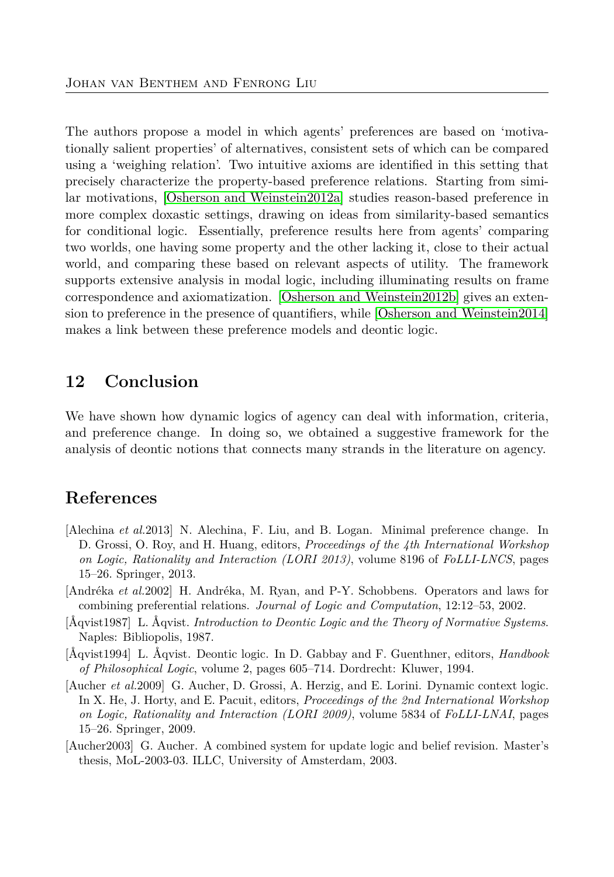The authors propose a model in which agents' preferences are based on 'motivationally salient properties' of alternatives, consistent sets of which can be compared using a 'weighing relation'. Two intuitive axioms are identified in this setting that precisely characterize the property-based preference relations. Starting from similar motivations, [Osherson and Weinstein2012a] studies reason-based preference in more complex doxastic settings, drawing on ideas from similarity-based semantics for conditional logic. Essentially, preference results here from agents' comparing two worlds, one having some property and the other lacking it, close to their actual world, and comparing these based on relevant aspects of utility. The framework supports extensive analysis in modal logic, including illuminating results on frame correspondence and axiomatization. [Osherson and Weinstein2012b] gives an extension to preference in the presence of quantifiers, while [Osherson and Weinstein2014] makes a link between these preference models and deontic logic.

## 12 Conclusion

We have shown how dynamic logics of agency can deal with information, criteria, and preference change. In doing so, we obtained a suggestive framework for the analysis of deontic notions that connects many strands in the literature on agency.

## References

[Alechina *et al.*2013] N. Alechina, F. Liu, and B. Logan. Minimal preference change. In D. Grossi, O. Roy, and H. Huang, editors, *Proceedings of the 4th International Workshop on Logic, Rationality and Interaction (LORI 2013)*, volume 8196 of *FoLLI-LNCS*, pages 15–26. Springer, 2013.

[Andréka *et al.*2002] H. Andréka, M. Ryan, and P-Y. Schobbens. Operators and laws for combining preferential relations. *Journal of Logic and Computation*, 12:12–53, 2002.

[Åqvist1987] L. Åqvist. *Introduction to Deontic Logic and the Theory of Normative Systems*. Naples: Bibliopolis, 1987.

[Åqvist1994] L. Åqvist. Deontic logic. In D. Gabbay and F. Guenthner, editors, *Handbook of Philosophical Logic*, volume 2, pages 605–714. Dordrecht: Kluwer, 1994.

[Aucher *et al.*2009] G. Aucher, D. Grossi, A. Herzig, and E. Lorini. Dynamic context logic. In X. He, J. Horty, and E. Pacuit, editors, *Proceedings of the 2nd International Workshop on Logic, Rationality and Interaction (LORI 2009)*, volume 5834 of *FoLLI-LNAI*, pages 15–26. Springer, 2009.

[Aucher2003] G. Aucher. A combined system for update logic and belief revision. Master's thesis, MoL-2003-03. ILLC, University of Amsterdam, 2003.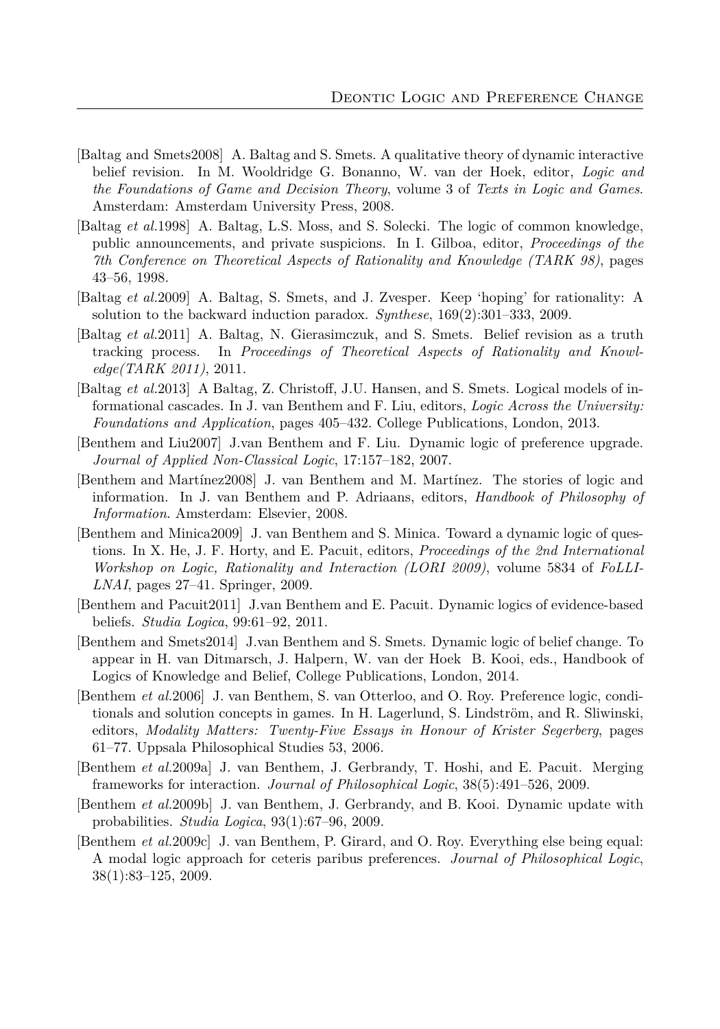[Baltag and Smets2008] A. Baltag and S. Smets. A qualitative theory of dynamic interactive belief revision. In M. Wooldridge G. Bonanno, W. van der Hoek, editor, *Logic and the Foundations of Game and Decision Theory*, volume 3 of *Texts in Logic and Games*. Amsterdam: Amsterdam University Press, 2008.

[Baltag *et al.*1998] A. Baltag, L.S. Moss, and S. Solecki. The logic of common knowledge, public announcements, and private suspicions. In I. Gilboa, editor, *Proceedings of the 7th Conference on Theoretical Aspects of Rationality and Knowledge (TARK 98)*, pages 43–56, 1998.

[Baltag *et al.*2009] A. Baltag, S. Smets, and J. Zvesper. Keep 'hoping' for rationality: A solution to the backward induction paradox. *Synthese*, 169(2):301–333, 2009.

[Baltag *et al.*2011] A. Baltag, N. Gierasimczuk, and S. Smets. Belief revision as a truth tracking process. In *Proceedings of Theoretical Aspects of Rationality and Knowledge(TARK 2011)*, 2011.

[Baltag *et al.*2013] A Baltag, Z. Christoff, J.U. Hansen, and S. Smets. Logical models of informational cascades. In J. van Benthem and F. Liu, editors, *Logic Across the University: Foundations and Application*, pages 405–432. College Publications, London, 2013.

[Benthem and Liu2007] J.van Benthem and F. Liu. Dynamic logic of preference upgrade. *Journal of Applied Non-Classical Logic*, 17:157–182, 2007.

[Benthem and Martínez2008] J. van Benthem and M. Martínez. The stories of logic and information. In J. van Benthem and P. Adriaans, editors, *Handbook of Philosophy of Information*. Amsterdam: Elsevier, 2008.

[Benthem and Minica2009] J. van Benthem and S. Minica. Toward a dynamic logic of questions. In X. He, J. F. Horty, and E. Pacuit, editors, *Proceedings of the 2nd International Workshop on Logic, Rationality and Interaction (LORI 2009)*, volume 5834 of *FoLLI-LNAI*, pages 27–41. Springer, 2009.

[Benthem and Pacuit2011] J.van Benthem and E. Pacuit. Dynamic logics of evidence-based beliefs. *Studia Logica*, 99:61–92, 2011.

[Benthem and Smets2014] J.van Benthem and S. Smets. Dynamic logic of belief change. To appear in H. van Ditmarsch, J. Halpern, W. van der Hoek B. Kooi, eds., Handbook of Logics of Knowledge and Belief, College Publications, London, 2014.

[Benthem *et al.*2006] J. van Benthem, S. van Otterloo, and O. Roy. Preference logic, conditionals and solution concepts in games. In H. Lagerlund, S. Lindström, and R. Sliwinski, editors, *Modality Matters: Twenty-Five Essays in Honour of Krister Segerberg*, pages 61–77. Uppsala Philosophical Studies 53, 2006.

[Benthem *et al.*2009a] J. van Benthem, J. Gerbrandy, T. Hoshi, and E. Pacuit. Merging frameworks for interaction. *Journal of Philosophical Logic*, 38(5):491–526, 2009.

[Benthem *et al.*2009b] J. van Benthem, J. Gerbrandy, and B. Kooi. Dynamic update with probabilities. *Studia Logica*, 93(1):67–96, 2009.

[Benthem *et al.*2009c] J. van Benthem, P. Girard, and O. Roy. Everything else being equal: A modal logic approach for ceteris paribus preferences. *Journal of Philosophical Logic*, 38(1):83–125, 2009.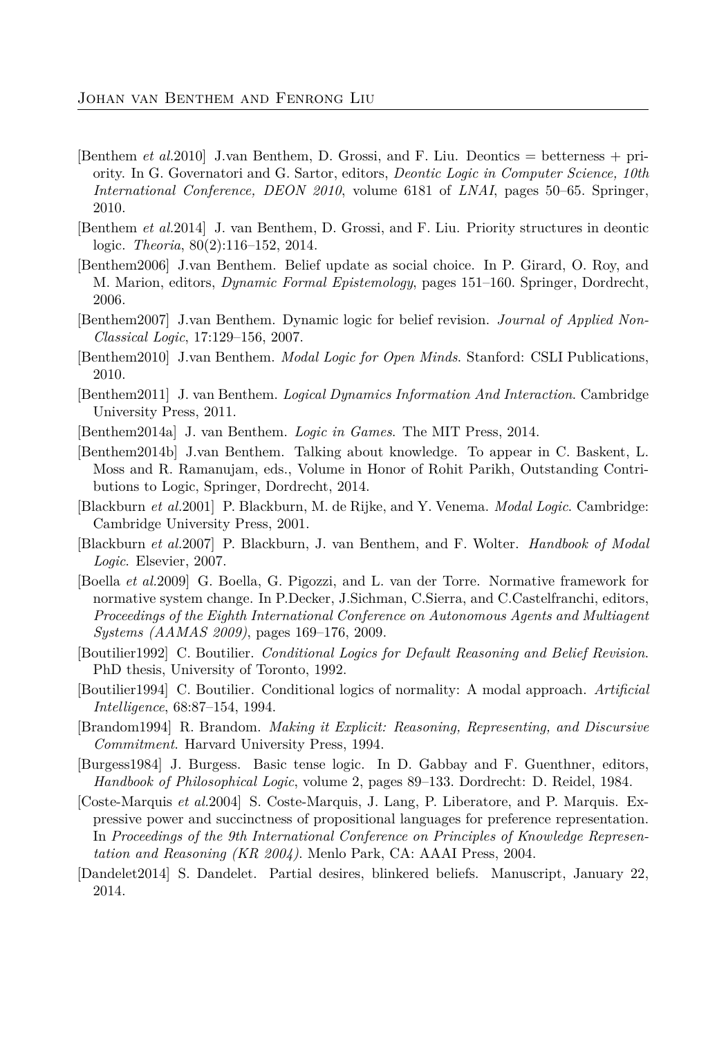[Benthem *et al.*2010] J.van Benthem, D. Grossi, and F. Liu. Deontics = betterness + priority. In G. Governatori and G. Sartor, editors, *Deontic Logic in Computer Science, 10th International Conference, DEON 2010*, volume 6181 of *LNAI*, pages 50–65. Springer, 2010.

[Benthem *et al.*2014] J. van Benthem, D. Grossi, and F. Liu. Priority structures in deontic logic. *Theoria*, 80(2):116–152, 2014.

[Benthem2006] J.van Benthem. Belief update as social choice. In P. Girard, O. Roy, and M. Marion, editors, *Dynamic Formal Epistemology*, pages 151–160. Springer, Dordrecht, 2006.

[Benthem2007] J.van Benthem. Dynamic logic for belief revision. *Journal of Applied Non-Classical Logic*, 17:129–156, 2007.

[Benthem2010] J.van Benthem. *Modal Logic for Open Minds*. Stanford: CSLI Publications, 2010.

[Benthem2011] J. van Benthem. *Logical Dynamics Information And Interaction*. Cambridge University Press, 2011.

[Benthem2014a] J. van Benthem. *Logic in Games*. The MIT Press, 2014.

[Benthem2014b] J.van Benthem. Talking about knowledge. To appear in C. Baskent, L. Moss and R. Ramanujam, eds., Volume in Honor of Rohit Parikh, Outstanding Contributions to Logic, Springer, Dordrecht, 2014.

[Blackburn *et al.*2001] P. Blackburn, M. de Rijke, and Y. Venema. *Modal Logic*. Cambridge: Cambridge University Press, 2001.

[Blackburn *et al.*2007] P. Blackburn, J. van Benthem, and F. Wolter. *Handbook of Modal Logic*. Elsevier, 2007.

[Boella *et al.*2009] G. Boella, G. Pigozzi, and L. van der Torre. Normative framework for normative system change. In P.Decker, J.Sichman, C.Sierra, and C.Castelfranchi, editors, *Proceedings of the Eighth International Conference on Autonomous Agents and Multiagent Systems (AAMAS 2009)*, pages 169–176, 2009.

[Boutilier1992] C. Boutilier. *Conditional Logics for Default Reasoning and Belief Revision*. PhD thesis, University of Toronto, 1992.

[Boutilier1994] C. Boutilier. Conditional logics of normality: A modal approach. *Artificial Intelligence*, 68:87–154, 1994.

[Brandom1994] R. Brandom. *Making it Explicit: Reasoning, Representing, and Discursive Commitment*. Harvard University Press, 1994.

[Burgess1984] J. Burgess. Basic tense logic. In D. Gabbay and F. Guenthner, editors, *Handbook of Philosophical Logic*, volume 2, pages 89–133. Dordrecht: D. Reidel, 1984.

[Coste-Marquis *et al.*2004] S. Coste-Marquis, J. Lang, P. Liberatore, and P. Marquis. Expressive power and succinctness of propositional languages for preference representation. In *Proceedings of the 9th International Conference on Principles of Knowledge Representation and Reasoning (KR 2004)*. Menlo Park, CA: AAAI Press, 2004.

[Dandelet2014] S. Dandelet. Partial desires, blinkered beliefs. Manuscript, January 22, 2014.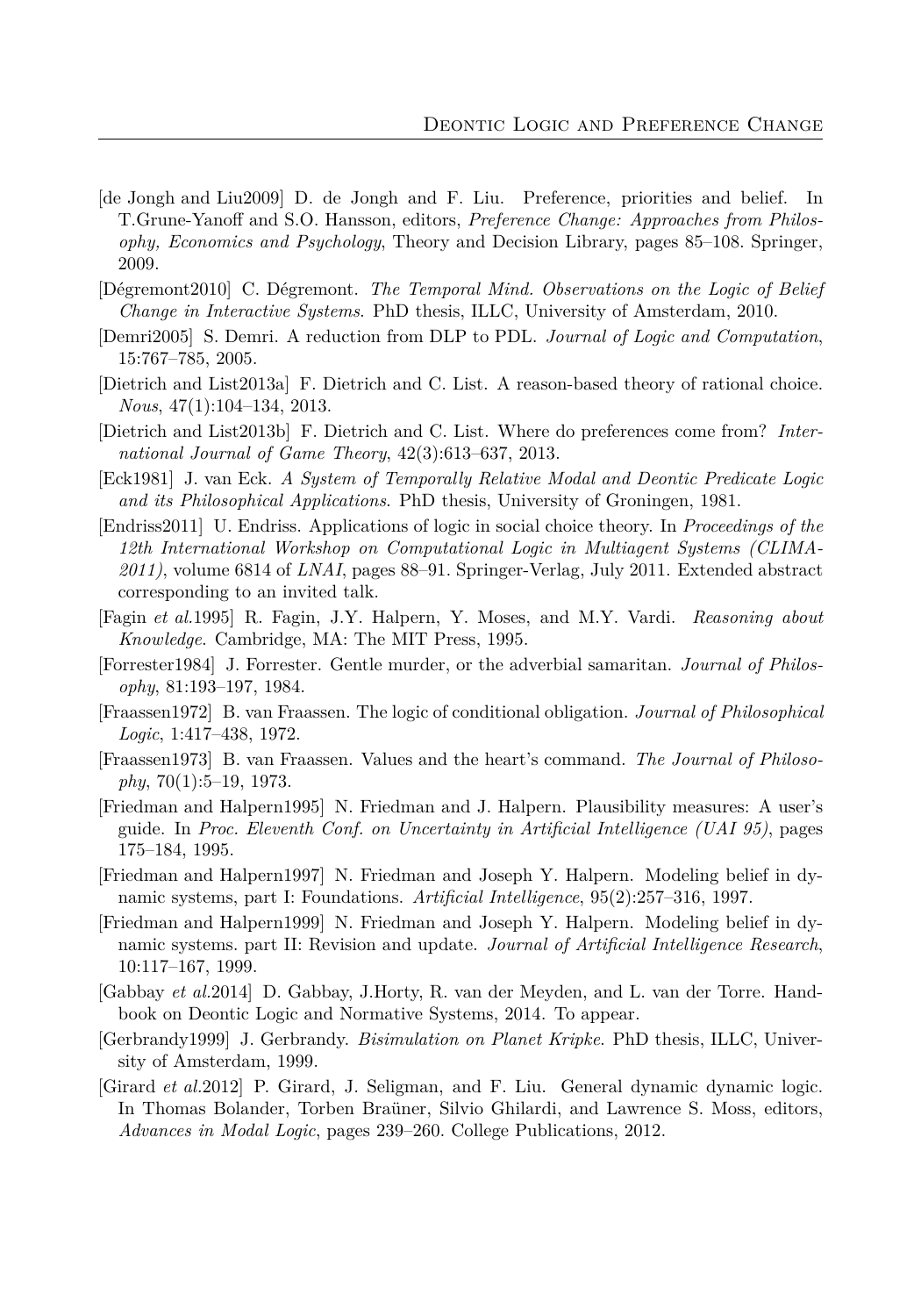[de Jongh and Liu2009] D. de Jongh and F. Liu. Preference, priorities and belief. In T.Grune-Yanoff and S.O. Hansson, editors, *Preference Change: Approaches from Philosophy, Economics and Psychology*, Theory and Decision Library, pages 85–108. Springer, 2009.

[Dégremont2010] C. Dégremont. *The Temporal Mind. Observations on the Logic of Belief Change in Interactive Systems*. PhD thesis, ILLC, University of Amsterdam, 2010.

[Demri2005] S. Demri. A reduction from DLP to PDL. *Journal of Logic and Computation*, 15:767–785, 2005.

[Dietrich and List2013a] F. Dietrich and C. List. A reason-based theory of rational choice. *Nous*, 47(1):104–134, 2013.

[Dietrich and List2013b] F. Dietrich and C. List. Where do preferences come from? *International Journal of Game Theory*, 42(3):613–637, 2013.

[Eck1981] J. van Eck. *A System of Temporally Relative Modal and Deontic Predicate Logic and its Philosophical Applications*. PhD thesis, University of Groningen, 1981.

[Endriss2011] U. Endriss. Applications of logic in social choice theory. In *Proceedings of the 12th International Workshop on Computational Logic in Multiagent Systems (CLIMA-2011)*, volume 6814 of *LNAI*, pages 88–91. Springer-Verlag, July 2011. Extended abstract corresponding to an invited talk.

[Fagin *et al.*1995] R. Fagin, J.Y. Halpern, Y. Moses, and M.Y. Vardi. *Reasoning about Knowledge*. Cambridge, MA: The MIT Press, 1995.

[Forrester1984] J. Forrester. Gentle murder, or the adverbial samaritan. *Journal of Philosophy*, 81:193–197, 1984.

[Fraassen1972] B. van Fraassen. The logic of conditional obligation. *Journal of Philosophical Logic*, 1:417–438, 1972.

[Fraassen1973] B. van Fraassen. Values and the heart's command. *The Journal of Philosophy*, 70(1):5–19, 1973.

[Friedman and Halpern1995] N. Friedman and J. Halpern. Plausibility measures: A user's guide. In *Proc. Eleventh Conf. on Uncertainty in Artificial Intelligence (UAI 95)*, pages 175–184, 1995.

[Friedman and Halpern1997] N. Friedman and Joseph Y. Halpern. Modeling belief in dynamic systems, part I: Foundations. *Artificial Intelligence*, 95(2):257–316, 1997.

[Friedman and Halpern1999] N. Friedman and Joseph Y. Halpern. Modeling belief in dynamic systems. part II: Revision and update. *Journal of Artificial Intelligence Research*, 10:117–167, 1999.

[Gabbay *et al.*2014] D. Gabbay, J.Horty, R. van der Meyden, and L. van der Torre. Handbook on Deontic Logic and Normative Systems, 2014. To appear.

[Gerbrandy1999] J. Gerbrandy. *Bisimulation on Planet Kripke*. PhD thesis, ILLC, University of Amsterdam, 1999.

[Girard *et al.*2012] P. Girard, J. Seligman, and F. Liu. General dynamic dynamic logic. In Thomas Bolander, Torben Braüner, Silvio Ghilardi, and Lawrence S. Moss, editors, *Advances in Modal Logic*, pages 239–260. College Publications, 2012.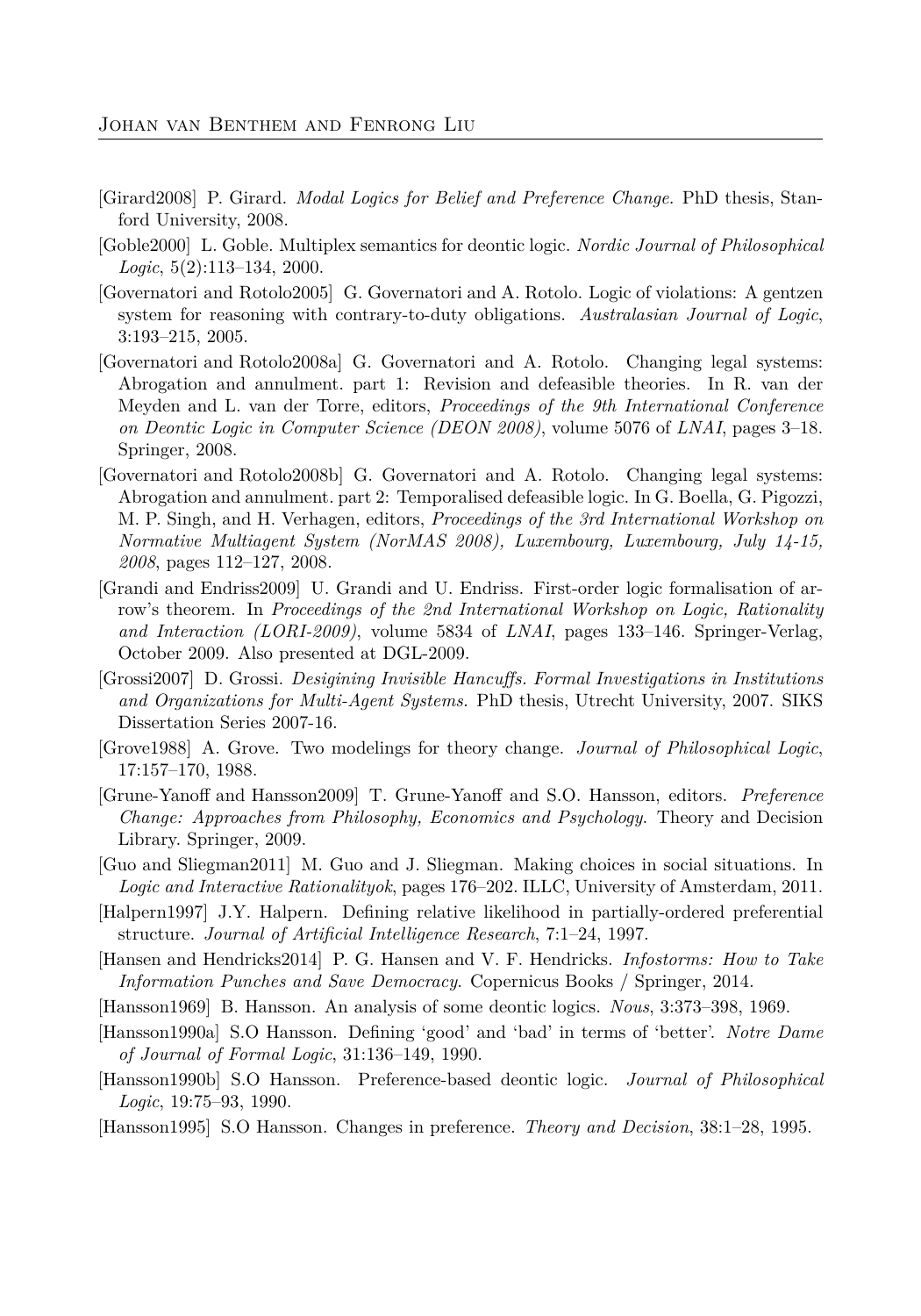[Girard2008] P. Girard. *Modal Logics for Belief and Preference Change.* PhD thesis, Stanford University, 2008.

[Goble2000] L. Goble. Multiplex semantics for deontic logic. *Nordic Journal of Philosophical Logic*, 5(2):113–134, 2000.

[Governatori and Rotolo2005] G. Governatori and A. Rotolo. Logic of violations: A gentzen system for reasoning with contrary-to-duty obligations. *Australasian Journal of Logic*, 3:193–215, 2005.

[Governatori and Rotolo2008a] G. Governatori and A. Rotolo. Changing legal systems: Abrogation and annulment. part 1: Revision and defeasible theories. In R. van der Meyden and L. van der Torre, editors, *Proceedings of the 9th International Conference on Deontic Logic in Computer Science (DEON 2008)*, volume 5076 of *LNAI*, pages 3–18. Springer, 2008.

[Governatori and Rotolo2008b] G. Governatori and A. Rotolo. Changing legal systems: Abrogation and annulment. part 2: Temporalised defeasible logic. In G. Boella, G. Pigozzi, M. P. Singh, and H. Verhagen, editors, *Proceedings of the 3rd International Workshop on Normative Multiagent System (NorMAS 2008), Luxembourg, Luxembourg, July 14-15, 2008*, pages 112–127, 2008.

[Grandi and Endriss2009] U. Grandi and U. Endriss. First-order logic formalisation of arrow's theorem. In *Proceedings of the 2nd International Workshop on Logic, Rationality and Interaction (LORI-2009)*, volume 5834 of *LNAI*, pages 133–146. Springer-Verlag, October 2009. Also presented at DGL-2009.

[Grossi2007] D. Grossi. *Desigining Invisible Hancuffs. Formal Investigations in Institutions and Organizations for Multi-Agent Systems.* PhD thesis, Utrecht University, 2007. SIKS Dissertation Series 2007-16.

[Grove1988] A. Grove. Two modelings for theory change. *Journal of Philosophical Logic*, 17:157–170, 1988.

[Grune-Yanoff and Hansson2009] T. Grune-Yanoff and S.O. Hansson, editors. *Preference Change: Approaches from Philosophy, Economics and Psychology.* Theory and Decision Library. Springer, 2009.

[Guo and Sliegman2011] M. Guo and J. Sliegman. Making choices in social situations. In *Logic and Interactive Rationalityok*, pages 176–202. ILLC, University of Amsterdam, 2011.

[Halpern1997] J.Y. Halpern. Defining relative likelihood in partially-ordered preferential structure. *Journal of Artificial Intelligence Research*, 7:1–24, 1997.

[Hansen and Hendricks2014] P. G. Hansen and V. F. Hendricks. *Infostorms: How to Take Information Punches and Save Democracy.* Copernicus Books / Springer, 2014.

[Hansson1969] B. Hansson. An analysis of some deontic logics. *Nous*, 3:373–398, 1969.

[Hansson1990a] S.O Hansson. Defining 'good' and 'bad' in terms of 'better'. *Notre Dame of Journal of Formal Logic*, 31:136–149, 1990.

[Hansson1990b] S.O Hansson. Preference-based deontic logic. *Journal of Philosophical Logic*, 19:75–93, 1990.

[Hansson1995] S.O Hansson. Changes in preference. *Theory and Decision*, 38:1–28, 1995.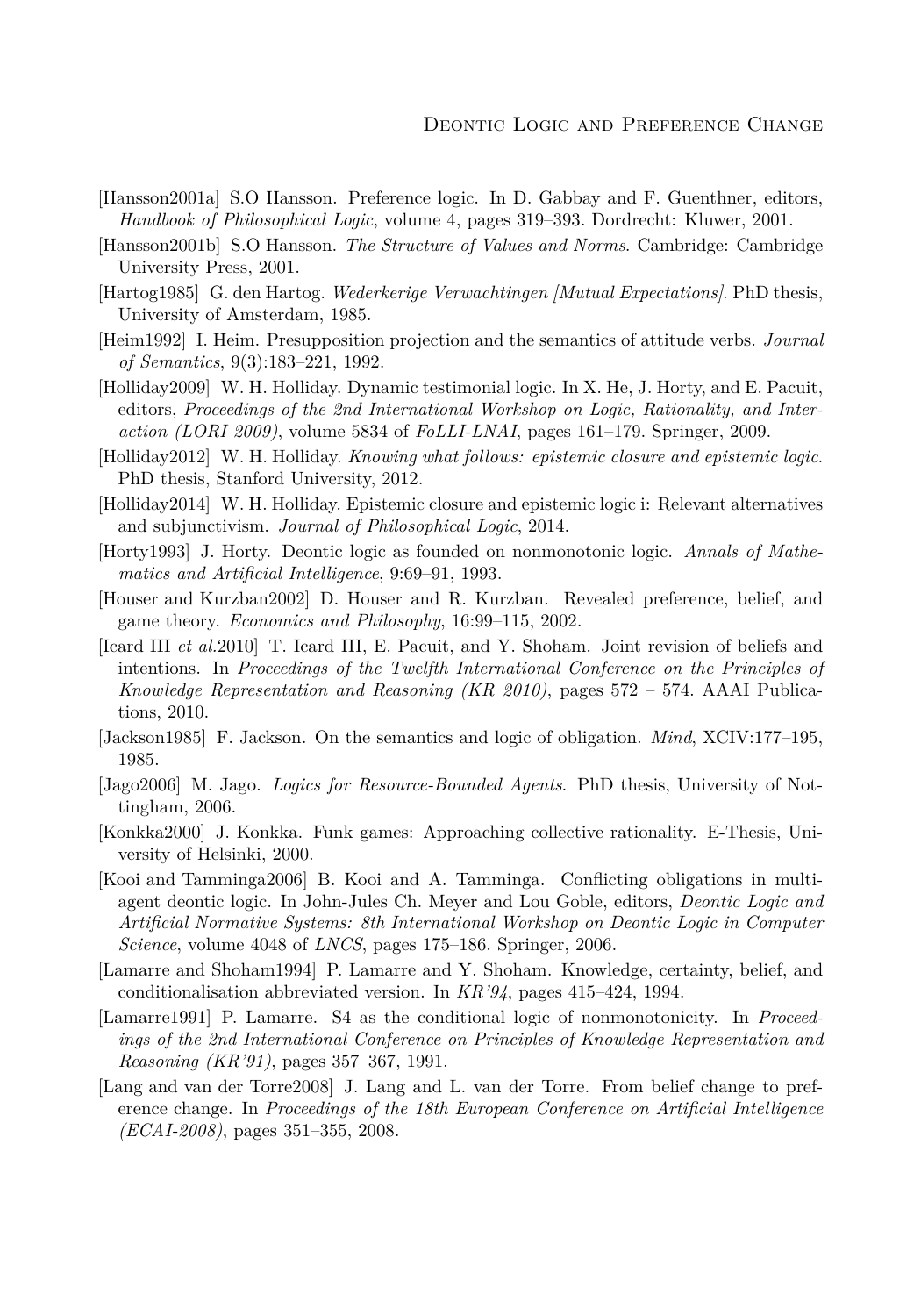[Hansson2001a] S.O Hansson. Preference logic. In D. Gabbay and F. Guenthner, editors, *Handbook of Philosophical Logic*, volume 4, pages 319–393. Dordrecht: Kluwer, 2001.

[Hansson2001b] S.O Hansson. *The Structure of Values and Norms*. Cambridge: Cambridge University Press, 2001.

[Hartog1985] G. den Hartog. *Wederkerige Verwachtingen [Mutual Expectations]*. PhD thesis, University of Amsterdam, 1985.

[Heim1992] I. Heim. Presupposition projection and the semantics of attitude verbs. *Journal of Semantics*, 9(3):183–221, 1992.

[Holliday2009] W. H. Holliday. Dynamic testimonial logic. In X. He, J. Horty, and E. Pacuit, editors, *Proceedings of the 2nd International Workshop on Logic, Rationality, and Interaction (LORI 2009)*, volume 5834 of *FoLLI-LNAI*, pages 161–179. Springer, 2009.

[Holliday2012] W. H. Holliday. *Knowing what follows: epistemic closure and epistemic logic*. PhD thesis, Stanford University, 2012.

[Holliday2014] W. H. Holliday. Epistemic closure and epistemic logic i: Relevant alternatives and subjunctivism. *Journal of Philosophical Logic*, 2014.

[Horty1993] J. Horty. Deontic logic as founded on nonmonotonic logic. *Annals of Mathematics and Artificial Intelligence*, 9:69–91, 1993.

[Houser and Kurzban2002] D. Houser and R. Kurzban. Revealed preference, belief, and game theory. *Economics and Philosophy*, 16:99–115, 2002.

[Icard III *et al.*2010] T. Icard III, E. Pacuit, and Y. Shoham. Joint revision of beliefs and intentions. In *Proceedings of the Twelfth International Conference on the Principles of Knowledge Representation and Reasoning (KR 2010)*, pages 572 – 574. AAAI Publications, 2010.

[Jackson1985] F. Jackson. On the semantics and logic of obligation. *Mind*, XCIV:177–195, 1985.

[Jago2006] M. Jago. *Logics for Resource-Bounded Agents*. PhD thesis, University of Nottingham, 2006.

[Konkka2000] J. Konkka. Funk games: Approaching collective rationality. E-Thesis, University of Helsinki, 2000.

[Kooi and Tamminga2006] B. Kooi and A. Tamminga. Conflicting obligations in multi-agent deontic logic. In John-Jules Ch. Meyer and Lou Goble, editors, *Deontic Logic and Artificial Normative Systems: 8th International Workshop on Deontic Logic in Computer Science*, volume 4048 of *LNCS*, pages 175–186. Springer, 2006.

[Lamarre and Shoham1994] P. Lamarre and Y. Shoham. Knowledge, certainty, belief, and conditionalisation abbreviated version. In *KR'94*, pages 415–424, 1994.

[Lamarre1991] P. Lamarre. S4 as the conditional logic of nonmonotonicity. In *Proceedings of the 2nd International Conference on Principles of Knowledge Representation and Reasoning (KR'91)*, pages 357–367, 1991.

[Lang and van der Torre2008] J. Lang and L. van der Torre. From belief change to preference change. In *Proceedings of the 18th European Conference on Artificial Intelligence (ECAI-2008)*, pages 351–355, 2008.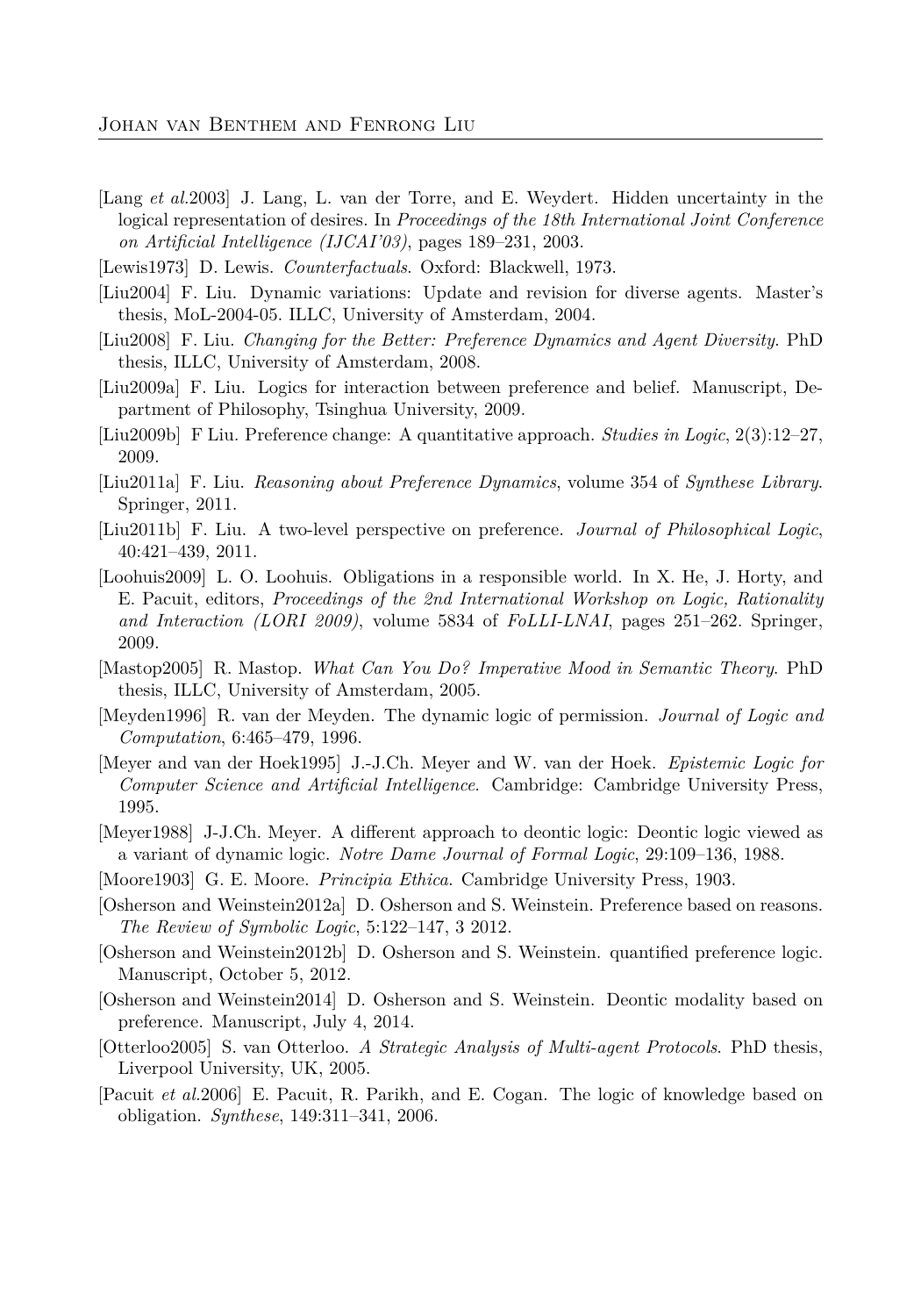[Lang *et al.*2003] J. Lang, L. van der Torre, and E. Weydert. Hidden uncertainty in the logical representation of desires. In *Proceedings of the 18th International Joint Conference on Artificial Intelligence (IJCAI'03)*, pages 189–231, 2003.

[Lewis1973] D. Lewis. *Counterfactuals*. Oxford: Blackwell, 1973.

[Liu2004] F. Liu. Dynamic variations: Update and revision for diverse agents. Master's thesis, MoL-2004-05. ILLC, University of Amsterdam, 2004.

[Liu2008] F. Liu. *Changing for the Better: Preference Dynamics and Agent Diversity*. PhD thesis, ILLC, University of Amsterdam, 2008.

[Liu2009a] F. Liu. Logics for interaction between preference and belief. Manuscript, Department of Philosophy, Tsinghua University, 2009.

[Liu2009b] F Liu. Preference change: A quantitative approach. *Studies in Logic*, 2(3):12–27, 2009.

[Liu2011a] F. Liu. *Reasoning about Preference Dynamics*, volume 354 of *Synthese Library*. Springer, 2011.

[Liu2011b] F. Liu. A two-level perspective on preference. *Journal of Philosophical Logic*, 40:421–439, 2011.

[Loohuis2009] L. O. Loohuis. Obligations in a responsible world. In X. He, J. Horty, and E. Pacuit, editors, *Proceedings of the 2nd International Workshop on Logic, Rationality and Interaction (LORI 2009)*, volume 5834 of *FoLLI-LNAI*, pages 251–262. Springer, 2009.

[Mastop2005] R. Mastop. *What Can You Do? Imperative Mood in Semantic Theory*. PhD thesis, ILLC, University of Amsterdam, 2005.

[Meyden1996] R. van der Meyden. The dynamic logic of permission. *Journal of Logic and Computation*, 6:465–479, 1996.

[Meyer and van der Hoek1995] J.-J.Ch. Meyer and W. van der Hoek. *Epistemic Logic for Computer Science and Artificial Intelligence*. Cambridge: Cambridge University Press, 1995.

[Meyer1988] J-J.Ch. Meyer. A different approach to deontic logic: Deontic logic viewed as a variant of dynamic logic. *Notre Dame Journal of Formal Logic*, 29:109–136, 1988.

[Moore1903] G. E. Moore. *Principia Ethica*. Cambridge University Press, 1903.

[Osherson and Weinstein2012a] D. Osherson and S. Weinstein. Preference based on reasons. *The Review of Symbolic Logic*, 5:122–147, 3 2012.

[Osherson and Weinstein2012b] D. Osherson and S. Weinstein. quantified preference logic. Manuscript, October 5, 2012.

[Osherson and Weinstein2014] D. Osherson and S. Weinstein. Deontic modality based on preference. Manuscript, July 4, 2014.

[Otterloo2005] S. van Otterloo. *A Strategic Analysis of Multi-agent Protocols*. PhD thesis, Liverpool University, UK, 2005.

[Pacuit *et al.*2006] E. Pacuit, R. Parikh, and E. Cogan. The logic of knowledge based on obligation. *Synthese*, 149:311–341, 2006.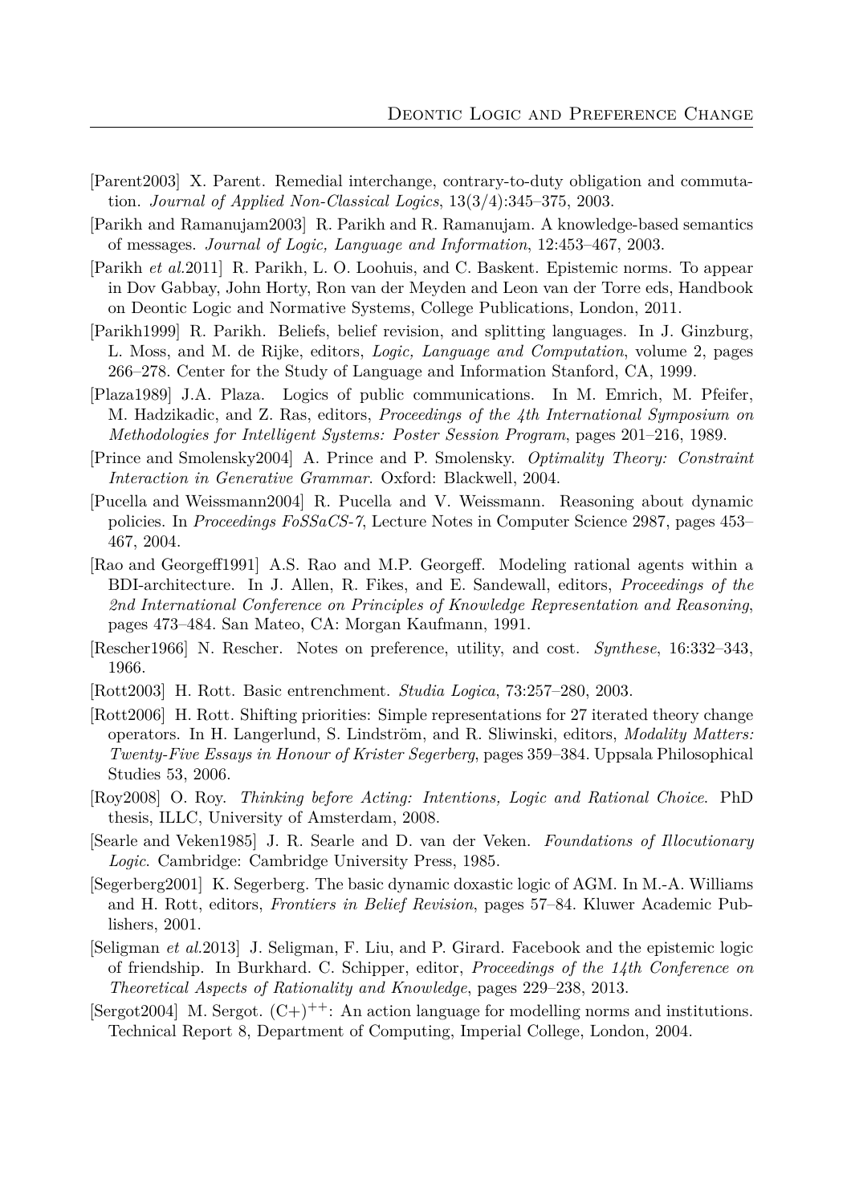[Parent2003] X. Parent. Remedial interchange, contrary-to-duty obligation and commutation. *Journal of Applied Non-Classical Logics*, 13(3/4):345–375, 2003.

[Parikh and Ramanujam2003] R. Parikh and R. Ramanujam. A knowledge-based semantics of messages. *Journal of Logic, Language and Information*, 12:453–467, 2003.

[Parikh *et al.*2011] R. Parikh, L. O. Loohuis, and C. Baskent. Epistemic norms. To appear in Dov Gabbay, John Horty, Ron van der Meyden and Leon van der Torre eds, Handbook on Deontic Logic and Normative Systems, College Publications, London, 2011.

[Parikh1999] R. Parikh. Beliefs, belief revision, and splitting languages. In J. Ginzburg, L. Moss, and M. de Rijke, editors, *Logic, Language and Computation*, volume 2, pages 266–278. Center for the Study of Language and Information Stanford, CA, 1999.

[Plaza1989] J.A. Plaza. Logics of public communications. In M. Emrich, M. Pfeifer, M. Hadzikadic, and Z. Ras, editors, *Proceedings of the 4th International Symposium on Methodologies for Intelligent Systems: Poster Session Program*, pages 201–216, 1989.

[Prince and Smolensky2004] A. Prince and P. Smolensky. *Optimality Theory: Constraint Interaction in Generative Grammar*. Oxford: Blackwell, 2004.

[Pucella and Weissmann2004] R. Pucella and V. Weissmann. Reasoning about dynamic policies. In *Proceedings FoSSaCS-7*, Lecture Notes in Computer Science 2987, pages 453–467, 2004.

[Rao and Georgeff1991] A.S. Rao and M.P. Georgeff. Modeling rational agents within a BDI-architecture. In J. Allen, R. Fikes, and E. Sandewall, editors, *Proceedings of the 2nd International Conference on Principles of Knowledge Representation and Reasoning*, pages 473–484. San Mateo, CA: Morgan Kaufmann, 1991.

[Rescher1966] N. Rescher. Notes on preference, utility, and cost. *Synthese*, 16:332–343, 1966.

[Rott2003] H. Rott. Basic entrenchment. *Studia Logica*, 73:257–280, 2003.

[Rott2006] H. Rott. Shifting priorities: Simple representations for 27 iterated theory change operators. In H. Langerlund, S. Lindström, and R. Sliwinski, editors, *Modality Matters: Twenty-Five Essays in Honour of Krister Segerberg*, pages 359–384. Uppsala Philosophical Studies 53, 2006.

[Roy2008] O. Roy. *Thinking before Acting: Intentions, Logic and Rational Choice*. PhD thesis, ILLC, University of Amsterdam, 2008.

[Searle and Veken1985] J. R. Searle and D. van der Veken. *Foundations of Illocutionary Logic*. Cambridge: Cambridge University Press, 1985.

[Segerberg2001] K. Segerberg. The basic dynamic doxastic logic of AGM. In M.-A. Williams and H. Rott, editors, *Frontiers in Belief Revision*, pages 57–84. Kluwer Academic Publishers, 2001.

[Seligman *et al.*2013] J. Seligman, F. Liu, and P. Girard. Facebook and the epistemic logic of friendship. In Burkhard. C. Schipper, editor, *Proceedings of the 14th Conference on Theoretical Aspects of Rationality and Knowledge*, pages 229–238, 2013.

[Sergot2004] M. Sergot. $(C+)^{++}$: An action language for modelling norms and institutions. Technical Report 8, Department of Computing, Imperial College, London, 2004.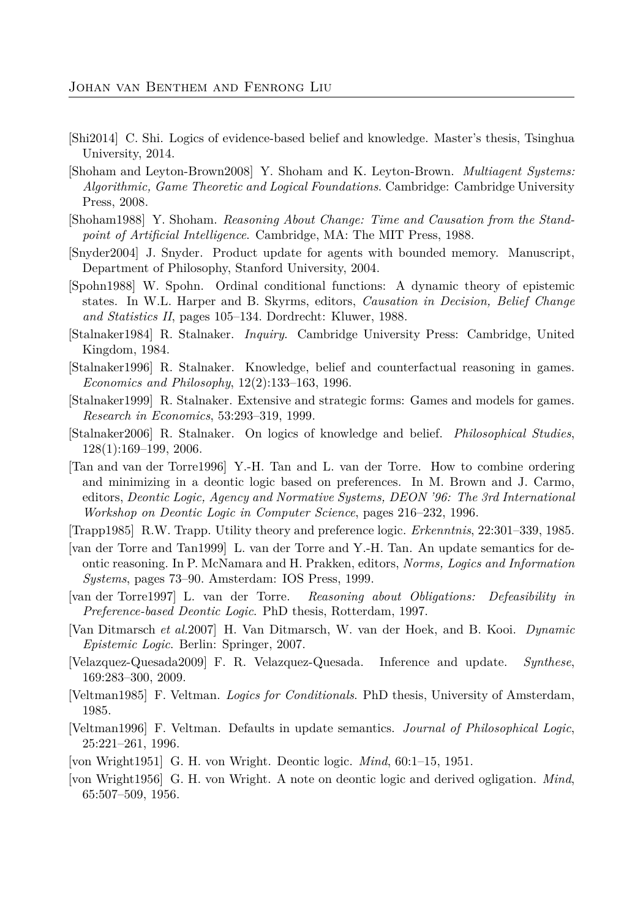[Shi2014] C. Shi. Logics of evidence-based belief and knowledge. Master's thesis, Tsinghua University, 2014.

[Shoham and Leyton-Brown2008] Y. Shoham and K. Leyton-Brown. *Multiagent Systems: Algorithmic, Game Theoretic and Logical Foundations*. Cambridge: Cambridge University Press, 2008.

[Shoham1988] Y. Shoham. *Reasoning About Change: Time and Causation from the Standpoint of Artificial Intelligence*. Cambridge, MA: The MIT Press, 1988.

[Snyder2004] J. Snyder. Product update for agents with bounded memory. Manuscript, Department of Philosophy, Stanford University, 2004.

[Spohn1988] W. Spohn. Ordinal conditional functions: A dynamic theory of epistemic states. In W.L. Harper and B. Skyrms, editors, *Causation in Decision, Belief Change and Statistics II*, pages 105–134. Dordrecht: Kluwer, 1988.

[Stalnaker1984] R. Stalnaker. *Inquiry*. Cambridge University Press: Cambridge, United Kingdom, 1984.

[Stalnaker1996] R. Stalnaker. Knowledge, belief and counterfactual reasoning in games. *Economics and Philosophy*, 12(2):133–163, 1996.

[Stalnaker1999] R. Stalnaker. Extensive and strategic forms: Games and models for games. *Research in Economics*, 53:293–319, 1999.

[Stalnaker2006] R. Stalnaker. On logics of knowledge and belief. *Philosophical Studies*, 128(1):169–199, 2006.

[Tan and van der Torre1996] Y.-H. Tan and L. van der Torre. How to combine ordering and minimizing in a deontic logic based on preferences. In M. Brown and J. Carmo, editors, *Deontic Logic, Agency and Normative Systems, DEON '96: The 3rd International Workshop on Deontic Logic in Computer Science*, pages 216–232, 1996.

[Trapp1985] R.W. Trapp. Utility theory and preference logic. *Erkenntnis*, 22:301–339, 1985.

[van der Torre and Tan1999] L. van der Torre and Y.-H. Tan. An update semantics for deontic reasoning. In P. McNamara and H. Prakken, editors, *Norms, Logics and Information Systems*, pages 73–90. Amsterdam: IOS Press, 1999.

[van der Torre1997] L. van der Torre. *Reasoning about Obligations: Defeasibility in Preference-based Deontic Logic*. PhD thesis, Rotterdam, 1997.

[Van Ditmarsch *et al.*2007] H. Van Ditmarsch, W. van der Hoek, and B. Kooi. *Dynamic Epistemic Logic*. Berlin: Springer, 2007.

[Velazquez-Quesada2009] F. R. Velazquez-Quesada. Inference and update. *Synthese*, 169:283–300, 2009.

[Veltman1985] F. Veltman. *Logics for Conditionals*. PhD thesis, University of Amsterdam, 1985.

[Veltman1996] F. Veltman. Defaults in update semantics. *Journal of Philosophical Logic*, 25:221–261, 1996.

[von Wright1951] G. H. von Wright. Deontic logic. *Mind*, 60:1–15, 1951.

[von Wright1956] G. H. von Wright. A note on deontic logic and derived ogligation. *Mind*, 65:507–509, 1956.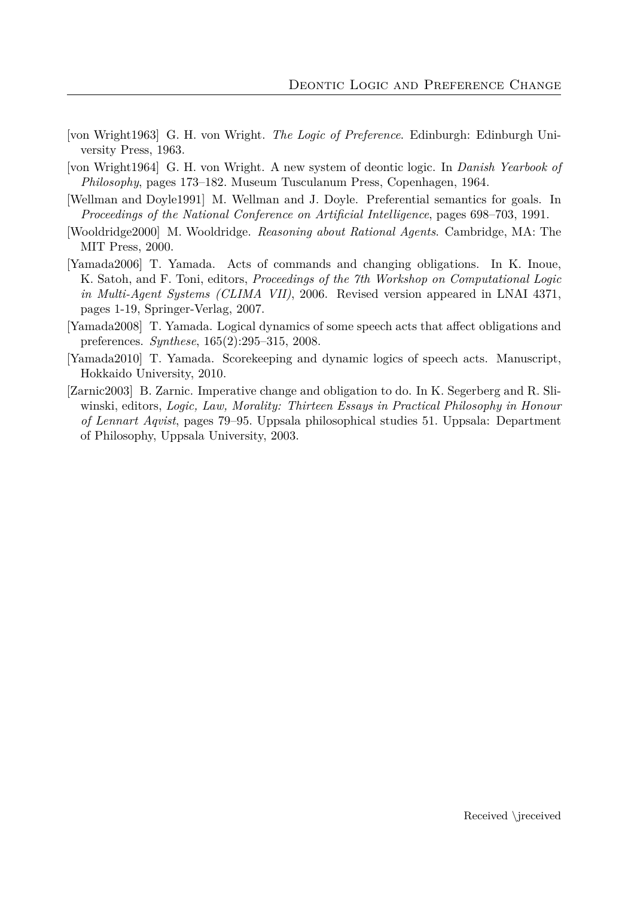[von Wright1963] G. H. von Wright. *The Logic of Preference*. Edinburgh: Edinburgh University Press, 1963.

[von Wright1964] G. H. von Wright. A new system of deontic logic. In *Danish Yearbook of Philosophy*, pages 173–182. Museum Tusculanum Press, Copenhagen, 1964.

[Wellman and Doyle1991] M. Wellman and J. Doyle. Preferential semantics for goals. In *Proceedings of the National Conference on Artificial Intelligence*, pages 698–703, 1991.

[Wooldridge2000] M. Wooldridge. *Reasoning about Rational Agents*. Cambridge, MA: The MIT Press, 2000.

[Yamada2006] T. Yamada. Acts of commands and changing obligations. In K. Inoue, K. Satoh, and F. Toni, editors, *Proceedings of the 7th Workshop on Computational Logic in Multi-Agent Systems (CLIMA VII)*, 2006. Revised version appeared in LNAI 4371, pages 1-19, Springer-Verlag, 2007.

[Yamada2008] T. Yamada. Logical dynamics of some speech acts that affect obligations and preferences. *Synthese*, 165(2):295–315, 2008.

[Yamada2010] T. Yamada. Scorekeeping and dynamic logics of speech acts. Manuscript, Hokkaido University, 2010.

[Zarnic2003] B. Zarnic. Imperative change and obligation to do. In K. Segerberg and R. Sliwinski, editors, *Logic, Law, Morality: Thirteen Essays in Practical Philosophy in Honour of Lennart Aqvist*, pages 79–95. Uppsala philosophical studies 51. Uppsala: Department of Philosophy, Uppsala University, 2003.

Received \jreceived